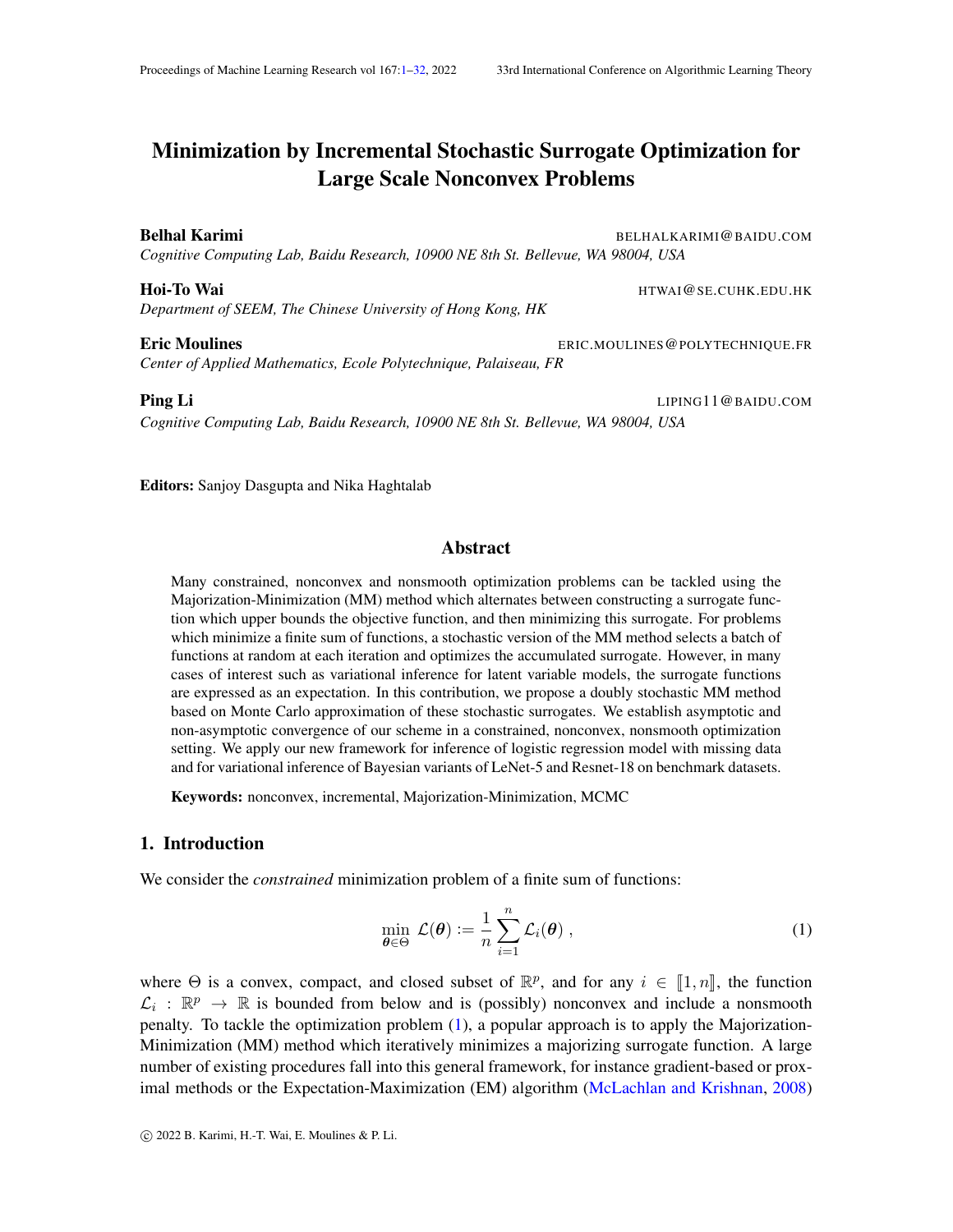# Minimization by Incremental Stochastic Surrogate Optimization for Large Scale Nonconvex Problems

**Belhal Karimi** BELHALKARIMI@BAIDU.COM
*Cognitive Computing Lab, Baidu Research, 10900 NE 8th St. Bellevue, WA 98004, USA*

**Hoi-To Wai** HTWAI@SE.CUHK.EDU.HK
*Department of SEEM, The Chinese University of Hong Kong, HK*

**Eric Moulines** ERIC.MOULINES@POLYTECHNIQUE.FR
*Center of Applied Mathematics, Ecole Polytechnique, Palaiseau, FR*

**Ping Li** LIPING11@BAIDU.COM
*Cognitive Computing Lab, Baidu Research, 10900 NE 8th St. Bellevue, WA 98004, USA*

**Editors:** Sanjoy Dasgupta and Nika Haghtalab

## Abstract

Many constrained, nonconvex and nonsmooth optimization problems can be tackled using the Majorization-Minimization (MM) method which alternates between constructing a surrogate function which upper bounds the objective function, and then minimizing this surrogate. For problems which minimize a finite sum of functions, a stochastic version of the MM method selects a batch of functions at random at each iteration and optimizes the accumulated surrogate. However, in many cases of interest such as variational inference for latent variable models, the surrogate functions are expressed as an expectation. In this contribution, we propose a doubly stochastic MM method based on Monte Carlo approximation of these stochastic surrogates. We establish asymptotic and non-asymptotic convergence of our scheme in a constrained, nonconvex, nonsmooth optimization setting. We apply our new framework for inference of logistic regression model with missing data and for variational inference of Bayesian variants of LeNet-5 and Resnet-18 on benchmark datasets.

**Keywords:** nonconvex, incremental, Majorization-Minimization, MCMC

## 1. Introduction

We consider the *constrained* minimization problem of a finite sum of functions:

$$\min_{\boldsymbol{\theta} \in \Theta} \mathcal{L}(\boldsymbol{\theta}) := \frac{1}{n} \sum_{i=1}^{n} \mathcal{L}_i(\boldsymbol{\theta}) \,, \tag{1}$$

where $\Theta$ is a convex, compact, and closed subset of $\mathbb{R}^p$, and for any $i \in [\![1, n]\!]$, the function $\mathcal{L}_i : \mathbb{R}^p \rightarrow \mathbb{R}$ is bounded from below and is (possibly) nonconvex and include a nonsmooth penalty. To tackle the optimization problem (1), a popular approach is to apply the Majorization-Minimization (MM) method which iteratively minimizes a majorizing surrogate function. A large number of existing procedures fall into this general framework, for instance gradient-based or proximal methods or the Expectation-Maximization (EM) algorithm (McLachlan and Krishnan, 2008)

© 2022 B. Karimi, H.-T. Wai, E. Moulines & P. Li.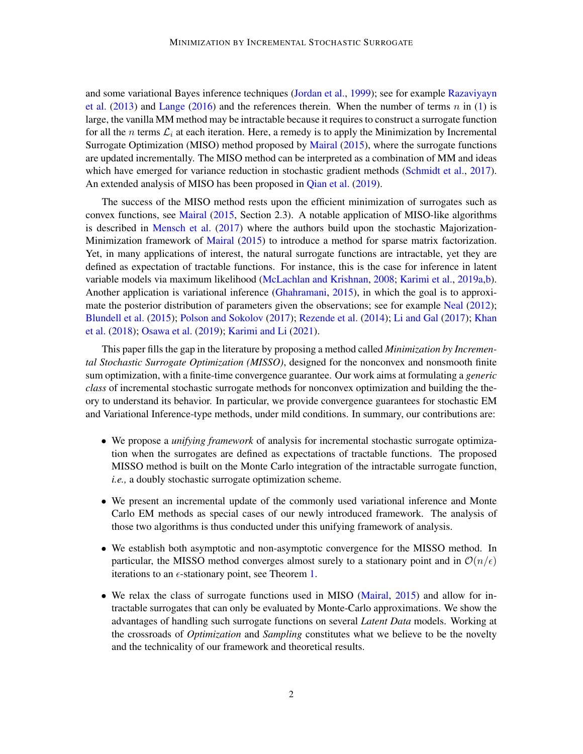and some variational Bayes inference techniques (Jordan et al., 1999); see for example Razaviyayn et al. (2013) and Lange (2016) and the references therein. When the number of terms $n$ in (1) is large, the vanilla MM method may be intractable because it requires to construct a surrogate function for all the $n$ terms $\mathcal{L}_i$ at each iteration. Here, a remedy is to apply the Minimization by Incremental Surrogate Optimization (MISO) method proposed by Mairal (2015), where the surrogate functions are updated incrementally. The MISO method can be interpreted as a combination of MM and ideas which have emerged for variance reduction in stochastic gradient methods (Schmidt et al., 2017). An extended analysis of MISO has been proposed in Qian et al. (2019).

The success of the MISO method rests upon the efficient minimization of surrogates such as convex functions, see Mairal (2015, Section 2.3). A notable application of MISO-like algorithms is described in Mensch et al. (2017) where the authors build upon the stochastic Majorization-Minimization framework of Mairal (2015) to introduce a method for sparse matrix factorization. Yet, in many applications of interest, the natural surrogate functions are intractable, yet they are defined as expectation of tractable functions. For instance, this is the case for inference in latent variable models via maximum likelihood (McLachlan and Krishnan, 2008; Karimi et al., 2019a,b). Another application is variational inference (Ghahramani, 2015), in which the goal is to approximate the posterior distribution of parameters given the observations; see for example Neal (2012); Blundell et al. (2015); Polson and Sokolov (2017); Rezende et al. (2014); Li and Gal (2017); Khan et al. (2018); Osawa et al. (2019); Karimi and Li (2021).

This paper fills the gap in the literature by proposing a method called *Minimization by Incremental Stochastic Surrogate Optimization (MISSO)*, designed for the nonconvex and nonsmooth finite sum optimization, with a finite-time convergence guarantee. Our work aims at formulating a *generic class* of incremental stochastic surrogate methods for nonconvex optimization and building the theory to understand its behavior. In particular, we provide convergence guarantees for stochastic EM and Variational Inference-type methods, under mild conditions. In summary, our contributions are:

- We propose a *unifying framework* of analysis for incremental stochastic surrogate optimization when the surrogates are defined as expectations of tractable functions. The proposed MISSO method is built on the Monte Carlo integration of the intractable surrogate function, *i.e.,* a doubly stochastic surrogate optimization scheme.

- We present an incremental update of the commonly used variational inference and Monte Carlo EM methods as special cases of our newly introduced framework. The analysis of those two algorithms is thus conducted under this unifying framework of analysis.

- We establish both asymptotic and non-asymptotic convergence for the MISSO method. In particular, the MISSO method converges almost surely to a stationary point and in $\mathcal{O}(n/\epsilon)$ iterations to an $\epsilon$-stationary point, see Theorem 1.

- We relax the class of surrogate functions used in MISO (Mairal, 2015) and allow for intractable surrogates that can only be evaluated by Monte-Carlo approximations. We show the advantages of handling such surrogate functions on several *Latent Data* models. Working at the crossroads of *Optimization* and *Sampling* constitutes what we believe to be the novelty and the technicality of our framework and theoretical results.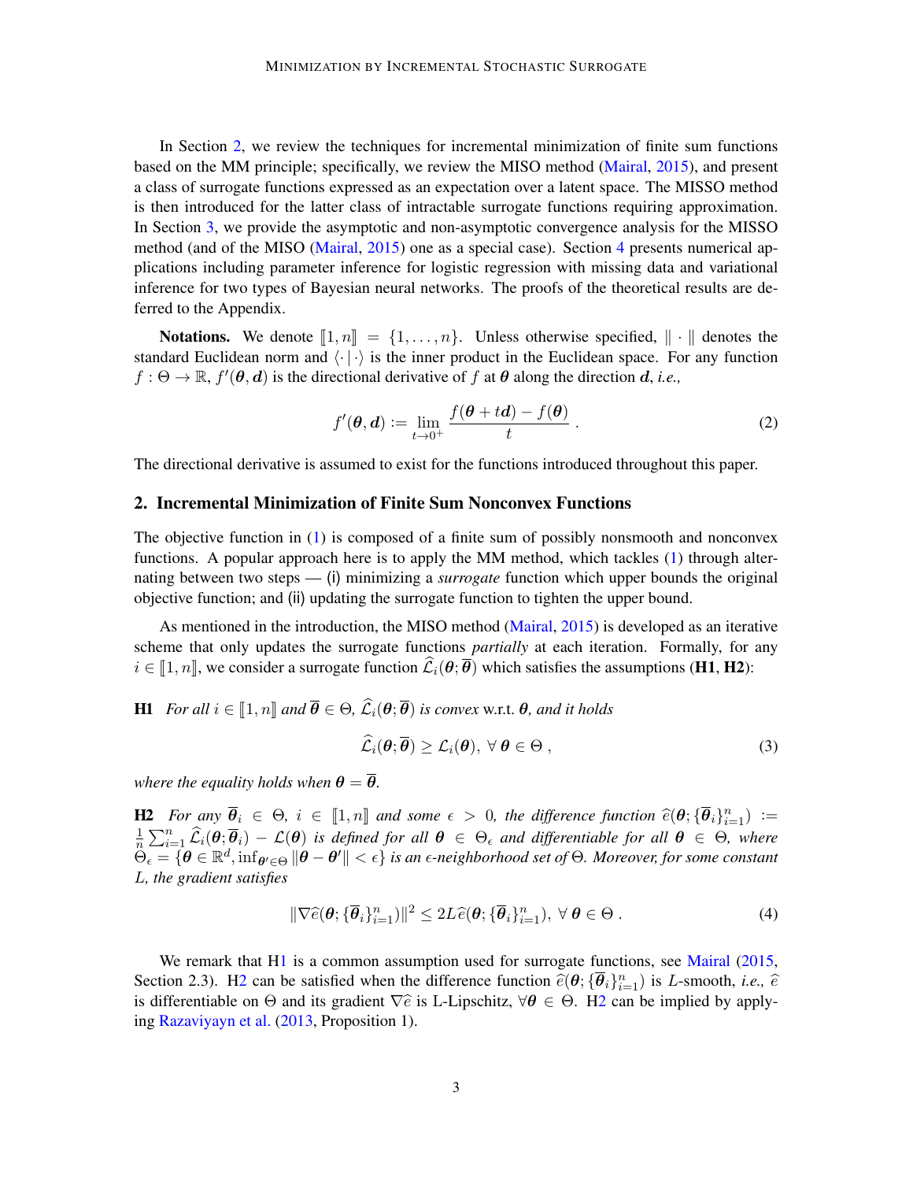In Section 2, we review the techniques for incremental minimization of finite sum functions based on the MM principle; specifically, we review the MISO method (Mairal, 2015), and present a class of surrogate functions expressed as an expectation over a latent space. The MISSO method is then introduced for the latter class of intractable surrogate functions requiring approximation. In Section 3, we provide the asymptotic and non-asymptotic convergence analysis for the MISSO method (and of the MISO (Mairal, 2015) one as a special case). Section 4 presents numerical applications including parameter inference for logistic regression with missing data and variational inference for two types of Bayesian neural networks. The proofs of the theoretical results are deferred to the Appendix.

**Notations.** We denote $[\![1, n]\!] = \{1, \ldots, n\}$. Unless otherwise specified, $\|\cdot\|$ denotes the standard Euclidean norm and $\langle \cdot | \cdot \rangle$ is the inner product in the Euclidean space. For any function $f : \Theta \to \mathbb{R}$, $f'(\boldsymbol{\theta}, \boldsymbol{d})$ is the directional derivative of $f$ at $\boldsymbol{\theta}$ along the direction $\boldsymbol{d}$, *i.e.,*

$$
f'(\boldsymbol{\theta}, \boldsymbol{d}) := \lim_{t \to 0^+} \frac{f(\boldsymbol{\theta} + t\boldsymbol{d}) - f(\boldsymbol{\theta})}{t} \,. \tag{2}
$$

The directional derivative is assumed to exist for the functions introduced throughout this paper.

## 2. Incremental Minimization of Finite Sum Nonconvex Functions

The objective function in (1) is composed of a finite sum of possibly nonsmooth and nonconvex functions. A popular approach here is to apply the MM method, which tackles (1) through alternating between two steps — (i) minimizing a *surrogate* function which upper bounds the original objective function; and (ii) updating the surrogate function to tighten the upper bound.

As mentioned in the introduction, the MISO method (Mairal, 2015) is developed as an iterative scheme that only updates the surrogate functions *partially* at each iteration. Formally, for any $i \in [\![1, n]\!]$, we consider a surrogate function $\widehat{\mathcal{L}}_i(\boldsymbol{\theta}; \overline{\boldsymbol{\theta}})$ which satisfies the assumptions (**H1, H2**):

**H1** *For all $i \in [\![1, n]\!]$ and $\overline{\boldsymbol{\theta}} \in \Theta$, $\widehat{\mathcal{L}}_i(\boldsymbol{\theta}; \overline{\boldsymbol{\theta}})$ is convex* w.r.t. $\boldsymbol{\theta}$*, and it holds*

$$
\widehat{\mathcal{L}}_i(\boldsymbol{\theta}; \overline{\boldsymbol{\theta}}) \geq \mathcal{L}_i(\boldsymbol{\theta}), \; \forall \, \boldsymbol{\theta} \in \Theta \,, \tag{3}
$$

*where the equality holds when $\boldsymbol{\theta} = \overline{\boldsymbol{\theta}}$.*

**H2** *For any $\overline{\boldsymbol{\theta}}_i \in \Theta$, $i \in [\![1, n]\!]$ and some $\epsilon > 0$, the difference function $\widehat{e}(\boldsymbol{\theta}; \{\overline{\boldsymbol{\theta}}_i\}_{i=1}^n) := \frac{1}{n}\sum_{i=1}^n \widehat{\mathcal{L}}_i(\boldsymbol{\theta}; \overline{\boldsymbol{\theta}}_i) - \mathcal{L}(\boldsymbol{\theta})$ is defined for all $\boldsymbol{\theta} \in \Theta_\epsilon$ and differentiable for all $\boldsymbol{\theta} \in \Theta$, where $\Theta_\epsilon = \{\boldsymbol{\theta} \in \mathbb{R}^d, \inf_{\boldsymbol{\theta}' \in \Theta} \|\boldsymbol{\theta} - \boldsymbol{\theta}'\| < \epsilon\}$ is an $\epsilon$-neighborhood set of $\Theta$. Moreover, for some constant $L$, the gradient satisfies*

$$
\|\nabla \widehat{e}(\boldsymbol{\theta}; \{\overline{\boldsymbol{\theta}}_i\}_{i=1}^n)\|^2 \leq 2L\widehat{e}(\boldsymbol{\theta}; \{\overline{\boldsymbol{\theta}}_i\}_{i=1}^n), \; \forall \, \boldsymbol{\theta} \in \Theta \,. \tag{4}
$$

We remark that H1 is a common assumption used for surrogate functions, see Mairal (2015, Section 2.3). H2 can be satisfied when the difference function $\widehat{e}(\boldsymbol{\theta}; \{\overline{\boldsymbol{\theta}}_i\}_{i=1}^n)$ is $L$-smooth, *i.e.,* $\widehat{e}$ is differentiable on $\Theta$ and its gradient $\nabla \widehat{e}$ is L-Lipschitz, $\forall \boldsymbol{\theta} \in \Theta$. H2 can be implied by applying Razaviyayn et al. (2013, Proposition 1).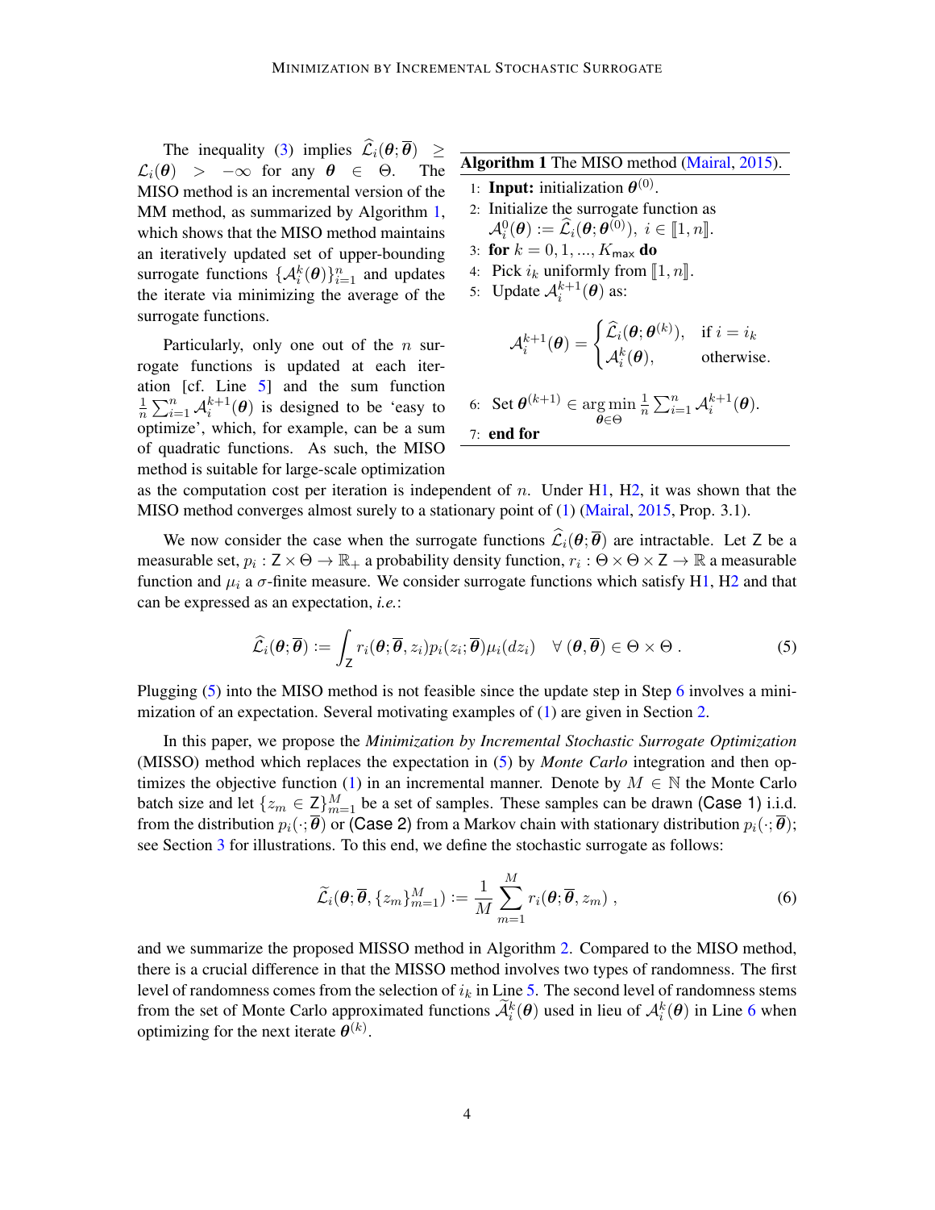The inequality (3) implies $\widehat{\mathcal{L}}_i(\boldsymbol{\theta};\overline{\boldsymbol{\theta}}) \geq \mathcal{L}_i(\boldsymbol{\theta}) > -\infty$ for any $\boldsymbol{\theta} \in \Theta$. The MISO method is an incremental version of the MM method, as summarized by Algorithm 1, which shows that the MISO method maintains an iteratively updated set of upper-bounding surrogate functions $\{\mathcal{A}_i^k(\boldsymbol{\theta})\}_{i=1}^n$ and updates the iterate via minimizing the average of the surrogate functions.

**Algorithm 1** The MISO method (Mairal, 2015).

1: **Input:** initialization $\boldsymbol{\theta}^{(0)}$.
2: Initialize the surrogate function as $\mathcal{A}_i^0(\boldsymbol{\theta}) := \widehat{\mathcal{L}}_i(\boldsymbol{\theta};\boldsymbol{\theta}^{(0)}),\ i \in [\![1,n]\!]$.
3: **for** $k = 0, 1, ..., K_{\mathsf{max}}$ **do**
4: Pick $i_k$ uniformly from $[\![1,n]\!]$.
5: Update $\mathcal{A}_i^{k+1}(\boldsymbol{\theta})$ as:

$$\mathcal{A}_i^{k+1}(\boldsymbol{\theta}) = \begin{cases} \widehat{\mathcal{L}}_i(\boldsymbol{\theta};\boldsymbol{\theta}^{(k)}), & \text{if } i = i_k \\ \mathcal{A}_i^k(\boldsymbol{\theta}), & \text{otherwise.} \end{cases}$$

6: Set $\boldsymbol{\theta}^{(k+1)} \in \arg\min_{\boldsymbol{\theta}\in\Theta} \frac{1}{n}\sum_{i=1}^n \mathcal{A}_i^{k+1}(\boldsymbol{\theta})$.
7: **end for**

Particularly, only one out of the $n$ surrogate functions is updated at each iteration [cf. Line 5] and the sum function $\frac{1}{n}\sum_{i=1}^n \mathcal{A}_i^{k+1}(\boldsymbol{\theta})$ is designed to be 'easy to optimize', which, for example, can be a sum of quadratic functions. As such, the MISO method is suitable for large-scale optimization as the computation cost per iteration is independent of $n$. Under H1, H2, it was shown that the MISO method converges almost surely to a stationary point of (1) (Mairal, 2015, Prop. 3.1).

We now consider the case when the surrogate functions $\widehat{\mathcal{L}}_i(\boldsymbol{\theta};\overline{\boldsymbol{\theta}})$ are intractable. Let $\mathsf{Z}$ be a measurable set, $p_i : \mathsf{Z} \times \Theta \to \mathbb{R}_+$ a probability density function, $r_i : \Theta \times \Theta \times \mathsf{Z} \to \mathbb{R}$ a measurable function and $\mu_i$ a $\sigma$-finite measure. We consider surrogate functions which satisfy H1, H2 and that can be expressed as an expectation, *i.e.*:

$$\widehat{\mathcal{L}}_i(\boldsymbol{\theta};\overline{\boldsymbol{\theta}}) := \int_{\mathsf{Z}} r_i(\boldsymbol{\theta};\overline{\boldsymbol{\theta}}, z_i) p_i(z_i;\overline{\boldsymbol{\theta}}) \mu_i(dz_i) \quad \forall\, (\boldsymbol{\theta},\overline{\boldsymbol{\theta}}) \in \Theta \times \Theta\,. \tag{5}$$

Plugging (5) into the MISO method is not feasible since the update step in Step 6 involves a minimization of an expectation. Several motivating examples of (1) are given in Section 2.

In this paper, we propose the *Minimization by Incremental Stochastic Surrogate Optimization* (MISSO) method which replaces the expectation in (5) by *Monte Carlo* integration and then optimizes the objective function (1) in an incremental manner. Denote by $M \in \mathbb{N}$ the Monte Carlo batch size and let $\{z_m \in \mathsf{Z}\}_{m=1}^M$ be a set of samples. These samples can be drawn (Case 1) i.i.d. from the distribution $p_i(\cdot;\overline{\boldsymbol{\theta}})$ or (Case 2) from a Markov chain with stationary distribution $p_i(\cdot;\overline{\boldsymbol{\theta}})$; see Section 3 for illustrations. To this end, we define the stochastic surrogate as follows:

$$\widetilde{\mathcal{L}}_i(\boldsymbol{\theta};\overline{\boldsymbol{\theta}}, \{z_m\}_{m=1}^M) := \frac{1}{M}\sum_{m=1}^M r_i(\boldsymbol{\theta};\overline{\boldsymbol{\theta}}, z_m)\,, \tag{6}$$

and we summarize the proposed MISSO method in Algorithm 2. Compared to the MISO method, there is a crucial difference in that the MISSO method involves two types of randomness. The first level of randomness comes from the selection of $i_k$ in Line 5. The second level of randomness stems from the set of Monte Carlo approximated functions $\widetilde{\mathcal{A}}_i^k(\boldsymbol{\theta})$ used in lieu of $\mathcal{A}_i^k(\boldsymbol{\theta})$ in Line 6 when optimizing for the next iterate $\boldsymbol{\theta}^{(k)}$.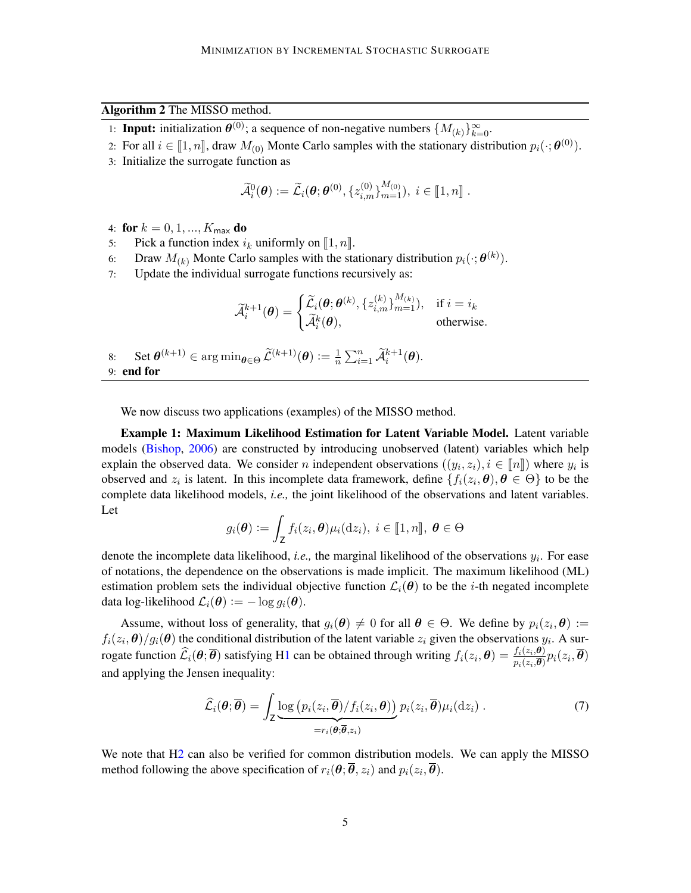**Algorithm 2** The MISSO method.

1: **Input:** initialization $\boldsymbol{\theta}^{(0)}$; a sequence of non-negative numbers $\{M_{(k)}\}_{k=0}^{\infty}$.

2: For all $i \in [\![1, n]\!]$, draw $M_{(0)}$ Monte Carlo samples with the stationary distribution $p_i(\cdot; \boldsymbol{\theta}^{(0)})$.

3: Initialize the surrogate function as

$$\widetilde{\mathcal{A}}_i^0(\boldsymbol{\theta}) := \widetilde{\mathcal{L}}_i(\boldsymbol{\theta}; \boldsymbol{\theta}^{(0)}, \{z_{i,m}^{(0)}\}_{m=1}^{M_{(0)}}),\ i \in [\![1, n]\!]\ .$$

4: **for** $k = 0, 1, ..., K_{\mathsf{max}}$ **do**

5: Pick a function index $i_k$ uniformly on $[\![1, n]\!]$.

6: Draw $M_{(k)}$ Monte Carlo samples with the stationary distribution $p_i(\cdot; \boldsymbol{\theta}^{(k)})$.

7: Update the individual surrogate functions recursively as:

$$\widetilde{\mathcal{A}}_i^{k+1}(\boldsymbol{\theta}) = \begin{cases} \widetilde{\mathcal{L}}_i(\boldsymbol{\theta}; \boldsymbol{\theta}^{(k)}, \{z_{i,m}^{(k)}\}_{m=1}^{M_{(k)}}), & \text{if } i = i_k \\ \widetilde{\mathcal{A}}_i^k(\boldsymbol{\theta}), & \text{otherwise.} \end{cases}$$

8: Set $\boldsymbol{\theta}^{(k+1)} \in \arg\min_{\boldsymbol{\theta} \in \Theta} \widetilde{\mathcal{L}}^{(k+1)}(\boldsymbol{\theta}) := \frac{1}{n} \sum_{i=1}^{n} \widetilde{\mathcal{A}}_i^{k+1}(\boldsymbol{\theta})$.

9: **end for**

We now discuss two applications (examples) of the MISSO method.

**Example 1: Maximum Likelihood Estimation for Latent Variable Model.** Latent variable models (Bishop, 2006) are constructed by introducing unobserved (latent) variables which help explain the observed data. We consider $n$ independent observations $((y_i, z_i), i \in [\![n]\!])$ where $y_i$ is observed and $z_i$ is latent. In this incomplete data framework, define $\{f_i(z_i, \boldsymbol{\theta}), \boldsymbol{\theta} \in \Theta\}$ to be the complete data likelihood models, *i.e.,* the joint likelihood of the observations and latent variables. Let

$$g_i(\boldsymbol{\theta}) := \int_{\mathsf{Z}} f_i(z_i, \boldsymbol{\theta}) \mu_i(\mathrm{d}z_i),\ i \in [\![1, n]\!],\ \boldsymbol{\theta} \in \Theta$$

denote the incomplete data likelihood, *i.e.,* the marginal likelihood of the observations $y_i$. For ease of notations, the dependence on the observations is made implicit. The maximum likelihood (ML) estimation problem sets the individual objective function $\mathcal{L}_i(\boldsymbol{\theta})$ to be the $i$-th negated incomplete data log-likelihood $\mathcal{L}_i(\boldsymbol{\theta}) := -\log g_i(\boldsymbol{\theta})$.

Assume, without loss of generality, that $g_i(\boldsymbol{\theta}) \neq 0$ for all $\boldsymbol{\theta} \in \Theta$. We define by $p_i(z_i, \boldsymbol{\theta}) := f_i(z_i, \boldsymbol{\theta})/g_i(\boldsymbol{\theta})$ the conditional distribution of the latent variable $z_i$ given the observations $y_i$. A surrogate function $\widehat{\mathcal{L}}_i(\boldsymbol{\theta}; \overline{\boldsymbol{\theta}})$ satisfying H1 can be obtained through writing $f_i(z_i, \boldsymbol{\theta}) = \frac{f_i(z_i, \boldsymbol{\theta})}{p_i(z_i, \overline{\boldsymbol{\theta}})} p_i(z_i, \overline{\boldsymbol{\theta}})$ and applying the Jensen inequality:

$$\widehat{\mathcal{L}}_i(\boldsymbol{\theta}; \overline{\boldsymbol{\theta}}) = \int_{\mathsf{Z}} \underbrace{\log\left(p_i(z_i, \overline{\boldsymbol{\theta}})/f_i(z_i, \boldsymbol{\theta})\right)}_{= r_i(\boldsymbol{\theta}; \overline{\boldsymbol{\theta}}, z_i)} p_i(z_i, \overline{\boldsymbol{\theta}}) \mu_i(\mathrm{d}z_i)\ . \tag{7}$$

We note that H2 can also be verified for common distribution models. We can apply the MISSO method following the above specification of $r_i(\boldsymbol{\theta}; \overline{\boldsymbol{\theta}}, z_i)$ and $p_i(z_i, \overline{\boldsymbol{\theta}})$.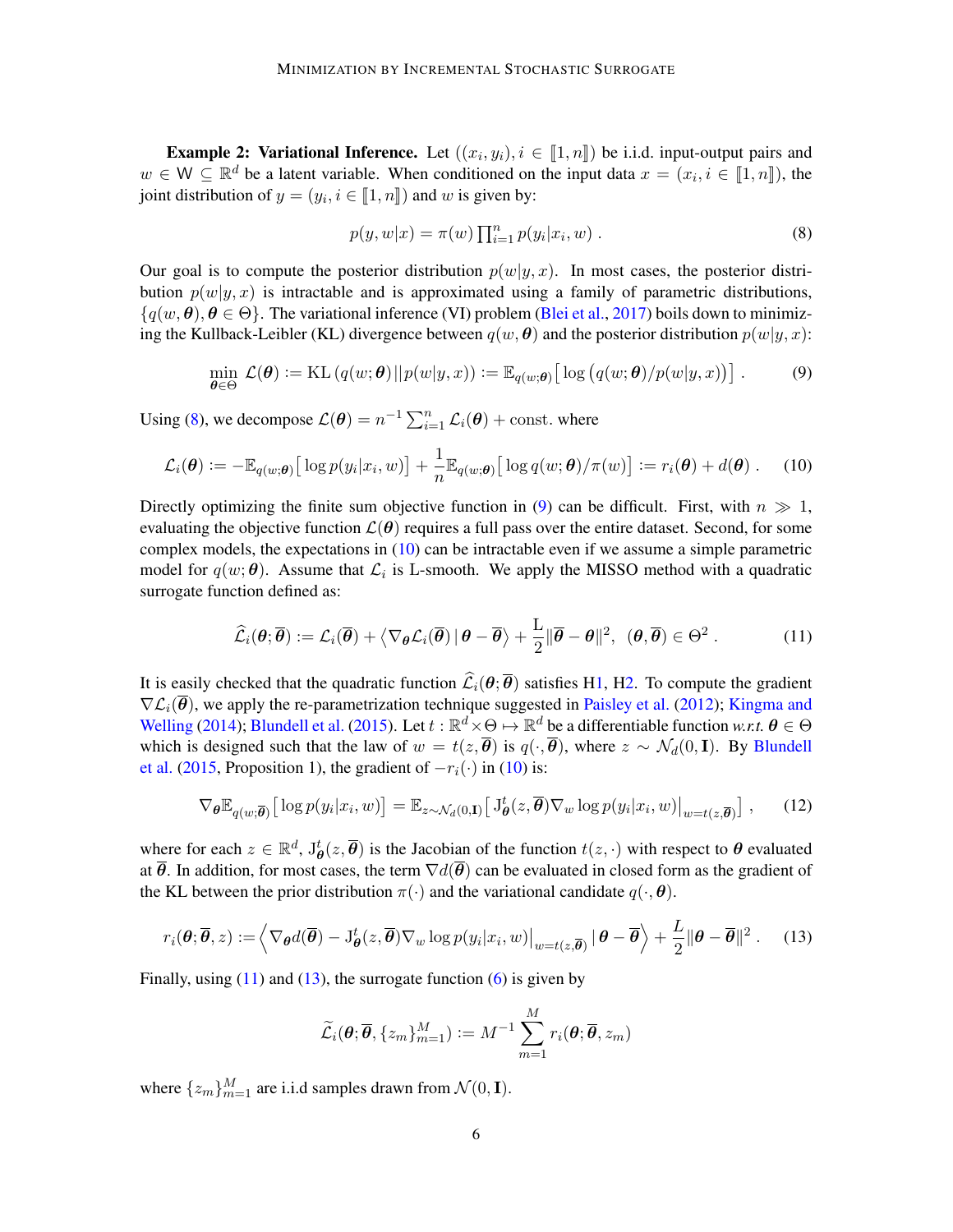**Example 2: Variational Inference.** Let $((x_i, y_i), i \in [\![1, n]\!])$ be i.i.d. input-output pairs and $w \in \mathsf{W} \subseteq \mathbb{R}^d$ be a latent variable. When conditioned on the input data $x = (x_i, i \in [\![1, n]\!])$, the joint distribution of $y = (y_i, i \in [\![1, n]\!])$ and $w$ is given by:

$$
p(y, w|x) = \pi(w) \prod_{i=1}^{n} p(y_i|x_i, w) \ . \tag{8}
$$

Our goal is to compute the posterior distribution $p(w|y, x)$. In most cases, the posterior distribution $p(w|y, x)$ is intractable and is approximated using a family of parametric distributions, $\{q(w, \boldsymbol{\theta}), \boldsymbol{\theta} \in \Theta\}$. The variational inference (VI) problem (Blei et al., 2017) boils down to minimizing the Kullback-Leibler (KL) divergence between $q(w, \boldsymbol{\theta})$ and the posterior distribution $p(w|y, x)$:

$$
\min_{\boldsymbol{\theta} \in \Theta} \mathcal{L}(\boldsymbol{\theta}) := \mathrm{KL}\left(q(w; \boldsymbol{\theta}) || p(w|y, x)\right) := \mathbb{E}_{q(w;\boldsymbol{\theta})}\big[\log\big(q(w; \boldsymbol{\theta})/p(w|y, x)\big)\big] \ . \tag{9}
$$

Using (8), we decompose $\mathcal{L}(\boldsymbol{\theta}) = n^{-1} \sum_{i=1}^{n} \mathcal{L}_i(\boldsymbol{\theta}) + \text{const.}$ where

$$
\mathcal{L}_i(\boldsymbol{\theta}) := -\mathbb{E}_{q(w;\boldsymbol{\theta})}\big[\log p(y_i|x_i, w)\big] + \frac{1}{n}\mathbb{E}_{q(w;\boldsymbol{\theta})}\big[\log q(w; \boldsymbol{\theta})/\pi(w)\big] := r_i(\boldsymbol{\theta}) + d(\boldsymbol{\theta}) \ . \tag{10}
$$

Directly optimizing the finite sum objective function in (9) can be difficult. First, with $n \gg 1$, evaluating the objective function $\mathcal{L}(\boldsymbol{\theta})$ requires a full pass over the entire dataset. Second, for some complex models, the expectations in (10) can be intractable even if we assume a simple parametric model for $q(w; \boldsymbol{\theta})$. Assume that $\mathcal{L}_i$ is L-smooth. We apply the MISSO method with a quadratic surrogate function defined as:

$$
\widehat{\mathcal{L}}_i(\boldsymbol{\theta}; \overline{\boldsymbol{\theta}}) := \mathcal{L}_i(\overline{\boldsymbol{\theta}}) + \big\langle \nabla_{\boldsymbol{\theta}} \mathcal{L}_i(\overline{\boldsymbol{\theta}}) \,|\, \boldsymbol{\theta} - \overline{\boldsymbol{\theta}} \big\rangle + \frac{\mathrm{L}}{2}\|\overline{\boldsymbol{\theta}} - \boldsymbol{\theta}\|^2, \ \ (\boldsymbol{\theta}, \overline{\boldsymbol{\theta}}) \in \Theta^2 \ . \tag{11}
$$

It is easily checked that the quadratic function $\widehat{\mathcal{L}}_i(\boldsymbol{\theta}; \overline{\boldsymbol{\theta}})$ satisfies H1, H2. To compute the gradient $\nabla \mathcal{L}_i(\overline{\boldsymbol{\theta}})$, we apply the re-parametrization technique suggested in Paisley et al. (2012); Kingma and Welling (2014); Blundell et al. (2015). Let $t : \mathbb{R}^d \times \Theta \mapsto \mathbb{R}^d$ be a differentiable function *w.r.t.* $\boldsymbol{\theta} \in \Theta$ which is designed such that the law of $w = t(z, \overline{\boldsymbol{\theta}})$ is $q(\cdot, \overline{\boldsymbol{\theta}})$, where $z \sim \mathcal{N}_d(0, \mathbf{I})$. By Blundell et al. (2015, Proposition 1), the gradient of $-r_i(\cdot)$ in (10) is:

$$
\nabla_{\boldsymbol{\theta}} \mathbb{E}_{q(w;\overline{\boldsymbol{\theta}})}\big[\log p(y_i|x_i, w)\big] = \mathbb{E}_{z \sim \mathcal{N}_d(0,\mathbf{I})}\big[\mathrm{J}^t_{\boldsymbol{\theta}}(z, \overline{\boldsymbol{\theta}}) \nabla_w \log p(y_i|x_i, w)\big|_{w=t(z,\overline{\boldsymbol{\theta}})}\big] \ , \tag{12}
$$

where for each $z \in \mathbb{R}^d$, $\mathrm{J}^t_{\boldsymbol{\theta}}(z, \overline{\boldsymbol{\theta}})$ is the Jacobian of the function $t(z, \cdot)$ with respect to $\boldsymbol{\theta}$ evaluated at $\overline{\boldsymbol{\theta}}$. In addition, for most cases, the term $\nabla d(\overline{\boldsymbol{\theta}})$ can be evaluated in closed form as the gradient of the KL between the prior distribution $\pi(\cdot)$ and the variational candidate $q(\cdot, \boldsymbol{\theta})$.

$$
r_i(\boldsymbol{\theta}; \overline{\boldsymbol{\theta}}, z) := \Big\langle \nabla_{\boldsymbol{\theta}} d(\overline{\boldsymbol{\theta}}) - \mathrm{J}^t_{\boldsymbol{\theta}}(z, \overline{\boldsymbol{\theta}}) \nabla_w \log p(y_i|x_i, w)\big|_{w=t(z,\overline{\boldsymbol{\theta}})} \,|\, \boldsymbol{\theta} - \overline{\boldsymbol{\theta}} \Big\rangle + \frac{L}{2}\|\boldsymbol{\theta} - \overline{\boldsymbol{\theta}}\|^2 \ . \tag{13}
$$

Finally, using (11) and (13), the surrogate function (6) is given by

$$
\widetilde{\mathcal{L}}_i(\boldsymbol{\theta}; \overline{\boldsymbol{\theta}}, \{z_m\}_{m=1}^{M}) := M^{-1} \sum_{m=1}^{M} r_i(\boldsymbol{\theta}; \overline{\boldsymbol{\theta}}, z_m)
$$

where $\{z_m\}_{m=1}^{M}$ are i.i.d samples drawn from $\mathcal{N}(0, \mathbf{I})$.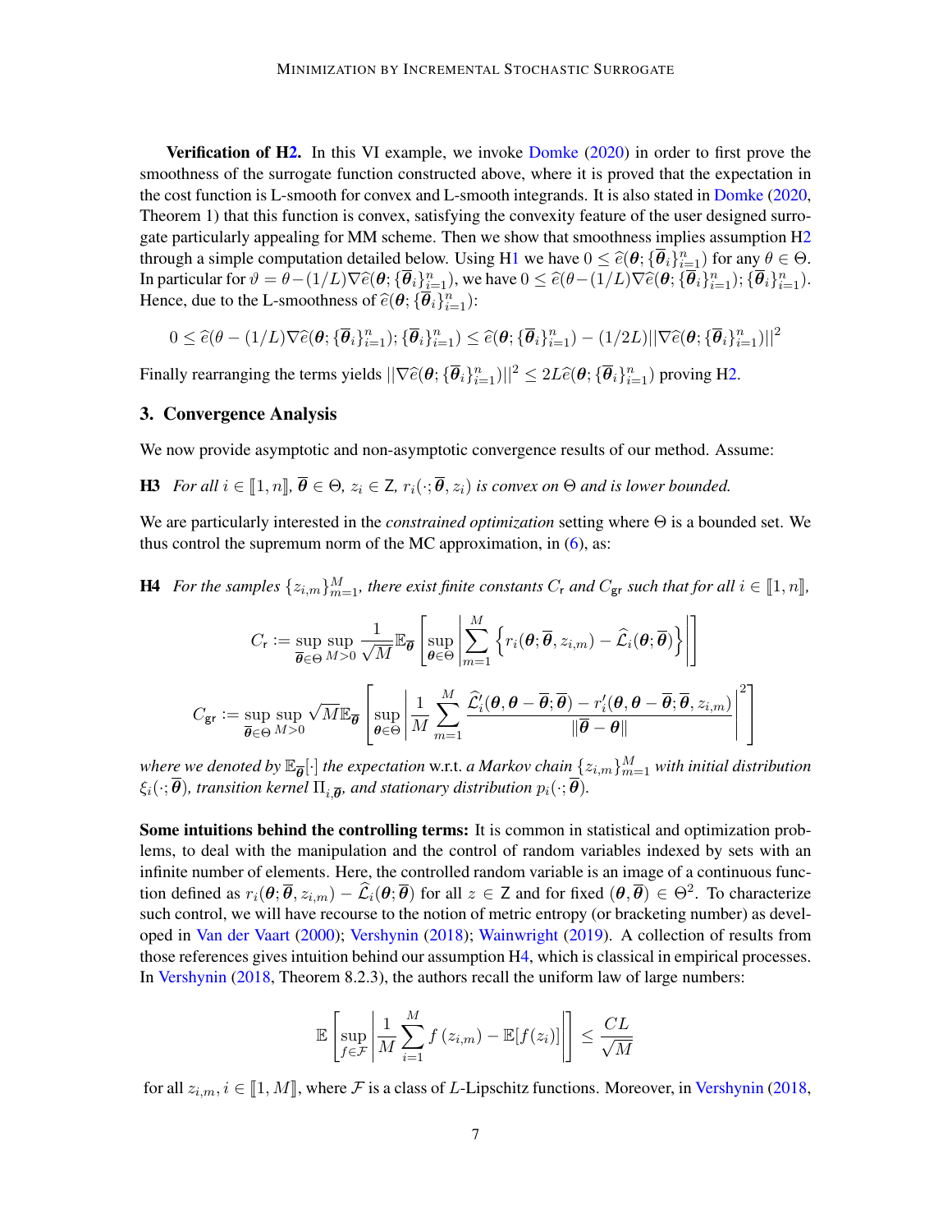**Verification of H2.** In this VI example, we invoke Domke (2020) in order to first prove the smoothness of the surrogate function constructed above, where it is proved that the expectation in the cost function is L-smooth for convex and L-smooth integrands. It is also stated in Domke (2020, Theorem 1) that this function is convex, satisfying the convexity feature of the user designed surrogate particularly appealing for MM scheme. Then we show that smoothness implies assumption H2 through a simple computation detailed below. Using H1 we have $0 \leq \widehat{e}(\boldsymbol{\theta}; \{\overline{\boldsymbol{\theta}}_i\}_{i=1}^n)$ for any $\theta \in \Theta$. In particular for $\vartheta = \theta - (1/L)\nabla\widehat{e}(\boldsymbol{\theta}; \{\overline{\boldsymbol{\theta}}_i\}_{i=1}^n)$, we have $0 \leq \widehat{e}(\theta - (1/L)\nabla\widehat{e}(\boldsymbol{\theta}; \{\overline{\boldsymbol{\theta}}_i\}_{i=1}^n); \{\overline{\boldsymbol{\theta}}_i\}_{i=1}^n)$. Hence, due to the L-smoothness of $\widehat{e}(\boldsymbol{\theta}; \{\overline{\boldsymbol{\theta}}_i\}_{i=1}^n)$:

$$0 \leq \widehat{e}(\theta - (1/L)\nabla\widehat{e}(\boldsymbol{\theta}; \{\overline{\boldsymbol{\theta}}_i\}_{i=1}^n); \{\overline{\boldsymbol{\theta}}_i\}_{i=1}^n) \leq \widehat{e}(\boldsymbol{\theta}; \{\overline{\boldsymbol{\theta}}_i\}_{i=1}^n) - (1/2L)||\nabla\widehat{e}(\boldsymbol{\theta}; \{\overline{\boldsymbol{\theta}}_i\}_{i=1}^n)||^2$$

Finally rearranging the terms yields $||\nabla\widehat{e}(\boldsymbol{\theta}; \{\overline{\boldsymbol{\theta}}_i\}_{i=1}^n)||^2 \leq 2L\widehat{e}(\boldsymbol{\theta}; \{\overline{\boldsymbol{\theta}}_i\}_{i=1}^n)$ proving H2.

## 3. Convergence Analysis

We now provide asymptotic and non-asymptotic convergence results of our method. Assume:

**H3** *For all $i \in [\![1, n]\!]$, $\overline{\boldsymbol{\theta}} \in \Theta$, $z_i \in \mathsf{Z}$, $r_i(\cdot; \overline{\boldsymbol{\theta}}, z_i)$ is convex on $\Theta$ and is lower bounded.*

We are particularly interested in the *constrained optimization* setting where $\Theta$ is a bounded set. We thus control the supremum norm of the MC approximation, in (6), as:

**H4** *For the samples $\{z_{i,m}\}_{m=1}^M$, there exist finite constants $C_\mathsf{r}$ and $C_\mathsf{gr}$ such that for all $i \in [\![1, n]\!]$,*

$$C_\mathsf{r} := \sup_{\overline{\boldsymbol{\theta}} \in \Theta} \sup_{M>0} \frac{1}{\sqrt{M}} \mathbb{E}_{\overline{\boldsymbol{\theta}}}\left[\sup_{\boldsymbol{\theta} \in \Theta} \left| \sum_{m=1}^{M} \left\{ r_i(\boldsymbol{\theta}; \overline{\boldsymbol{\theta}}, z_{i,m}) - \widehat{\mathcal{L}}_i(\boldsymbol{\theta}; \overline{\boldsymbol{\theta}}) \right\} \right| \right]$$

$$C_\mathsf{gr} := \sup_{\overline{\boldsymbol{\theta}} \in \Theta} \sup_{M>0} \sqrt{M} \mathbb{E}_{\overline{\boldsymbol{\theta}}}\left[\sup_{\boldsymbol{\theta} \in \Theta} \left| \frac{1}{M} \sum_{m=1}^{M} \frac{\widehat{\mathcal{L}}'_i(\boldsymbol{\theta}, \boldsymbol{\theta} - \overline{\boldsymbol{\theta}}; \overline{\boldsymbol{\theta}}) - r'_i(\boldsymbol{\theta}, \boldsymbol{\theta} - \overline{\boldsymbol{\theta}}; \overline{\boldsymbol{\theta}}, z_{i,m})}{\|\overline{\boldsymbol{\theta}} - \boldsymbol{\theta}\|} \right|^2 \right]$$

*where we denoted by $\mathbb{E}_{\overline{\boldsymbol{\theta}}}[\cdot]$ the expectation* w.r.t. *a Markov chain $\{z_{i,m}\}_{m=1}^M$ with initial distribution $\xi_i(\cdot; \overline{\boldsymbol{\theta}})$, transition kernel $\Pi_{i,\overline{\boldsymbol{\theta}}}$, and stationary distribution $p_i(\cdot; \overline{\boldsymbol{\theta}})$.*

**Some intuitions behind the controlling terms:** It is common in statistical and optimization problems, to deal with the manipulation and the control of random variables indexed by sets with an infinite number of elements. Here, the controlled random variable is an image of a continuous function defined as $r_i(\boldsymbol{\theta}; \overline{\boldsymbol{\theta}}, z_{i,m}) - \widehat{\mathcal{L}}_i(\boldsymbol{\theta}; \overline{\boldsymbol{\theta}})$ for all $z \in \mathsf{Z}$ and for fixed $(\boldsymbol{\theta}, \overline{\boldsymbol{\theta}}) \in \Theta^2$. To characterize such control, we will have recourse to the notion of metric entropy (or bracketing number) as developed in Van der Vaart (2000); Vershynin (2018); Wainwright (2019). A collection of results from those references gives intuition behind our assumption H4, which is classical in empirical processes. In Vershynin (2018, Theorem 8.2.3), the authors recall the uniform law of large numbers:

$$\mathbb{E}\left[\sup_{f \in \mathcal{F}} \left| \frac{1}{M} \sum_{i=1}^{M} f(z_{i,m}) - \mathbb{E}[f(z_i)] \right| \right] \leq \frac{CL}{\sqrt{M}}$$

for all $z_{i,m}, i \in [\![1, M]\!]$, where $\mathcal{F}$ is a class of $L$-Lipschitz functions. Moreover, in Vershynin (2018,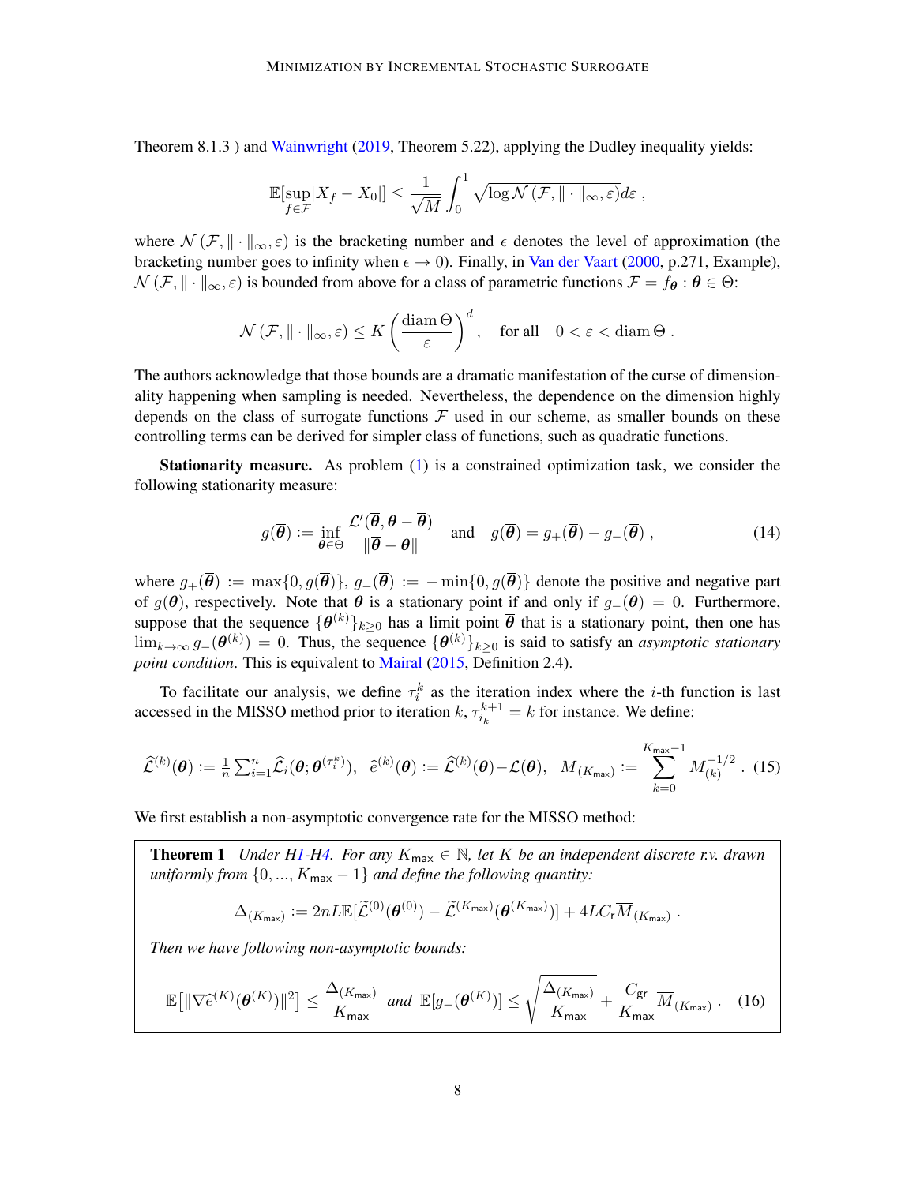Theorem 8.1.3 ) and Wainwright (2019, Theorem 5.22), applying the Dudley inequality yields:

$$\mathbb{E}[\sup_{f \in \mathcal{F}} |X_f - X_0|] \leq \frac{1}{\sqrt{M}} \int_0^1 \sqrt{\log \mathcal{N}(\mathcal{F}, \|\cdot\|_\infty, \varepsilon)} d\varepsilon ,$$

where $\mathcal{N}(\mathcal{F}, \|\cdot\|_\infty, \varepsilon)$ is the bracketing number and $\epsilon$ denotes the level of approximation (the bracketing number goes to infinity when $\epsilon \to 0$). Finally, in Van der Vaart (2000, p.271, Example), $\mathcal{N}(\mathcal{F}, \|\cdot\|_\infty, \varepsilon)$ is bounded from above for a class of parametric functions $\mathcal{F} = f_{\boldsymbol{\theta}} : \boldsymbol{\theta} \in \Theta$:

$$\mathcal{N}(\mathcal{F}, \|\cdot\|_\infty, \varepsilon) \leq K \left( \frac{\operatorname{diam} \Theta}{\varepsilon} \right)^d , \quad \text{for all} \quad 0 < \varepsilon < \operatorname{diam} \Theta .$$

The authors acknowledge that those bounds are a dramatic manifestation of the curse of dimensionality happening when sampling is needed. Nevertheless, the dependence on the dimension highly depends on the class of surrogate functions $\mathcal{F}$ used in our scheme, as smaller bounds on these controlling terms can be derived for simpler class of functions, such as quadratic functions.

**Stationarity measure.** As problem (1) is a constrained optimization task, we consider the following stationarity measure:

$$g(\overline{\boldsymbol{\theta}}) := \inf_{\boldsymbol{\theta} \in \Theta} \frac{\mathcal{L}'(\overline{\boldsymbol{\theta}}, \boldsymbol{\theta} - \overline{\boldsymbol{\theta}})}{\|\overline{\boldsymbol{\theta}} - \boldsymbol{\theta}\|} \quad \text{and} \quad g(\overline{\boldsymbol{\theta}}) = g_+(\overline{\boldsymbol{\theta}}) - g_-(\overline{\boldsymbol{\theta}}) , \tag{14}$$

where $g_+(\overline{\boldsymbol{\theta}}) := \max\{0, g(\overline{\boldsymbol{\theta}})\}$, $g_-(\overline{\boldsymbol{\theta}}) := -\min\{0, g(\overline{\boldsymbol{\theta}})\}$ denote the positive and negative part of $g(\overline{\boldsymbol{\theta}})$, respectively. Note that $\overline{\boldsymbol{\theta}}$ is a stationary point if and only if $g_-(\overline{\boldsymbol{\theta}}) = 0$. Furthermore, suppose that the sequence $\{\boldsymbol{\theta}^{(k)}\}_{k \geq 0}$ has a limit point $\overline{\boldsymbol{\theta}}$ that is a stationary point, then one has $\lim_{k \to \infty} g_-(\boldsymbol{\theta}^{(k)}) = 0$. Thus, the sequence $\{\boldsymbol{\theta}^{(k)}\}_{k \geq 0}$ is said to satisfy an *asymptotic stationary point condition*. This is equivalent to Mairal (2015, Definition 2.4).

To facilitate our analysis, we define $\tau_i^k$ as the iteration index where the $i$-th function is last accessed in the MISSO method prior to iteration $k$, $\tau_{i_k}^{k+1} = k$ for instance. We define:

$$\widehat{\mathcal{L}}^{(k)}(\boldsymbol{\theta}) := \tfrac{1}{n} \textstyle\sum_{i=1}^n \widehat{\mathcal{L}}_i(\boldsymbol{\theta}; \boldsymbol{\theta}^{(\tau_i^k)}), \quad \widehat{e}^{(k)}(\boldsymbol{\theta}) := \widehat{\mathcal{L}}^{(k)}(\boldsymbol{\theta}) - \mathcal{L}(\boldsymbol{\theta}), \quad \overline{M}_{(K_{\mathsf{max}})} := \sum_{k=0}^{K_{\mathsf{max}}-1} M_{(k)}^{-1/2} . \tag{15}$$

We first establish a non-asymptotic convergence rate for the MISSO method:

**Theorem 1** *Under H1-H4. For any $K_{\mathsf{max}} \in \mathbb{N}$, let $K$ be an independent discrete r.v. drawn uniformly from $\{0, ..., K_{\mathsf{max}} - 1\}$ and define the following quantity:*

$$\Delta_{(K_{\mathsf{max}})} := 2nL\mathbb{E}[\widetilde{\mathcal{L}}^{(0)}(\boldsymbol{\theta}^{(0)}) - \widetilde{\mathcal{L}}^{(K_{\mathsf{max}})}(\boldsymbol{\theta}^{(K_{\mathsf{max}})})] + 4LC_{\mathsf{r}}\overline{M}_{(K_{\mathsf{max}})} .$$

*Then we have following non-asymptotic bounds:*

$$\mathbb{E}\big[\|\nabla \widehat{e}^{(K)}(\boldsymbol{\theta}^{(K)})\|^2\big] \leq \frac{\Delta_{(K_{\mathsf{max}})}}{K_{\mathsf{max}}} \;\; \textit{and} \;\; \mathbb{E}[g_-(\boldsymbol{\theta}^{(K)})] \leq \sqrt{\frac{\Delta_{(K_{\mathsf{max}})}}{K_{\mathsf{max}}}} + \frac{C_{\mathsf{gr}}}{K_{\mathsf{max}}} \overline{M}_{(K_{\mathsf{max}})} . \tag{16}$$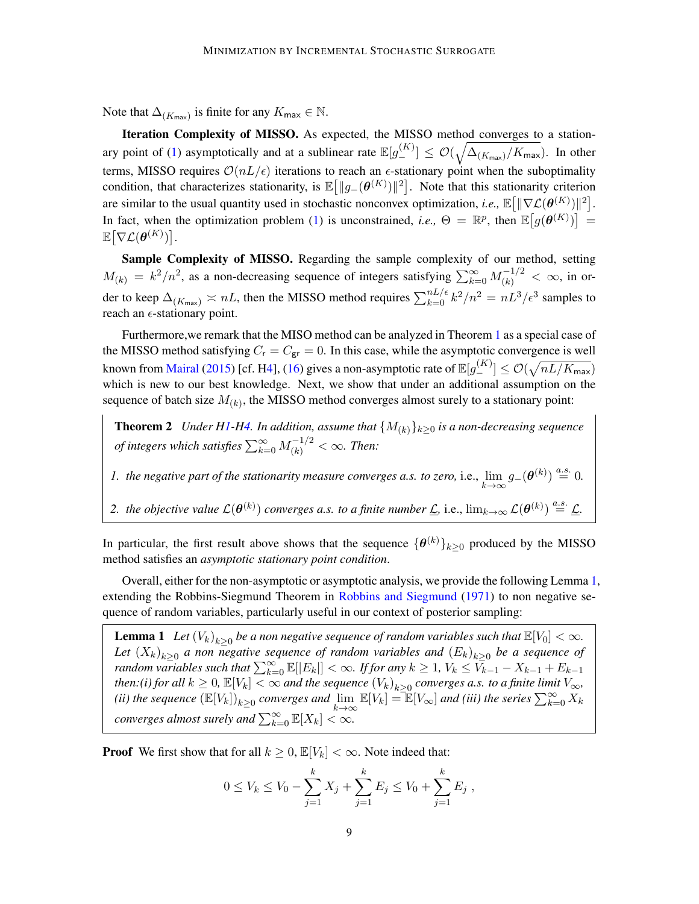Note that $\Delta_{(K_{\mathsf{max}})}$ is finite for any $K_{\mathsf{max}} \in \mathbb{N}$.

**Iteration Complexity of MISSO.** As expected, the MISSO method converges to a stationary point of (1) asymptotically and at a sublinear rate $\mathbb{E}[g_-^{(K)}] \leq \mathcal{O}(\sqrt{\Delta_{(K_{\mathsf{max}})}/K_{\mathsf{max}}})$. In other terms, MISSO requires $\mathcal{O}(nL/\epsilon)$ iterations to reach an $\epsilon$-stationary point when the suboptimality condition, that characterizes stationarity, is $\mathbb{E}\big[\|g_-(\boldsymbol{\theta}^{(K)})\|^2\big]$. Note that this stationarity criterion are similar to the usual quantity used in stochastic nonconvex optimization, *i.e.,* $\mathbb{E}\big[\|\nabla\mathcal{L}(\boldsymbol{\theta}^{(K)})\|^2\big]$. In fact, when the optimization problem (1) is unconstrained, *i.e.,* $\Theta = \mathbb{R}^p$, then $\mathbb{E}\big[g(\boldsymbol{\theta}^{(K)})\big] = \mathbb{E}\big[\nabla\mathcal{L}(\boldsymbol{\theta}^{(K)})\big]$.

**Sample Complexity of MISSO.** Regarding the sample complexity of our method, setting $M_{(k)} = k^2/n^2$, as a non-decreasing sequence of integers satisfying $\sum_{k=0}^{\infty} M_{(k)}^{-1/2} < \infty$, in order to keep $\Delta_{(K_{\mathsf{max}})} \asymp nL$, then the MISSO method requires $\sum_{k=0}^{nL/\epsilon} k^2/n^2 = nL^3/\epsilon^3$ samples to reach an $\epsilon$-stationary point.

Furthermore,we remark that the MISO method can be analyzed in Theorem 1 as a special case of the MISSO method satisfying $C_{\mathsf{r}} = C_{\mathsf{gr}} = 0$. In this case, while the asymptotic convergence is well known from Mairal (2015) [cf. H4], (16) gives a non-asymptotic rate of $\mathbb{E}[g_-^{(K)}] \leq \mathcal{O}(\sqrt{nL/K_{\mathsf{max}}})$ which is new to our best knowledge. Next, we show that under an additional assumption on the sequence of batch size $M_{(k)}$, the MISSO method converges almost surely to a stationary point:

**Theorem 2** *Under H1-H4. In addition, assume that $\{M_{(k)}\}_{k\geq 0}$ is a non-decreasing sequence of integers which satisfies $\sum_{k=0}^{\infty} M_{(k)}^{-1/2} < \infty$. Then:*

1. *the negative part of the stationarity measure converges a.s. to zero,* i.e., $\lim_{k\to\infty} g_-(\boldsymbol{\theta}^{(k)}) \overset{a.s.}{=} 0$.
2. *the objective value $\mathcal{L}(\boldsymbol{\theta}^{(k)})$ converges a.s. to a finite number $\underline{\mathcal{L}}$,* i.e., $\lim_{k\to\infty} \mathcal{L}(\boldsymbol{\theta}^{(k)}) \overset{a.s.}{=} \underline{\mathcal{L}}$.

In particular, the first result above shows that the sequence $\{\boldsymbol{\theta}^{(k)}\}_{k\geq 0}$ produced by the MISSO method satisfies an *asymptotic stationary point condition*.

Overall, either for the non-asymptotic or asymptotic analysis, we provide the following Lemma 1, extending the Robbins-Siegmund Theorem in Robbins and Siegmund (1971) to non negative sequence of random variables, particularly useful in our context of posterior sampling:

**Lemma 1** *Let $(V_k)_{k\geq 0}$ be a non negative sequence of random variables such that $\mathbb{E}[V_0] < \infty$. Let $(X_k)_{k\geq 0}$ a non negative sequence of random variables and $(E_k)_{k\geq 0}$ be a sequence of random variables such that $\sum_{k=0}^{\infty} \mathbb{E}[|E_k|] < \infty$. If for any $k \geq 1$, $V_k \leq V_{k-1} - X_{k-1} + E_{k-1}$ then:(i) for all $k \geq 0$, $\mathbb{E}[V_k] < \infty$ and the sequence $(V_k)_{k\geq 0}$ converges a.s. to a finite limit $V_\infty$, (ii) the sequence $(\mathbb{E}[V_k])_{k\geq 0}$ converges and $\lim_{k\to\infty} \mathbb{E}[V_k] = \mathbb{E}[V_\infty]$ and (iii) the series $\sum_{k=0}^{\infty} X_k$ converges almost surely and $\sum_{k=0}^{\infty} \mathbb{E}[X_k] < \infty$.*

**Proof** We first show that for all $k \geq 0$, $\mathbb{E}[V_k] < \infty$. Note indeed that:

$$
0 \leq V_k \leq V_0 - \sum_{j=1}^{k} X_j + \sum_{j=1}^{k} E_j \leq V_0 + \sum_{j=1}^{k} E_j \ ,
$$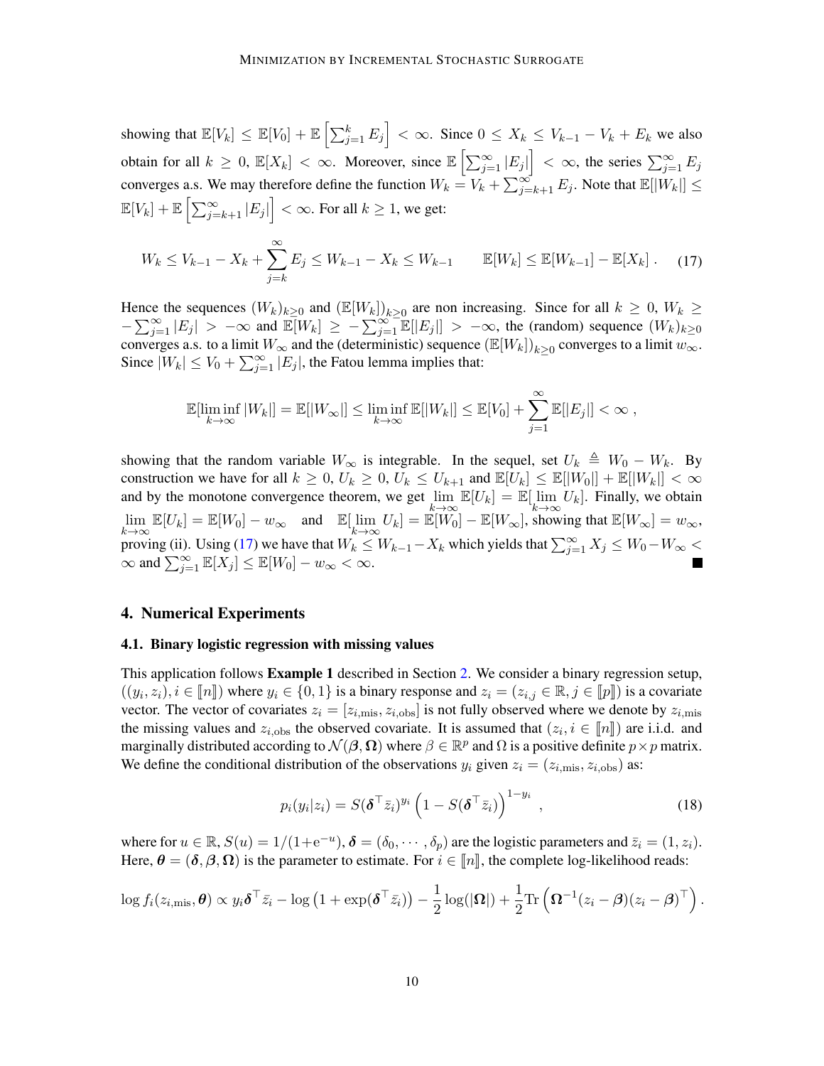showing that $\mathbb{E}[V_k] \leq \mathbb{E}[V_0] + \mathbb{E}\left[\sum_{j=1}^{k} E_j\right] < \infty$. Since $0 \leq X_k \leq V_{k-1} - V_k + E_k$ we also obtain for all $k \geq 0$, $\mathbb{E}[X_k] < \infty$. Moreover, since $\mathbb{E}\left[\sum_{j=1}^{\infty} |E_j|\right] < \infty$, the series $\sum_{j=1}^{\infty} E_j$ converges a.s. We may therefore define the function $W_k = V_k + \sum_{j=k+1}^{\infty} E_j$. Note that $\mathbb{E}[|W_k|] \leq \mathbb{E}[V_k] + \mathbb{E}\left[\sum_{j=k+1}^{\infty} |E_j|\right] < \infty$. For all $k \geq 1$, we get:

$$
W_k \leq V_{k-1} - X_k + \sum_{j=k}^{\infty} E_j \leq W_{k-1} - X_k \leq W_{k-1} \qquad \mathbb{E}[W_k] \leq \mathbb{E}[W_{k-1}] - \mathbb{E}[X_k] \,. \tag{17}
$$

Hence the sequences $(W_k)_{k\geq 0}$ and $(\mathbb{E}[W_k])_{k\geq 0}$ are non increasing. Since for all $k \geq 0$, $W_k \geq -\sum_{j=1}^{\infty} |E_j| > -\infty$ and $\mathbb{E}[W_k] \geq -\sum_{j=1}^{\infty} \mathbb{E}[|E_j|] > -\infty$, the (random) sequence $(W_k)_{k\geq 0}$ converges a.s. to a limit $W_\infty$ and the (deterministic) sequence $(\mathbb{E}[W_k])_{k\geq 0}$ converges to a limit $w_\infty$. Since $|W_k| \leq V_0 + \sum_{j=1}^{\infty} |E_j|$, the Fatou lemma implies that:

$$
\mathbb{E}[\liminf_{k\to\infty} |W_k|] = \mathbb{E}[|W_\infty|] \leq \liminf_{k\to\infty} \mathbb{E}[|W_k|] \leq \mathbb{E}[V_0] + \sum_{j=1}^{\infty} \mathbb{E}[|E_j|] < \infty \,,
$$

showing that the random variable $W_\infty$ is integrable. In the sequel, set $U_k \triangleq W_0 - W_k$. By construction we have for all $k \geq 0$, $U_k \geq 0$, $U_k \leq U_{k+1}$ and $\mathbb{E}[U_k] \leq \mathbb{E}[|W_0|] + \mathbb{E}[|W_k|] < \infty$ and by the monotone convergence theorem, we get $\lim_{k\to\infty} \mathbb{E}[U_k] = \mathbb{E}[\lim_{k\to\infty} U_k]$. Finally, we obtain $\lim_{k\to\infty} \mathbb{E}[U_k] = \mathbb{E}[W_0] - w_\infty$ and $\mathbb{E}[\lim_{k\to\infty} U_k] = \mathbb{E}[W_0] - \mathbb{E}[W_\infty]$, showing that $\mathbb{E}[W_\infty] = w_\infty$, proving (ii). Using (17) we have that $W_k \leq W_{k-1} - X_k$ which yields that $\sum_{j=1}^{\infty} X_j \leq W_0 - W_\infty < \infty$ and $\sum_{j=1}^{\infty} \mathbb{E}[X_j] \leq \mathbb{E}[W_0] - w_\infty < \infty$. ■

## 4. Numerical Experiments

### 4.1. Binary logistic regression with missing values

This application follows **Example 1** described in Section 2. We consider a binary regression setup, $((y_i, z_i), i \in [\![n]\!])$ where $y_i \in \{0, 1\}$ is a binary response and $z_i = (z_{i,j} \in \mathbb{R}, j \in [\![p]\!])$ is a covariate vector. The vector of covariates $z_i = [z_{i,\text{mis}}, z_{i,\text{obs}}]$ is not fully observed where we denote by $z_{i,\text{mis}}$ the missing values and $z_{i,\text{obs}}$ the observed covariate. It is assumed that $(z_i, i \in [\![n]\!])$ are i.i.d. and marginally distributed according to $\mathcal{N}(\boldsymbol{\beta}, \boldsymbol{\Omega})$ where $\beta \in \mathbb{R}^p$ and $\Omega$ is a positive definite $p \times p$ matrix. We define the conditional distribution of the observations $y_i$ given $z_i = (z_{i,\text{mis}}, z_{i,\text{obs}})$ as:

$$
p_i(y_i|z_i) = S(\boldsymbol{\delta}^\top \bar{z}_i)^{y_i} \left(1 - S(\boldsymbol{\delta}^\top \bar{z}_i)\right)^{1-y_i} \,, \tag{18}
$$

where for $u \in \mathbb{R}$, $S(u) = 1/(1+\mathrm{e}^{-u})$, $\boldsymbol{\delta} = (\delta_0, \cdots, \delta_p)$ are the logistic parameters and $\bar{z}_i = (1, z_i)$. Here, $\boldsymbol{\theta} = (\boldsymbol{\delta}, \boldsymbol{\beta}, \boldsymbol{\Omega})$ is the parameter to estimate. For $i \in [\![n]\!]$, the complete log-likelihood reads:

$$
\log f_i(z_{i,\text{mis}}, \boldsymbol{\theta}) \propto y_i \boldsymbol{\delta}^\top \bar{z}_i - \log\left(1 + \exp(\boldsymbol{\delta}^\top \bar{z}_i)\right) - \frac{1}{2}\log(|\boldsymbol{\Omega}|) + \frac{1}{2}\mathrm{Tr}\left(\boldsymbol{\Omega}^{-1}(z_i - \boldsymbol{\beta})(z_i - \boldsymbol{\beta})^\top\right) .
$$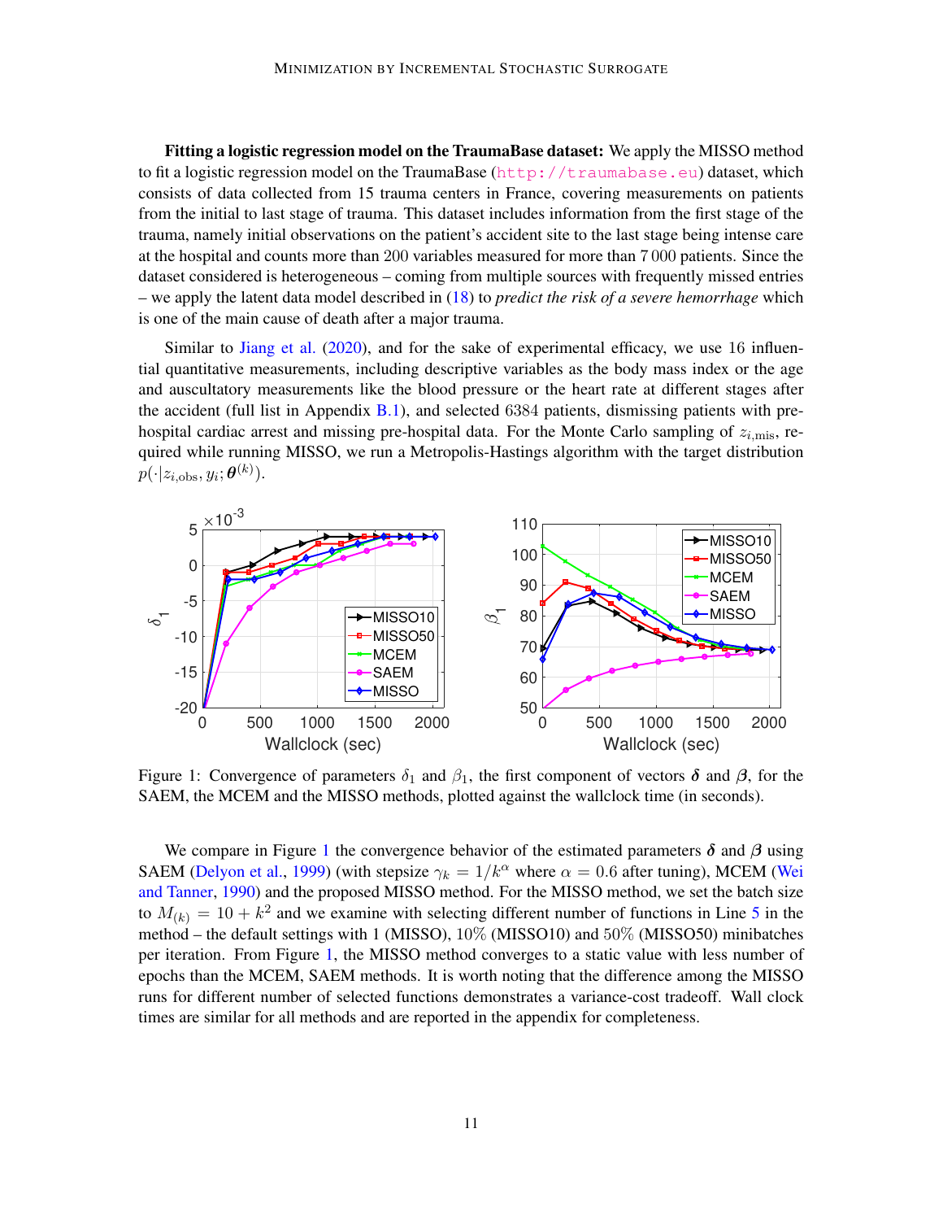**Fitting a logistic regression model on the TraumaBase dataset:** We apply the MISSO method to fit a logistic regression model on the TraumaBase (http://traumabase.eu) dataset, which consists of data collected from 15 trauma centers in France, covering measurements on patients from the initial to last stage of trauma. This dataset includes information from the first stage of the trauma, namely initial observations on the patient's accident site to the last stage being intense care at the hospital and counts more than 200 variables measured for more than 7 000 patients. Since the dataset considered is heterogeneous – coming from multiple sources with frequently missed entries – we apply the latent data model described in (18) to *predict the risk of a severe hemorrhage* which is one of the main cause of death after a major trauma.

Similar to Jiang et al. (2020), and for the sake of experimental efficacy, we use 16 influential quantitative measurements, including descriptive variables as the body mass index or the age and auscultatory measurements like the blood pressure or the heart rate at different stages after the accident (full list in Appendix B.1), and selected 6384 patients, dismissing patients with pre-hospital cardiac arrest and missing pre-hospital data. For the Monte Carlo sampling of $z_{i,\text{mis}}$, required while running MISSO, we run a Metropolis-Hastings algorithm with the target distribution $p(\cdot|z_{i,\text{obs}}, y_i; \boldsymbol{\theta}^{(k)})$.

Figure 1: Convergence of parameters $\delta_1$ and $\beta_1$, the first component of vectors $\boldsymbol{\delta}$ and $\boldsymbol{\beta}$, for the SAEM, the MCEM and the MISSO methods, plotted against the wallclock time (in seconds).

We compare in Figure 1 the convergence behavior of the estimated parameters $\boldsymbol{\delta}$ and $\boldsymbol{\beta}$ using SAEM (Delyon et al., 1999) (with stepsize $\gamma_k = 1/k^{\alpha}$ where $\alpha = 0.6$ after tuning), MCEM (Wei and Tanner, 1990) and the proposed MISSO method. For the MISSO method, we set the batch size to $M_{(k)} = 10 + k^2$ and we examine with selecting different number of functions in Line 5 in the method – the default settings with 1 (MISSO), 10% (MISSO10) and 50% (MISSO50) minibatches per iteration. From Figure 1, the MISSO method converges to a static value with less number of epochs than the MCEM, SAEM methods. It is worth noting that the difference among the MISSO runs for different number of selected functions demonstrates a variance-cost tradeoff. Wall clock times are similar for all methods and are reported in the appendix for completeness.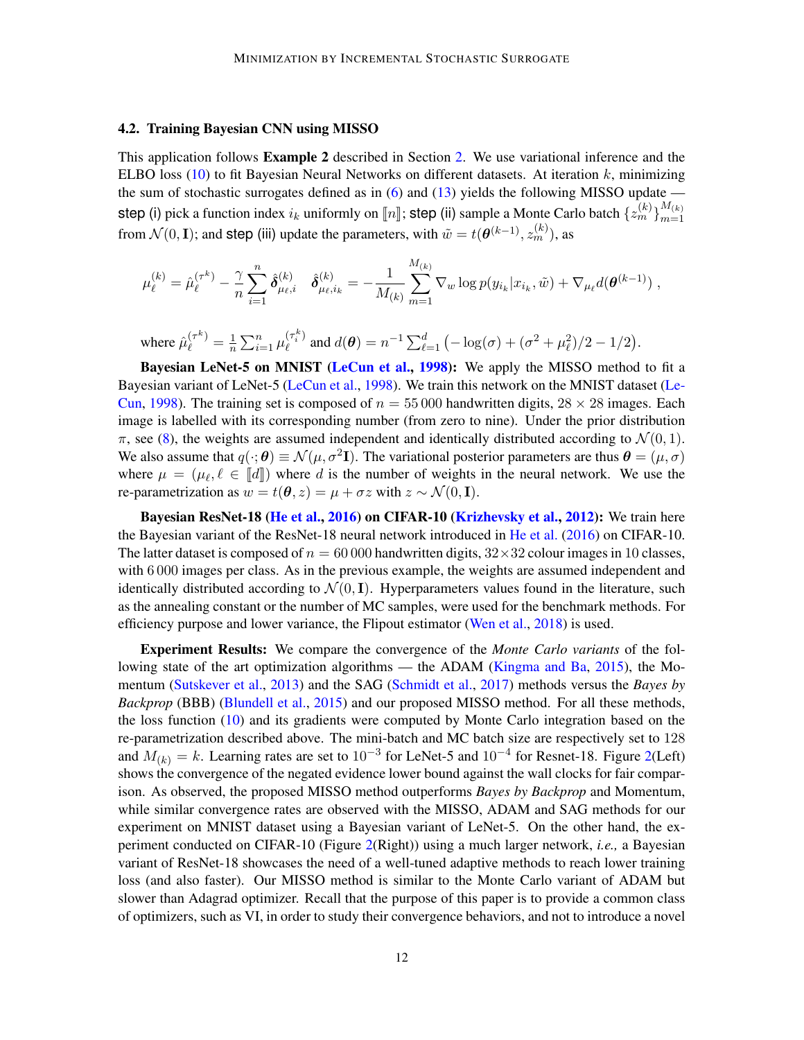### 4.2. Training Bayesian CNN using MISSO

This application follows **Example 2** described in Section 2. We use variational inference and the ELBO loss (10) to fit Bayesian Neural Networks on different datasets. At iteration $k$, minimizing the sum of stochastic surrogates defined as in (6) and (13) yields the following MISSO update — step (i) pick a function index $i_k$ uniformly on $[\![n]\!]$; step (ii) sample a Monte Carlo batch $\{z_m^{(k)}\}_{m=1}^{M_{(k)}}$ from $\mathcal{N}(0, \mathbf{I})$; and step (iii) update the parameters, with $\tilde{w} = t(\boldsymbol{\theta}^{(k-1)}, z_m^{(k)})$, as

$$
\mu_\ell^{(k)} = \hat{\mu}_\ell^{(\tau^k)} - \frac{\gamma}{n} \sum_{i=1}^{n} \hat{\boldsymbol{\delta}}_{\mu_\ell, i}^{(k)} \quad \hat{\boldsymbol{\delta}}_{\mu_\ell, i_k}^{(k)} = -\frac{1}{M_{(k)}} \sum_{m=1}^{M_{(k)}} \nabla_w \log p(y_{i_k} | x_{i_k}, \tilde{w}) + \nabla_{\mu_\ell} d(\boldsymbol{\theta}^{(k-1)}) \ ,
$$

where $\hat{\mu}_\ell^{(\tau^k)} = \frac{1}{n} \sum_{i=1}^{n} \mu_\ell^{(\tau_i^k)}$ and $d(\boldsymbol{\theta}) = n^{-1} \sum_{\ell=1}^{d} \left( -\log(\sigma) + (\sigma^2 + \mu_\ell^2)/2 - 1/2 \right)$.

**Bayesian LeNet-5 on MNIST (LeCun et al., 1998):** We apply the MISSO method to fit a Bayesian variant of LeNet-5 (LeCun et al., 1998). We train this network on the MNIST dataset (LeCun, 1998). The training set is composed of $n = 55\,000$ handwritten digits, $28 \times 28$ images. Each image is labelled with its corresponding number (from zero to nine). Under the prior distribution $\pi$, see (8), the weights are assumed independent and identically distributed according to $\mathcal{N}(0, 1)$. We also assume that $q(\cdot; \boldsymbol{\theta}) \equiv \mathcal{N}(\mu, \sigma^2 \mathbf{I})$. The variational posterior parameters are thus $\boldsymbol{\theta} = (\mu, \sigma)$ where $\mu = (\mu_\ell, \ell \in [\![d]\!])$ where $d$ is the number of weights in the neural network. We use the re-parametrization as $w = t(\boldsymbol{\theta}, z) = \mu + \sigma z$ with $z \sim \mathcal{N}(0, \mathbf{I})$.

**Bayesian ResNet-18 (He et al., 2016) on CIFAR-10 (Krizhevsky et al., 2012):** We train here the Bayesian variant of the ResNet-18 neural network introduced in He et al. (2016) on CIFAR-10. The latter dataset is composed of $n = 60\,000$ handwritten digits, $32 \times 32$ colour images in 10 classes, with 6 000 images per class. As in the previous example, the weights are assumed independent and identically distributed according to $\mathcal{N}(0, \mathbf{I})$. Hyperparameters values found in the literature, such as the annealing constant or the number of MC samples, were used for the benchmark methods. For efficiency purpose and lower variance, the Flipout estimator (Wen et al., 2018) is used.

**Experiment Results:** We compare the convergence of the *Monte Carlo variants* of the following state of the art optimization algorithms — the ADAM (Kingma and Ba, 2015), the Momentum (Sutskever et al., 2013) and the SAG (Schmidt et al., 2017) methods versus the *Bayes by Backprop* (BBB) (Blundell et al., 2015) and our proposed MISSO method. For all these methods, the loss function (10) and its gradients were computed by Monte Carlo integration based on the re-parametrization described above. The mini-batch and MC batch size are respectively set to 128 and $M_{(k)} = k$. Learning rates are set to $10^{-3}$ for LeNet-5 and $10^{-4}$ for Resnet-18. Figure 2(Left) shows the convergence of the negated evidence lower bound against the wall clocks for fair comparison. As observed, the proposed MISSO method outperforms *Bayes by Backprop* and Momentum, while similar convergence rates are observed with the MISSO, ADAM and SAG methods for our experiment on MNIST dataset using a Bayesian variant of LeNet-5. On the other hand, the experiment conducted on CIFAR-10 (Figure 2(Right)) using a much larger network, *i.e.,* a Bayesian variant of ResNet-18 showcases the need of a well-tuned adaptive methods to reach lower training loss (and also faster). Our MISSO method is similar to the Monte Carlo variant of ADAM but slower than Adagrad optimizer. Recall that the purpose of this paper is to provide a common class of optimizers, such as VI, in order to study their convergence behaviors, and not to introduce a novel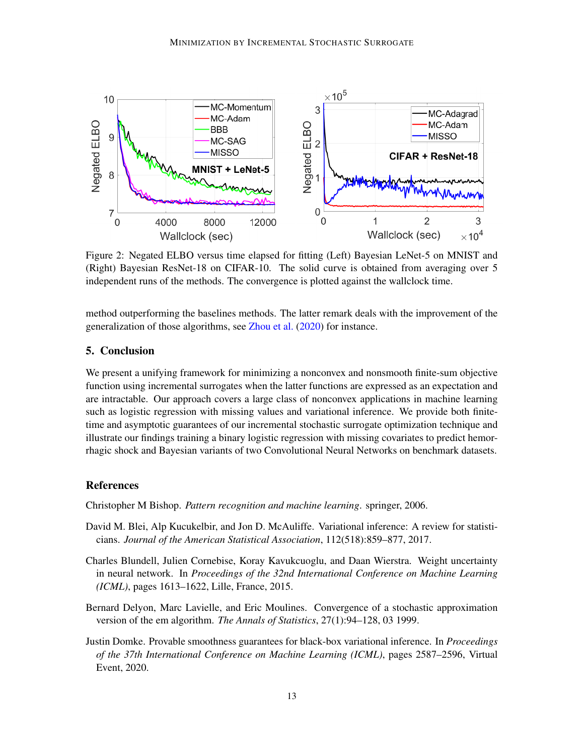Figure 2: Negated ELBO versus time elapsed for fitting (Left) Bayesian LeNet-5 on MNIST and (Right) Bayesian ResNet-18 on CIFAR-10. The solid curve is obtained from averaging over 5 independent runs of the methods. The convergence is plotted against the wallclock time.

method outperforming the baselines methods. The latter remark deals with the improvement of the generalization of those algorithms, see Zhou et al. (2020) for instance.

## 5. Conclusion

We present a unifying framework for minimizing a nonconvex and nonsmooth finite-sum objective function using incremental surrogates when the latter functions are expressed as an expectation and are intractable. Our approach covers a large class of nonconvex applications in machine learning such as logistic regression with missing values and variational inference. We provide both finite-time and asymptotic guarantees of our incremental stochastic surrogate optimization technique and illustrate our findings training a binary logistic regression with missing covariates to predict hemorrhagic shock and Bayesian variants of two Convolutional Neural Networks on benchmark datasets.

## References

Christopher M Bishop. *Pattern recognition and machine learning*. springer, 2006.

David M. Blei, Alp Kucukelbir, and Jon D. McAuliffe. Variational inference: A review for statisticians. *Journal of the American Statistical Association*, 112(518):859–877, 2017.

Charles Blundell, Julien Cornebise, Koray Kavukcuoglu, and Daan Wierstra. Weight uncertainty in neural network. In *Proceedings of the 32nd International Conference on Machine Learning (ICML)*, pages 1613–1622, Lille, France, 2015.

Bernard Delyon, Marc Lavielle, and Eric Moulines. Convergence of a stochastic approximation version of the em algorithm. *The Annals of Statistics*, 27(1):94–128, 03 1999.

Justin Domke. Provable smoothness guarantees for black-box variational inference. In *Proceedings of the 37th International Conference on Machine Learning (ICML)*, pages 2587–2596, Virtual Event, 2020.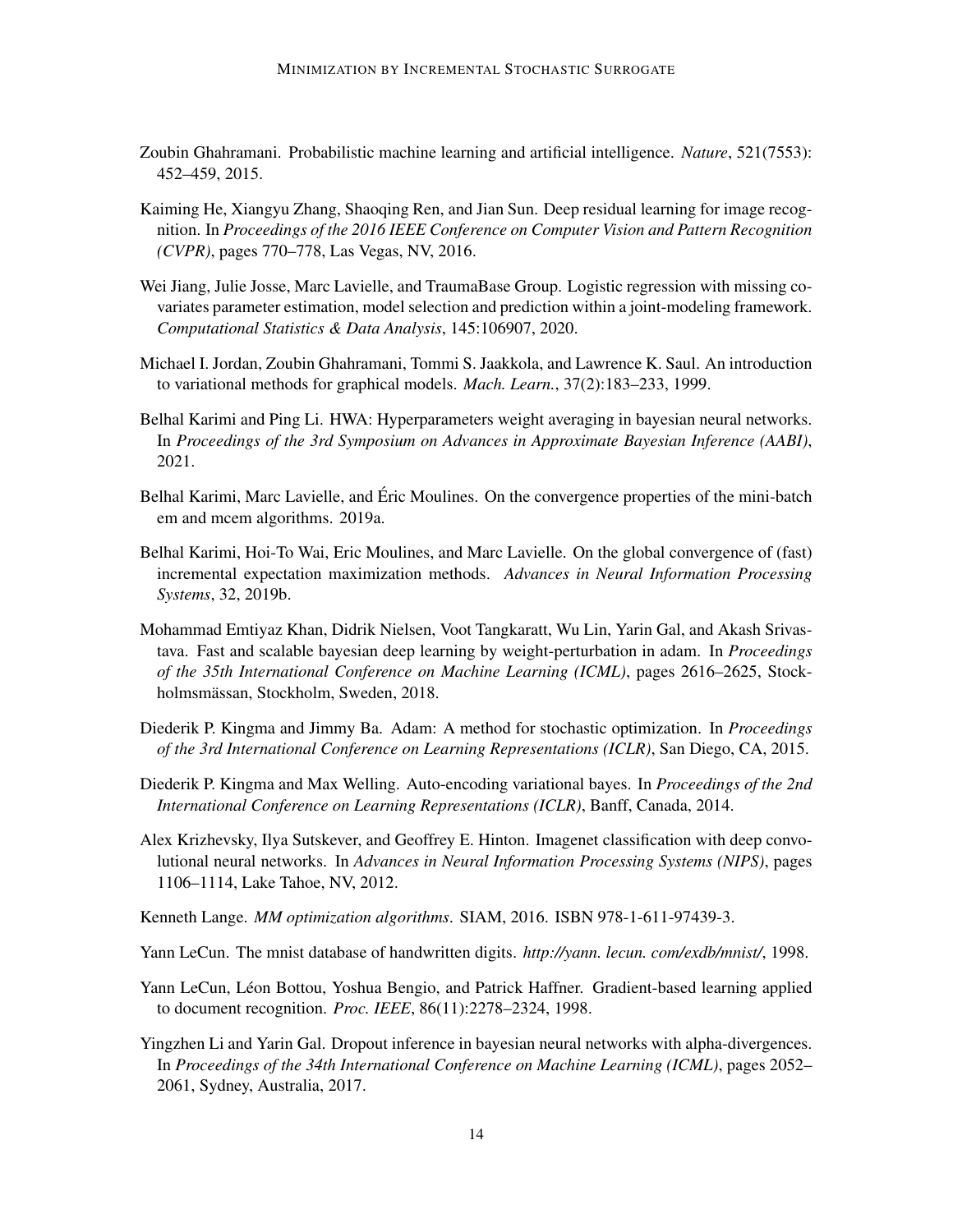Zoubin Ghahramani. Probabilistic machine learning and artificial intelligence. *Nature*, 521(7553): 452–459, 2015.

Kaiming He, Xiangyu Zhang, Shaoqing Ren, and Jian Sun. Deep residual learning for image recognition. In *Proceedings of the 2016 IEEE Conference on Computer Vision and Pattern Recognition (CVPR)*, pages 770–778, Las Vegas, NV, 2016.

Wei Jiang, Julie Josse, Marc Lavielle, and TraumaBase Group. Logistic regression with missing covariates parameter estimation, model selection and prediction within a joint-modeling framework. *Computational Statistics & Data Analysis*, 145:106907, 2020.

Michael I. Jordan, Zoubin Ghahramani, Tommi S. Jaakkola, and Lawrence K. Saul. An introduction to variational methods for graphical models. *Mach. Learn.*, 37(2):183–233, 1999.

Belhal Karimi and Ping Li. HWA: Hyperparameters weight averaging in bayesian neural networks. In *Proceedings of the 3rd Symposium on Advances in Approximate Bayesian Inference (AABI)*, 2021.

Belhal Karimi, Marc Lavielle, and Éric Moulines. On the convergence properties of the mini-batch em and mcem algorithms. 2019a.

Belhal Karimi, Hoi-To Wai, Eric Moulines, and Marc Lavielle. On the global convergence of (fast) incremental expectation maximization methods. *Advances in Neural Information Processing Systems*, 32, 2019b.

Mohammad Emtiyaz Khan, Didrik Nielsen, Voot Tangkaratt, Wu Lin, Yarin Gal, and Akash Srivastava. Fast and scalable bayesian deep learning by weight-perturbation in adam. In *Proceedings of the 35th International Conference on Machine Learning (ICML)*, pages 2616–2625, Stockholmsmässan, Stockholm, Sweden, 2018.

Diederik P. Kingma and Jimmy Ba. Adam: A method for stochastic optimization. In *Proceedings of the 3rd International Conference on Learning Representations (ICLR)*, San Diego, CA, 2015.

Diederik P. Kingma and Max Welling. Auto-encoding variational bayes. In *Proceedings of the 2nd International Conference on Learning Representations (ICLR)*, Banff, Canada, 2014.

Alex Krizhevsky, Ilya Sutskever, and Geoffrey E. Hinton. Imagenet classification with deep convolutional neural networks. In *Advances in Neural Information Processing Systems (NIPS)*, pages 1106–1114, Lake Tahoe, NV, 2012.

Kenneth Lange. *MM optimization algorithms*. SIAM, 2016. ISBN 978-1-611-97439-3.

Yann LeCun. The mnist database of handwritten digits. *http://yann. lecun. com/exdb/mnist/*, 1998.

Yann LeCun, Léon Bottou, Yoshua Bengio, and Patrick Haffner. Gradient-based learning applied to document recognition. *Proc. IEEE*, 86(11):2278–2324, 1998.

Yingzhen Li and Yarin Gal. Dropout inference in bayesian neural networks with alpha-divergences. In *Proceedings of the 34th International Conference on Machine Learning (ICML)*, pages 2052–2061, Sydney, Australia, 2017.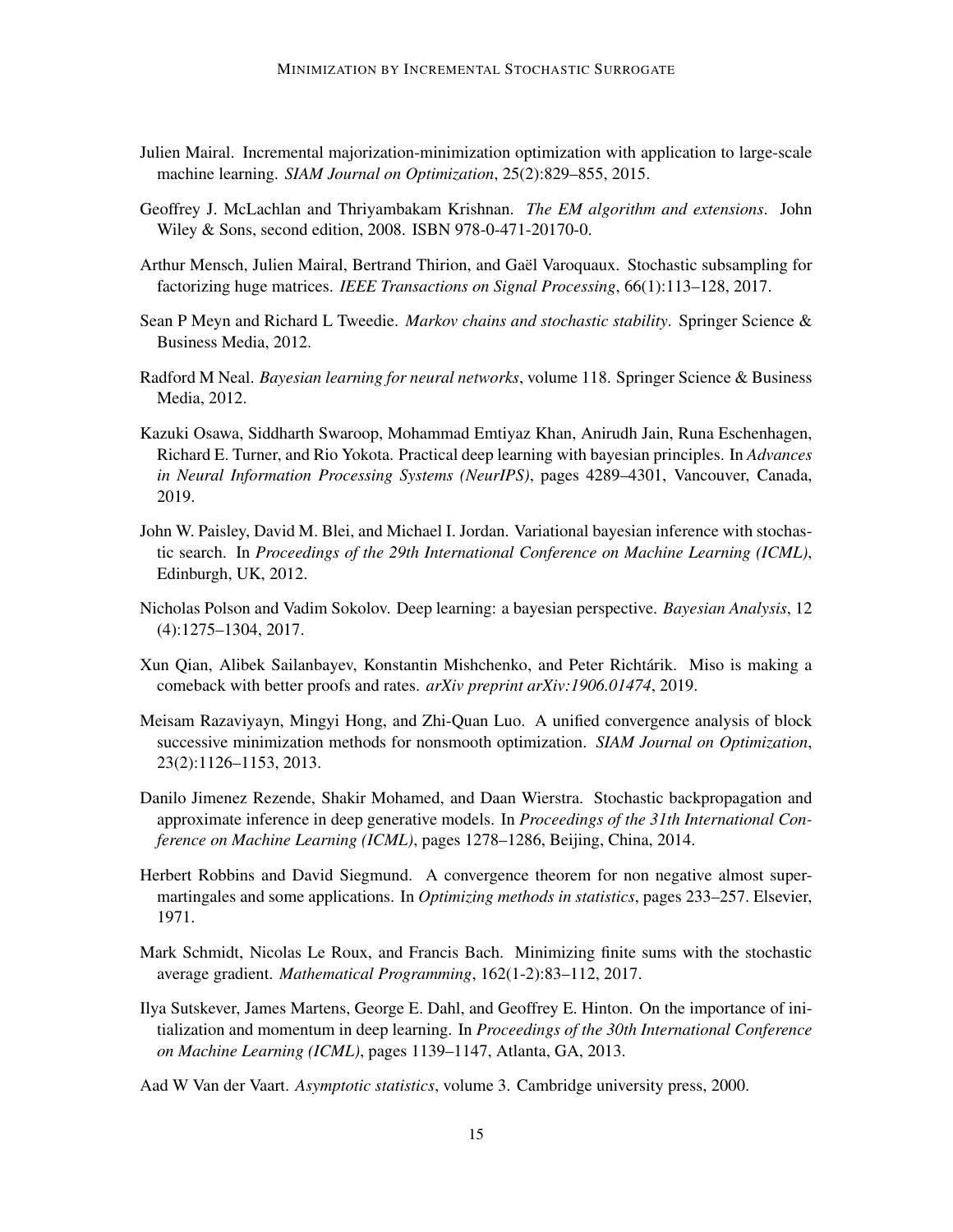Julien Mairal. Incremental majorization-minimization optimization with application to large-scale machine learning. *SIAM Journal on Optimization*, 25(2):829–855, 2015.

Geoffrey J. McLachlan and Thriyambakam Krishnan. *The EM algorithm and extensions*. John Wiley & Sons, second edition, 2008. ISBN 978-0-471-20170-0.

Arthur Mensch, Julien Mairal, Bertrand Thirion, and Gaël Varoquaux. Stochastic subsampling for factorizing huge matrices. *IEEE Transactions on Signal Processing*, 66(1):113–128, 2017.

Sean P Meyn and Richard L Tweedie. *Markov chains and stochastic stability*. Springer Science & Business Media, 2012.

Radford M Neal. *Bayesian learning for neural networks*, volume 118. Springer Science & Business Media, 2012.

Kazuki Osawa, Siddharth Swaroop, Mohammad Emtiyaz Khan, Anirudh Jain, Runa Eschenhagen, Richard E. Turner, and Rio Yokota. Practical deep learning with bayesian principles. In *Advances in Neural Information Processing Systems (NeurIPS)*, pages 4289–4301, Vancouver, Canada, 2019.

John W. Paisley, David M. Blei, and Michael I. Jordan. Variational bayesian inference with stochastic search. In *Proceedings of the 29th International Conference on Machine Learning (ICML)*, Edinburgh, UK, 2012.

Nicholas Polson and Vadim Sokolov. Deep learning: a bayesian perspective. *Bayesian Analysis*, 12 (4):1275–1304, 2017.

Xun Qian, Alibek Sailanbayev, Konstantin Mishchenko, and Peter Richtárik. Miso is making a comeback with better proofs and rates. *arXiv preprint arXiv:1906.01474*, 2019.

Meisam Razaviyayn, Mingyi Hong, and Zhi-Quan Luo. A unified convergence analysis of block successive minimization methods for nonsmooth optimization. *SIAM Journal on Optimization*, 23(2):1126–1153, 2013.

Danilo Jimenez Rezende, Shakir Mohamed, and Daan Wierstra. Stochastic backpropagation and approximate inference in deep generative models. In *Proceedings of the 31th International Conference on Machine Learning (ICML)*, pages 1278–1286, Beijing, China, 2014.

Herbert Robbins and David Siegmund. A convergence theorem for non negative almost supermartingales and some applications. In *Optimizing methods in statistics*, pages 233–257. Elsevier, 1971.

Mark Schmidt, Nicolas Le Roux, and Francis Bach. Minimizing finite sums with the stochastic average gradient. *Mathematical Programming*, 162(1-2):83–112, 2017.

Ilya Sutskever, James Martens, George E. Dahl, and Geoffrey E. Hinton. On the importance of initialization and momentum in deep learning. In *Proceedings of the 30th International Conference on Machine Learning (ICML)*, pages 1139–1147, Atlanta, GA, 2013.

Aad W Van der Vaart. *Asymptotic statistics*, volume 3. Cambridge university press, 2000.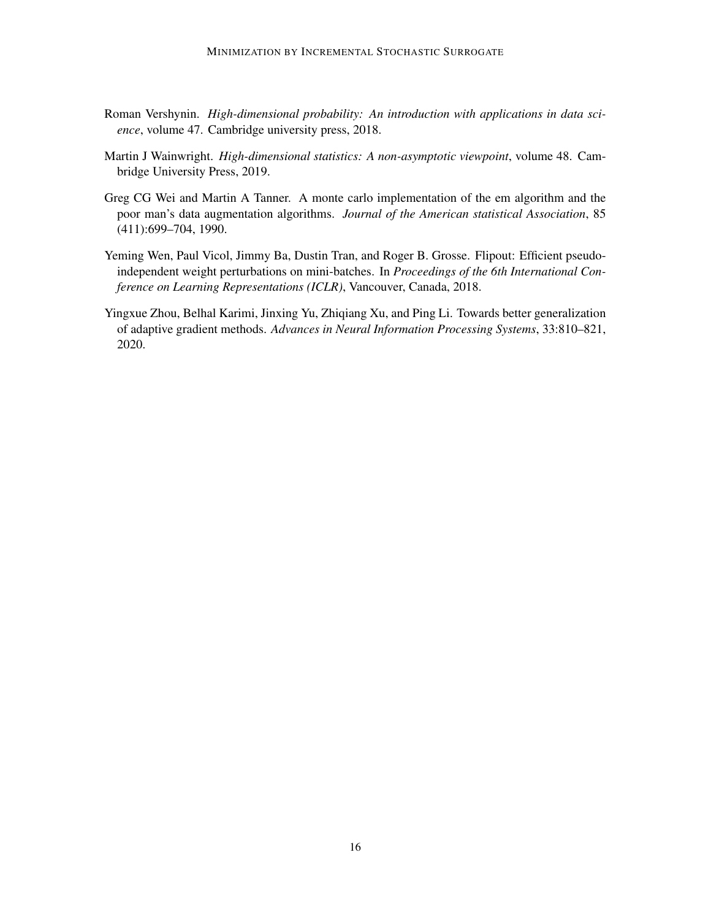Roman Vershynin. *High-dimensional probability: An introduction with applications in data science*, volume 47. Cambridge university press, 2018.

Martin J Wainwright. *High-dimensional statistics: A non-asymptotic viewpoint*, volume 48. Cambridge University Press, 2019.

Greg CG Wei and Martin A Tanner. A monte carlo implementation of the em algorithm and the poor man's data augmentation algorithms. *Journal of the American statistical Association*, 85 (411):699–704, 1990.

Yeming Wen, Paul Vicol, Jimmy Ba, Dustin Tran, and Roger B. Grosse. Flipout: Efficient pseudo-independent weight perturbations on mini-batches. In *Proceedings of the 6th International Conference on Learning Representations (ICLR)*, Vancouver, Canada, 2018.

Yingxue Zhou, Belhal Karimi, Jinxing Yu, Zhiqiang Xu, and Ping Li. Towards better generalization of adaptive gradient methods. *Advances in Neural Information Processing Systems*, 33:810–821, 2020.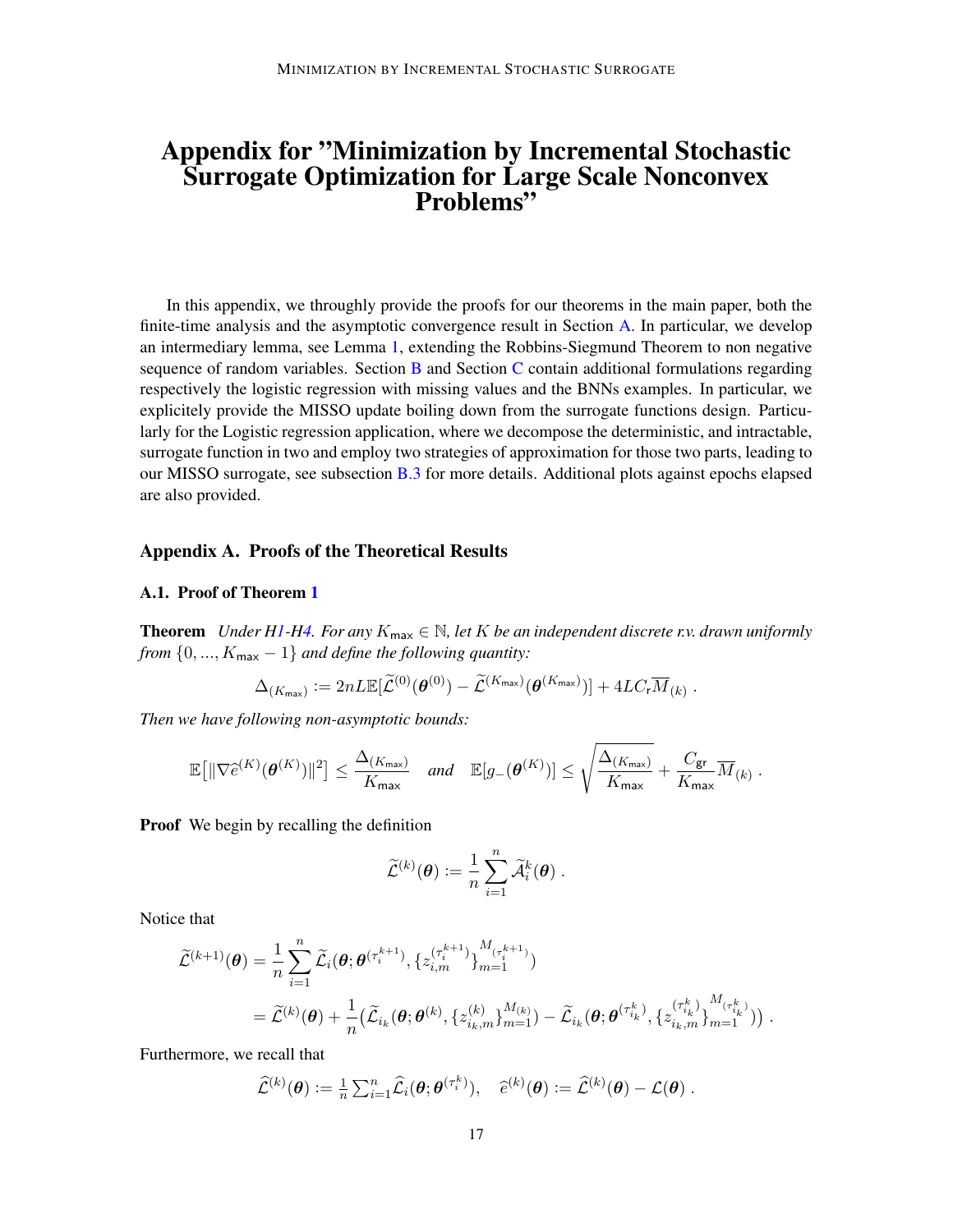# Appendix for "Minimization by Incremental Stochastic Surrogate Optimization for Large Scale Nonconvex Problems"

In this appendix, we throughly provide the proofs for our theorems in the main paper, both the finite-time analysis and the asymptotic convergence result in Section A. In particular, we develop an intermediary lemma, see Lemma 1, extending the Robbins-Siegmund Theorem to non negative sequence of random variables. Section B and Section C contain additional formulations regarding respectively the logistic regression with missing values and the BNNs examples. In particular, we explicitely provide the MISSO update boiling down from the surrogate functions design. Particularly for the Logistic regression application, where we decompose the deterministic, and intractable, surrogate function in two and employ two strategies of approximation for those two parts, leading to our MISSO surrogate, see subsection B.3 for more details. Additional plots against epochs elapsed are also provided.

## Appendix A. Proofs of the Theoretical Results

### A.1. Proof of Theorem 1

**Theorem** *Under H1-H4. For any $K_{\sf max} \in \mathbb{N}$, let $K$ be an independent discrete r.v. drawn uniformly from $\{0, ..., K_{\sf max} - 1\}$ and define the following quantity:*

$$
\Delta_{(K_{\sf max})} := 2nL\mathbb{E}[\widetilde{\mathcal{L}}^{(0)}(\boldsymbol{\theta}^{(0)}) - \widetilde{\mathcal{L}}^{(K_{\sf max})}(\boldsymbol{\theta}^{(K_{\sf max})})] + 4LC_{\sf r}\overline{M}_{(k)} \; .
$$

*Then we have following non-asymptotic bounds:*

$$
\mathbb{E}\big[\|\nabla \widehat{e}^{(K)}(\boldsymbol{\theta}^{(K)})\|^2\big] \leq \frac{\Delta_{(K_{\sf max})}}{K_{\sf max}} \quad \text{and} \quad \mathbb{E}[g_-(\boldsymbol{\theta}^{(K)})] \leq \sqrt{\frac{\Delta_{(K_{\sf max})}}{K_{\sf max}}} + \frac{C_{\sf gr}}{K_{\sf max}}\overline{M}_{(k)} \; .
$$

**Proof** We begin by recalling the definition

$$
\widetilde{\mathcal{L}}^{(k)}(\boldsymbol{\theta}) := \frac{1}{n}\sum_{i=1}^{n} \widetilde{\mathcal{A}}_i^{k}(\boldsymbol{\theta}) \; .
$$

Notice that

$$
\begin{aligned}
\widetilde{\mathcal{L}}^{(k+1)}(\boldsymbol{\theta}) &= \frac{1}{n}\sum_{i=1}^{n} \widetilde{\mathcal{L}}_i(\boldsymbol{\theta}; \boldsymbol{\theta}^{(\tau_i^{k+1})}, \{z_{i,m}^{(\tau_i^{k+1})}\}_{m=1}^{M_{(\tau_i^{k+1})}}) \\
&= \widetilde{\mathcal{L}}^{(k)}(\boldsymbol{\theta}) + \frac{1}{n}\big(\widetilde{\mathcal{L}}_{i_k}(\boldsymbol{\theta}; \boldsymbol{\theta}^{(k)}, \{z_{i_k,m}^{(k)}\}_{m=1}^{M_{(k)}}) - \widetilde{\mathcal{L}}_{i_k}(\boldsymbol{\theta}; \boldsymbol{\theta}^{(\tau_{i_k}^k)}, \{z_{i_k,m}^{(\tau_{i_k}^k)}\}_{m=1}^{M_{(\tau_{i_k}^k)}})\big) \; .
\end{aligned}
$$

Furthermore, we recall that

$$
\widehat{\mathcal{L}}^{(k)}(\boldsymbol{\theta}) := \tfrac{1}{n}\textstyle\sum_{i=1}^{n}\widehat{\mathcal{L}}_i(\boldsymbol{\theta}; \boldsymbol{\theta}^{(\tau_i^k)}), \quad \widehat{e}^{(k)}(\boldsymbol{\theta}) := \widehat{\mathcal{L}}^{(k)}(\boldsymbol{\theta}) - \mathcal{L}(\boldsymbol{\theta}) \; .
$$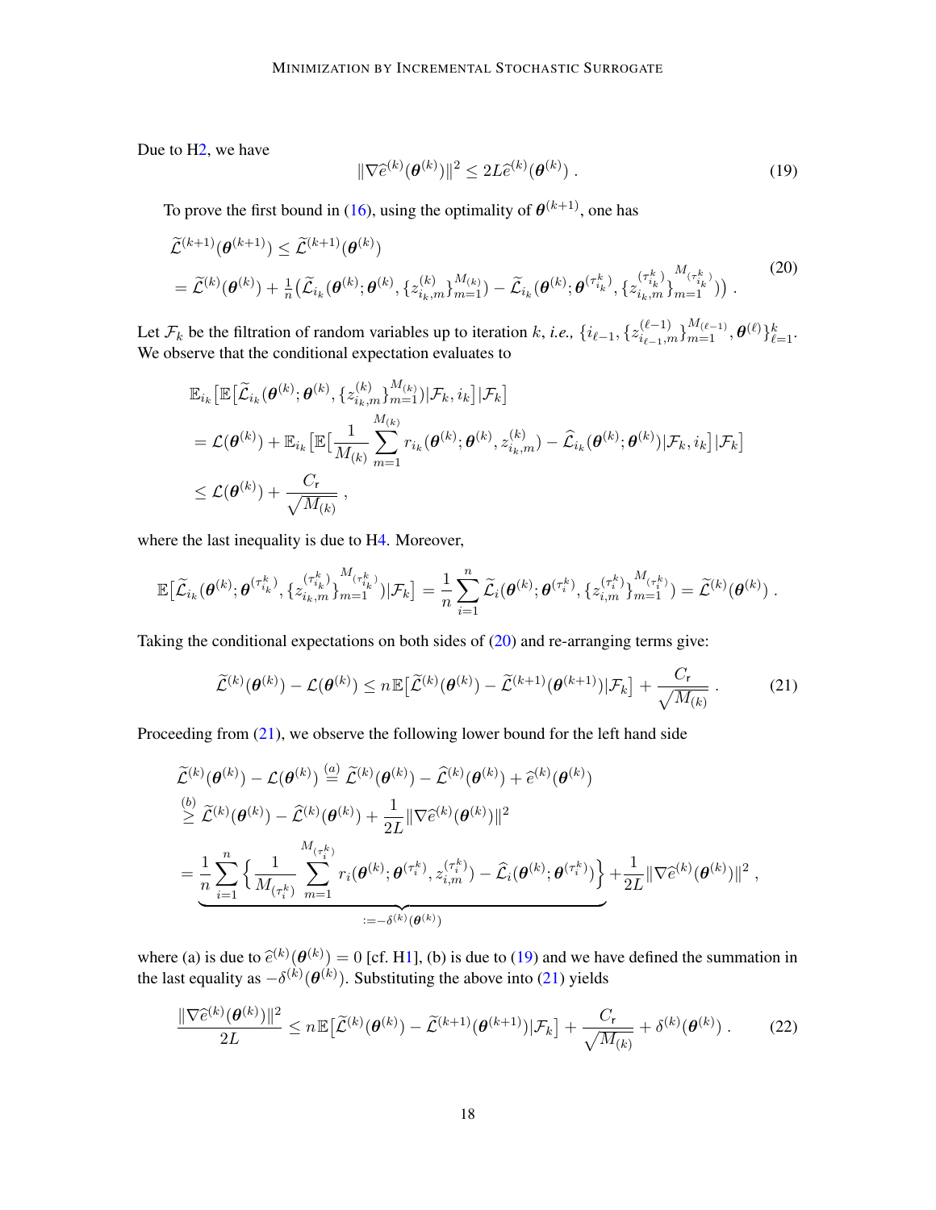Due to H2, we have

$$
\|\nabla \widehat{e}^{(k)}(\boldsymbol{\theta}^{(k)})\|^2 \leq 2L\widehat{e}^{(k)}(\boldsymbol{\theta}^{(k)}) \ . \tag{19}
$$

To prove the first bound in (16), using the optimality of $\boldsymbol{\theta}^{(k+1)}$, one has

$$
\begin{aligned}
&\widetilde{\mathcal{L}}^{(k+1)}(\boldsymbol{\theta}^{(k+1)}) \leq \widetilde{\mathcal{L}}^{(k+1)}(\boldsymbol{\theta}^{(k)}) \\
&= \widetilde{\mathcal{L}}^{(k)}(\boldsymbol{\theta}^{(k)}) + \tfrac{1}{n}\big(\widetilde{\mathcal{L}}_{i_k}(\boldsymbol{\theta}^{(k)}; \boldsymbol{\theta}^{(k)}, \{z_{i_k,m}^{(k)}\}_{m=1}^{M_{(k)}}) - \widetilde{\mathcal{L}}_{i_k}(\boldsymbol{\theta}^{(k)}; \boldsymbol{\theta}^{(\tau_{i_k}^k)}, \{z_{i_k,m}^{(\tau_{i_k}^k)}\}_{m=1}^{M_{(\tau_{i_k}^k)}})\big) \ .
\end{aligned} \tag{20}
$$

Let $\mathcal{F}_k$ be the filtration of random variables up to iteration $k$, *i.e.*, $\{i_{\ell-1}, \{z_{i_{\ell-1},m}^{(\ell-1)}\}_{m=1}^{M_{(\ell-1)}}, \boldsymbol{\theta}^{(\ell)}\}_{\ell=1}^{k}$. We observe that the conditional expectation evaluates to

$$
\begin{aligned}
&\mathbb{E}_{i_k}\big[\mathbb{E}\big[\widetilde{\mathcal{L}}_{i_k}(\boldsymbol{\theta}^{(k)}; \boldsymbol{\theta}^{(k)}, \{z_{i_k,m}^{(k)}\}_{m=1}^{M_{(k)}})|\mathcal{F}_k, i_k\big]|\mathcal{F}_k\big] \\
&= \mathcal{L}(\boldsymbol{\theta}^{(k)}) + \mathbb{E}_{i_k}\big[\mathbb{E}\big[\frac{1}{M_{(k)}}\sum_{m=1}^{M_{(k)}} r_{i_k}(\boldsymbol{\theta}^{(k)}; \boldsymbol{\theta}^{(k)}, z_{i_k,m}^{(k)}) - \widehat{\mathcal{L}}_{i_k}(\boldsymbol{\theta}^{(k)}; \boldsymbol{\theta}^{(k)})|\mathcal{F}_k, i_k\big]|\mathcal{F}_k\big] \\
&\leq \mathcal{L}(\boldsymbol{\theta}^{(k)}) + \frac{C_{\mathsf{r}}}{\sqrt{M_{(k)}}} \ ,
\end{aligned}
$$

where the last inequality is due to H4. Moreover,

$$
\mathbb{E}\big[\widetilde{\mathcal{L}}_{i_k}(\boldsymbol{\theta}^{(k)}; \boldsymbol{\theta}^{(\tau_{i_k}^k)}, \{z_{i_k,m}^{(\tau_{i_k}^k)}\}_{m=1}^{M_{(\tau_{i_k}^k)}})|\mathcal{F}_k\big] = \frac{1}{n}\sum_{i=1}^{n} \widetilde{\mathcal{L}}_i(\boldsymbol{\theta}^{(k)}; \boldsymbol{\theta}^{(\tau_i^k)}, \{z_{i,m}^{(\tau_i^k)}\}_{m=1}^{M_{(\tau_i^k)}}) = \widetilde{\mathcal{L}}^{(k)}(\boldsymbol{\theta}^{(k)}) \ .
$$

Taking the conditional expectations on both sides of (20) and re-arranging terms give:

$$
\widetilde{\mathcal{L}}^{(k)}(\boldsymbol{\theta}^{(k)}) - \mathcal{L}(\boldsymbol{\theta}^{(k)}) \leq n\mathbb{E}\big[\widetilde{\mathcal{L}}^{(k)}(\boldsymbol{\theta}^{(k)}) - \widetilde{\mathcal{L}}^{(k+1)}(\boldsymbol{\theta}^{(k+1)})|\mathcal{F}_k\big] + \frac{C_{\mathsf{r}}}{\sqrt{M_{(k)}}} \ . \tag{21}
$$

Proceeding from (21), we observe the following lower bound for the left hand side

$$
\begin{aligned}
&\widetilde{\mathcal{L}}^{(k)}(\boldsymbol{\theta}^{(k)}) - \mathcal{L}(\boldsymbol{\theta}^{(k)}) \overset{(a)}{=} \widetilde{\mathcal{L}}^{(k)}(\boldsymbol{\theta}^{(k)}) - \widehat{\mathcal{L}}^{(k)}(\boldsymbol{\theta}^{(k)}) + \widehat{e}^{(k)}(\boldsymbol{\theta}^{(k)}) \\
&\overset{(b)}{\geq} \widetilde{\mathcal{L}}^{(k)}(\boldsymbol{\theta}^{(k)}) - \widehat{\mathcal{L}}^{(k)}(\boldsymbol{\theta}^{(k)}) + \frac{1}{2L}\|\nabla \widehat{e}^{(k)}(\boldsymbol{\theta}^{(k)})\|^2 \\
&= \underbrace{\frac{1}{n}\sum_{i=1}^{n}\Big\{\frac{1}{M_{(\tau_i^k)}}\sum_{m=1}^{M_{(\tau_i^k)}} r_i(\boldsymbol{\theta}^{(k)}; \boldsymbol{\theta}^{(\tau_i^k)}, z_{i,m}^{(\tau_i^k)}) - \widehat{\mathcal{L}}_i(\boldsymbol{\theta}^{(k)}; \boldsymbol{\theta}^{(\tau_i^k)})\Big\}}_{:= -\delta^{(k)}(\boldsymbol{\theta}^{(k)})} + \frac{1}{2L}\|\nabla \widehat{e}^{(k)}(\boldsymbol{\theta}^{(k)})\|^2 \ ,
\end{aligned}
$$

where (a) is due to $\widehat{e}^{(k)}(\boldsymbol{\theta}^{(k)}) = 0$ [cf. H1], (b) is due to (19) and we have defined the summation in the last equality as $-\delta^{(k)}(\boldsymbol{\theta}^{(k)})$. Substituting the above into (21) yields

$$
\frac{\|\nabla \widehat{e}^{(k)}(\boldsymbol{\theta}^{(k)})\|^2}{2L} \leq n\mathbb{E}\big[\widetilde{\mathcal{L}}^{(k)}(\boldsymbol{\theta}^{(k)}) - \widetilde{\mathcal{L}}^{(k+1)}(\boldsymbol{\theta}^{(k+1)})|\mathcal{F}_k\big] + \frac{C_{\mathsf{r}}}{\sqrt{M_{(k)}}} + \delta^{(k)}(\boldsymbol{\theta}^{(k)}) \ . \tag{22}
$$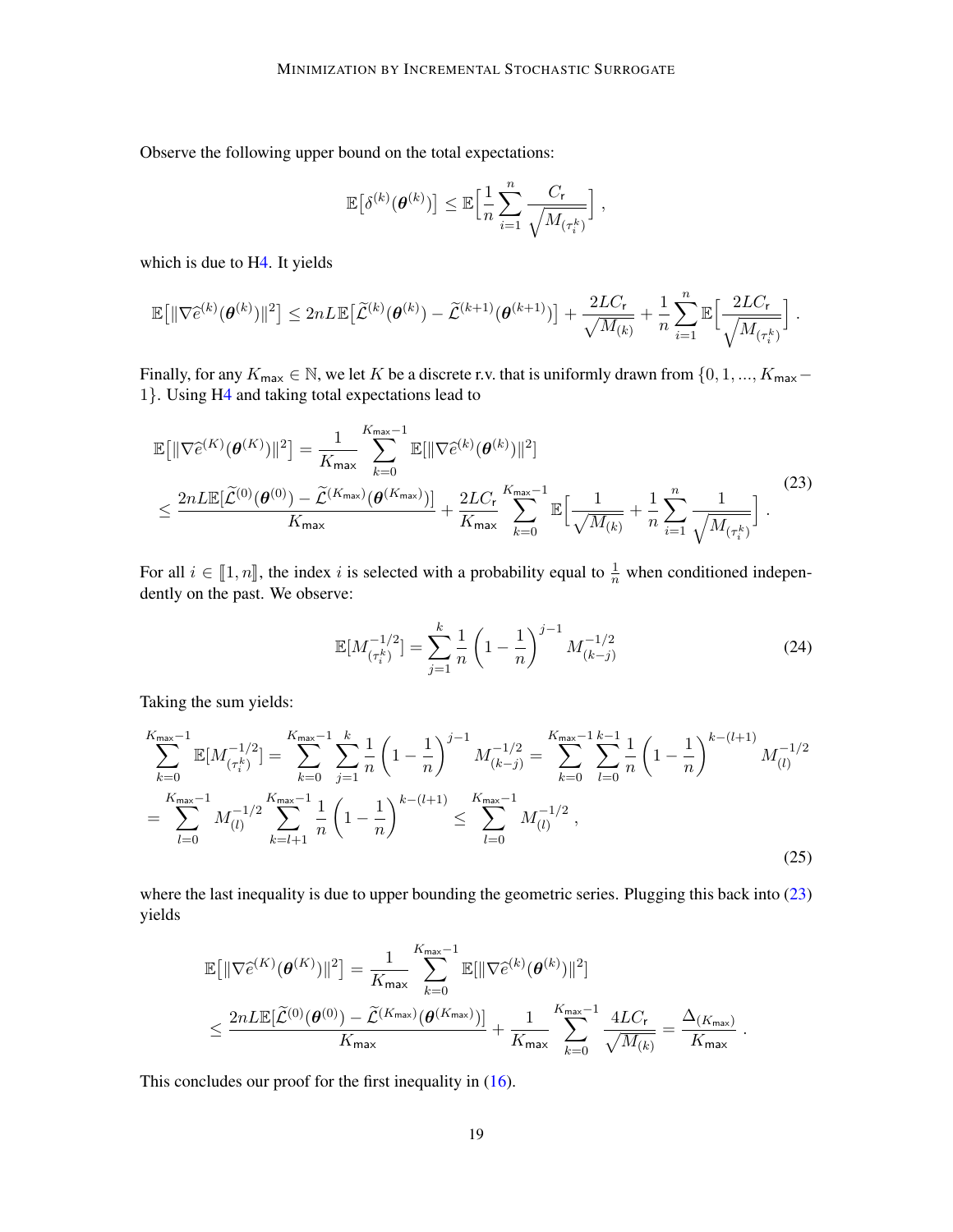Observe the following upper bound on the total expectations:

$$\mathbb{E}\big[\delta^{(k)}(\boldsymbol{\theta}^{(k)})\big] \leq \mathbb{E}\Big[\frac{1}{n}\sum_{i=1}^{n} \frac{C_{\mathsf{r}}}{\sqrt{M_{(\tau_i^k)}}}\Big] \, ,$$

which is due to H4. It yields

$$\mathbb{E}\big[\|\nabla \widehat{e}^{(k)}(\boldsymbol{\theta}^{(k)})\|^2\big] \leq 2nL\mathbb{E}\big[\widetilde{\mathcal{L}}^{(k)}(\boldsymbol{\theta}^{(k)}) - \widetilde{\mathcal{L}}^{(k+1)}(\boldsymbol{\theta}^{(k+1)})\big] + \frac{2LC_{\mathsf{r}}}{\sqrt{M_{(k)}}} + \frac{1}{n}\sum_{i=1}^{n}\mathbb{E}\Big[\frac{2LC_{\mathsf{r}}}{\sqrt{M_{(\tau_i^k)}}}\Big] \, .$$

Finally, for any $K_{\mathsf{max}} \in \mathbb{N}$, we let $K$ be a discrete r.v. that is uniformly drawn from $\{0, 1, ..., K_{\mathsf{max}} - 1\}$. Using H4 and taking total expectations lead to

$$\begin{aligned}
&\mathbb{E}\big[\|\nabla \widehat{e}^{(K)}(\boldsymbol{\theta}^{(K)})\|^2\big] = \frac{1}{K_{\mathsf{max}}}\sum_{k=0}^{K_{\mathsf{max}}-1}\mathbb{E}[\|\nabla \widehat{e}^{(k)}(\boldsymbol{\theta}^{(k)})\|^2] \\
&\leq \frac{2nL\mathbb{E}[\widetilde{\mathcal{L}}^{(0)}(\boldsymbol{\theta}^{(0)}) - \widetilde{\mathcal{L}}^{(K_{\mathsf{max}})}(\boldsymbol{\theta}^{(K_{\mathsf{max}})})]}{K_{\mathsf{max}}} + \frac{2LC_{\mathsf{r}}}{K_{\mathsf{max}}}\sum_{k=0}^{K_{\mathsf{max}}-1}\mathbb{E}\Big[\frac{1}{\sqrt{M_{(k)}}} + \frac{1}{n}\sum_{i=1}^{n}\frac{1}{\sqrt{M_{(\tau_i^k)}}}\Big] \, .
\end{aligned} \tag{23}$$

For all $i \in \llbracket 1, n \rrbracket$, the index $i$ is selected with a probability equal to $\frac{1}{n}$ when conditioned independently on the past. We observe:

$$\mathbb{E}[M_{(\tau_i^k)}^{-1/2}] = \sum_{j=1}^{k}\frac{1}{n}\left(1 - \frac{1}{n}\right)^{j-1} M_{(k-j)}^{-1/2} \tag{24}$$

Taking the sum yields:

$$\begin{aligned}
\sum_{k=0}^{K_{\mathsf{max}}-1}\mathbb{E}[M_{(\tau_i^k)}^{-1/2}] &= \sum_{k=0}^{K_{\mathsf{max}}-1}\sum_{j=1}^{k}\frac{1}{n}\left(1 - \frac{1}{n}\right)^{j-1} M_{(k-j)}^{-1/2} = \sum_{k=0}^{K_{\mathsf{max}}-1}\sum_{l=0}^{k-1}\frac{1}{n}\left(1 - \frac{1}{n}\right)^{k-(l+1)} M_{(l)}^{-1/2} \\
&= \sum_{l=0}^{K_{\mathsf{max}}-1} M_{(l)}^{-1/2}\sum_{k=l+1}^{K_{\mathsf{max}}-1}\frac{1}{n}\left(1 - \frac{1}{n}\right)^{k-(l+1)} \leq \sum_{l=0}^{K_{\mathsf{max}}-1} M_{(l)}^{-1/2} \, ,
\end{aligned} \tag{25}$$

where the last inequality is due to upper bounding the geometric series. Plugging this back into (23) yields

$$\begin{aligned}
&\mathbb{E}\big[\|\nabla \widehat{e}^{(K)}(\boldsymbol{\theta}^{(K)})\|^2\big] = \frac{1}{K_{\mathsf{max}}}\sum_{k=0}^{K_{\mathsf{max}}-1}\mathbb{E}[\|\nabla \widehat{e}^{(k)}(\boldsymbol{\theta}^{(k)})\|^2] \\
&\leq \frac{2nL\mathbb{E}[\widetilde{\mathcal{L}}^{(0)}(\boldsymbol{\theta}^{(0)}) - \widetilde{\mathcal{L}}^{(K_{\mathsf{max}})}(\boldsymbol{\theta}^{(K_{\mathsf{max}})})]}{K_{\mathsf{max}}} + \frac{1}{K_{\mathsf{max}}}\sum_{k=0}^{K_{\mathsf{max}}-1}\frac{4LC_{\mathsf{r}}}{\sqrt{M_{(k)}}} = \frac{\Delta_{(K_{\mathsf{max}})}}{K_{\mathsf{max}}} \, .
\end{aligned}$$

This concludes our proof for the first inequality in (16).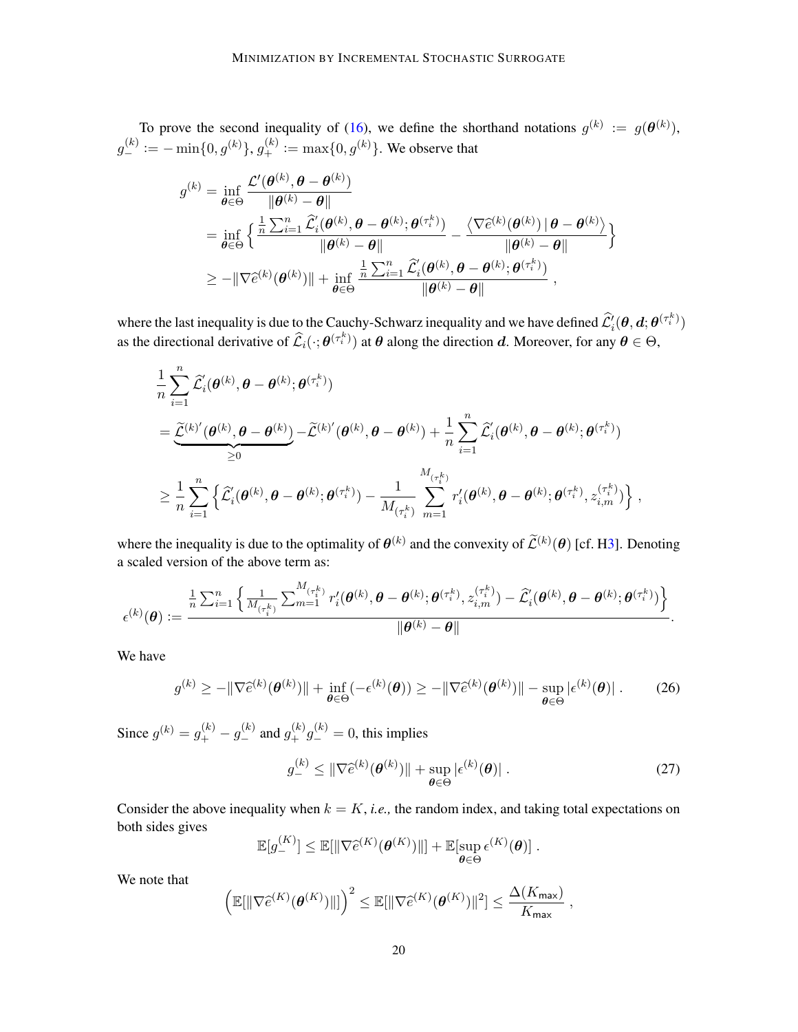To prove the second inequality of (16), we define the shorthand notations $g^{(k)} := g(\boldsymbol{\theta}^{(k)})$, $g_-^{(k)} := -\min\{0, g^{(k)}\}$, $g_+^{(k)} := \max\{0, g^{(k)}\}$. We observe that

$$
\begin{aligned}
g^{(k)} &= \inf_{\boldsymbol{\theta} \in \Theta} \frac{\mathcal{L}'(\boldsymbol{\theta}^{(k)}, \boldsymbol{\theta} - \boldsymbol{\theta}^{(k)})}{\|\boldsymbol{\theta}^{(k)} - \boldsymbol{\theta}\|} \\
&= \inf_{\boldsymbol{\theta} \in \Theta} \Big\{ \frac{\frac{1}{n}\sum_{i=1}^n \widehat{\mathcal{L}}_i'(\boldsymbol{\theta}^{(k)}, \boldsymbol{\theta} - \boldsymbol{\theta}^{(k)}; \boldsymbol{\theta}^{(\tau_i^k)})}{\|\boldsymbol{\theta}^{(k)} - \boldsymbol{\theta}\|} - \frac{\langle \nabla \widehat{e}^{(k)}(\boldsymbol{\theta}^{(k)}) \,|\, \boldsymbol{\theta} - \boldsymbol{\theta}^{(k)} \rangle}{\|\boldsymbol{\theta}^{(k)} - \boldsymbol{\theta}\|} \Big\} \\
&\geq -\|\nabla \widehat{e}^{(k)}(\boldsymbol{\theta}^{(k)})\| + \inf_{\boldsymbol{\theta} \in \Theta} \frac{\frac{1}{n}\sum_{i=1}^n \widehat{\mathcal{L}}_i'(\boldsymbol{\theta}^{(k)}, \boldsymbol{\theta} - \boldsymbol{\theta}^{(k)}; \boldsymbol{\theta}^{(\tau_i^k)})}{\|\boldsymbol{\theta}^{(k)} - \boldsymbol{\theta}\|} \,,
\end{aligned}
$$

where the last inequality is due to the Cauchy-Schwarz inequality and we have defined $\widehat{\mathcal{L}}_i'(\boldsymbol{\theta}, \boldsymbol{d}; \boldsymbol{\theta}^{(\tau_i^k)})$ as the directional derivative of $\widehat{\mathcal{L}}_i(\cdot; \boldsymbol{\theta}^{(\tau_i^k)})$ at $\boldsymbol{\theta}$ along the direction $\boldsymbol{d}$. Moreover, for any $\boldsymbol{\theta} \in \Theta$,

$$
\begin{aligned}
&\frac{1}{n}\sum_{i=1}^n \widehat{\mathcal{L}}_i'(\boldsymbol{\theta}^{(k)}, \boldsymbol{\theta} - \boldsymbol{\theta}^{(k)}; \boldsymbol{\theta}^{(\tau_i^k)}) \\
&= \underbrace{\widetilde{\mathcal{L}}^{(k)'}(\boldsymbol{\theta}^{(k)}, \boldsymbol{\theta} - \boldsymbol{\theta}^{(k)})}_{\geq 0} - \widetilde{\mathcal{L}}^{(k)'}(\boldsymbol{\theta}^{(k)}, \boldsymbol{\theta} - \boldsymbol{\theta}^{(k)}) + \frac{1}{n}\sum_{i=1}^n \widehat{\mathcal{L}}_i'(\boldsymbol{\theta}^{(k)}, \boldsymbol{\theta} - \boldsymbol{\theta}^{(k)}; \boldsymbol{\theta}^{(\tau_i^k)}) \\
&\geq \frac{1}{n}\sum_{i=1}^n \Big\{ \widehat{\mathcal{L}}_i'(\boldsymbol{\theta}^{(k)}, \boldsymbol{\theta} - \boldsymbol{\theta}^{(k)}; \boldsymbol{\theta}^{(\tau_i^k)}) - \frac{1}{M_{(\tau_i^k)}} \sum_{m=1}^{M_{(\tau_i^k)}} r_i'(\boldsymbol{\theta}^{(k)}, \boldsymbol{\theta} - \boldsymbol{\theta}^{(k)}; \boldsymbol{\theta}^{(\tau_i^k)}, z_{i,m}^{(\tau_i^k)}) \Big\} \,,
\end{aligned}
$$

where the inequality is due to the optimality of $\boldsymbol{\theta}^{(k)}$ and the convexity of $\widetilde{\mathcal{L}}^{(k)}(\boldsymbol{\theta})$ [cf. H3]. Denoting a scaled version of the above term as:

$$
\epsilon^{(k)}(\boldsymbol{\theta}) := \frac{\frac{1}{n}\sum_{i=1}^n \Big\{ \frac{1}{M_{(\tau_i^k)}} \sum_{m=1}^{M_{(\tau_i^k)}} r_i'(\boldsymbol{\theta}^{(k)}, \boldsymbol{\theta} - \boldsymbol{\theta}^{(k)}; \boldsymbol{\theta}^{(\tau_i^k)}, z_{i,m}^{(\tau_i^k)}) - \widehat{\mathcal{L}}_i'(\boldsymbol{\theta}^{(k)}, \boldsymbol{\theta} - \boldsymbol{\theta}^{(k)}; \boldsymbol{\theta}^{(\tau_i^k)}) \Big\}}{\|\boldsymbol{\theta}^{(k)} - \boldsymbol{\theta}\|} .
$$

We have

$$
g^{(k)} \geq -\|\nabla \widehat{e}^{(k)}(\boldsymbol{\theta}^{(k)})\| + \inf_{\boldsymbol{\theta} \in \Theta} (-\epsilon^{(k)}(\boldsymbol{\theta})) \geq -\|\nabla \widehat{e}^{(k)}(\boldsymbol{\theta}^{(k)})\| - \sup_{\boldsymbol{\theta} \in \Theta} |\epsilon^{(k)}(\boldsymbol{\theta})| \,. \tag{26}
$$

Since $g^{(k)} = g_+^{(k)} - g_-^{(k)}$ and $g_+^{(k)} g_-^{(k)} = 0$, this implies

$$
g_-^{(k)} \leq \|\nabla \widehat{e}^{(k)}(\boldsymbol{\theta}^{(k)})\| + \sup_{\boldsymbol{\theta} \in \Theta} |\epsilon^{(k)}(\boldsymbol{\theta})| \,. \tag{27}
$$

Consider the above inequality when $k = K$, *i.e.,* the random index, and taking total expectations on both sides gives

$$
\mathbb{E}[g_-^{(K)}] \leq \mathbb{E}[\|\nabla \widehat{e}^{(K)}(\boldsymbol{\theta}^{(K)})\|] + \mathbb{E}[\sup_{\boldsymbol{\theta} \in \Theta} \epsilon^{(K)}(\boldsymbol{\theta})] \,.
$$

We note that

$$
\Big( \mathbb{E}[\|\nabla \widehat{e}^{(K)}(\boldsymbol{\theta}^{(K)})\|] \Big)^2 \leq \mathbb{E}[\|\nabla \widehat{e}^{(K)}(\boldsymbol{\theta}^{(K)})\|^2] \leq \frac{\Delta(K_{\mathsf{max}})}{K_{\mathsf{max}}} \,,
$$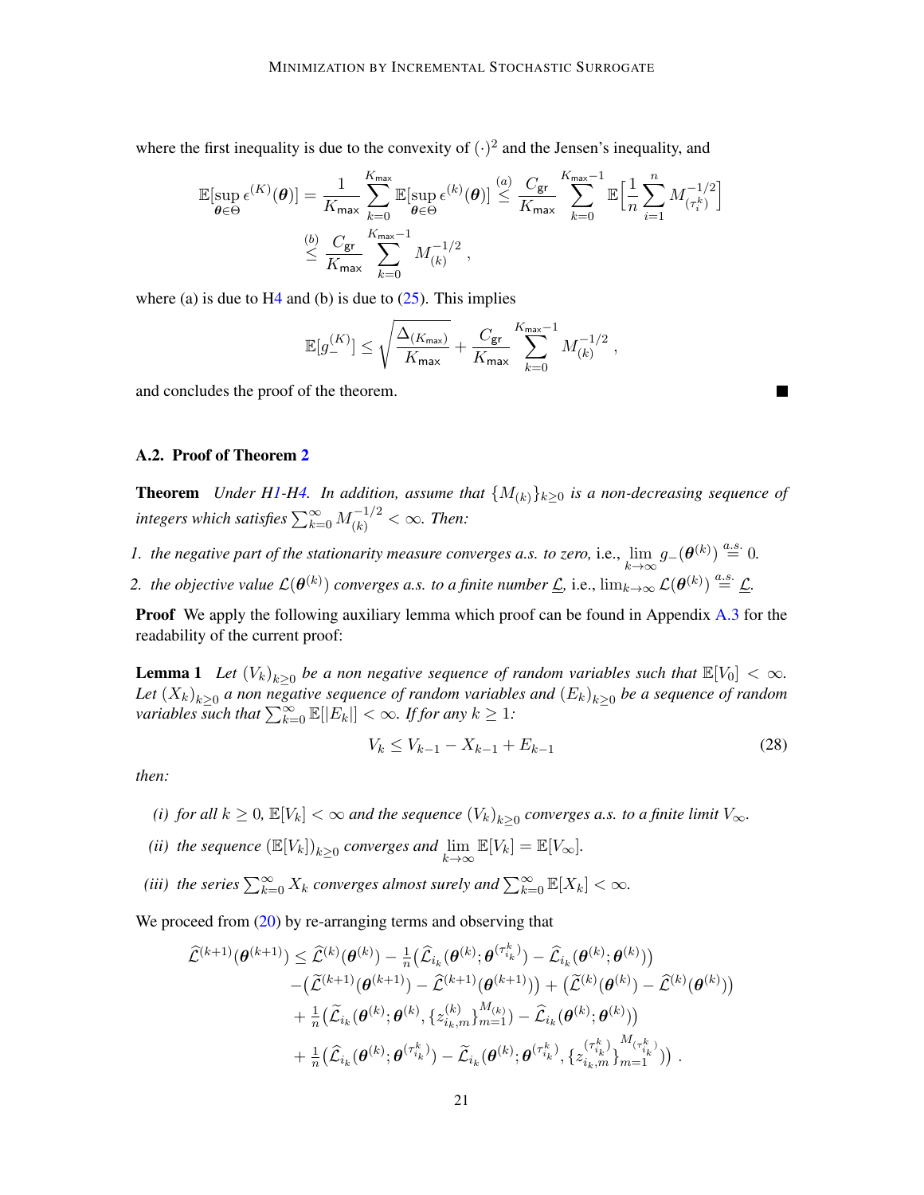where the first inequality is due to the convexity of $(\cdot)^2$ and the Jensen's inequality, and

$$
\mathbb{E}[\sup_{\boldsymbol{\theta}\in\Theta} \epsilon^{(K)}(\boldsymbol{\theta})] = \frac{1}{K_{\sf max}} \sum_{k=0}^{K_{\sf max}} \mathbb{E}[\sup_{\boldsymbol{\theta}\in\Theta} \epsilon^{(k)}(\boldsymbol{\theta})] \overset{(a)}{\leq} \frac{C_{\sf gr}}{K_{\sf max}} \sum_{k=0}^{K_{\sf max}-1} \mathbb{E}\Big[\frac{1}{n}\sum_{i=1}^{n} M_{(\tau_i^k)}^{-1/2}\Big]
$$
$$
\overset{(b)}{\leq} \frac{C_{\sf gr}}{K_{\sf max}} \sum_{k=0}^{K_{\sf max}-1} M_{(k)}^{-1/2} ,
$$

where (a) is due to H4 and (b) is due to (25). This implies

$$
\mathbb{E}[g_{-}^{(K)}] \leq \sqrt{\frac{\Delta_{(K_{\sf max})}}{K_{\sf max}}} + \frac{C_{\sf gr}}{K_{\sf max}} \sum_{k=0}^{K_{\sf max}-1} M_{(k)}^{-1/2} ,
$$

and concludes the proof of the theorem. ∎

### A.2. Proof of Theorem 2

**Theorem** *Under H1-H4. In addition, assume that $\{M_{(k)}\}_{k\geq 0}$ is a non-decreasing sequence of integers which satisfies $\sum_{k=0}^{\infty} M_{(k)}^{-1/2} < \infty$. Then:*

1. *the negative part of the stationarity measure converges a.s. to zero,* i.e., $\lim_{k\to\infty} g_{-}(\boldsymbol{\theta}^{(k)}) \overset{a.s.}{=} 0$.
2. *the objective value $\mathcal{L}(\boldsymbol{\theta}^{(k)})$ converges a.s. to a finite number $\underline{\mathcal{L}}$,* i.e., $\lim_{k\to\infty} \mathcal{L}(\boldsymbol{\theta}^{(k)}) \overset{a.s.}{=} \underline{\mathcal{L}}$.

**Proof** We apply the following auxiliary lemma which proof can be found in Appendix A.3 for the readability of the current proof:

**Lemma 1** *Let $(V_k)_{k\geq 0}$ be a non negative sequence of random variables such that $\mathbb{E}[V_0] < \infty$. Let $(X_k)_{k\geq 0}$ a non negative sequence of random variables and $(E_k)_{k\geq 0}$ be a sequence of random variables such that $\sum_{k=0}^{\infty} \mathbb{E}[|E_k|] < \infty$. If for any $k \geq 1$:*

$$
V_k \leq V_{k-1} - X_{k-1} + E_{k-1} \tag{28}
$$

*then:*

*(i) for all $k \geq 0$, $\mathbb{E}[V_k] < \infty$ and the sequence $(V_k)_{k\geq 0}$ converges a.s. to a finite limit $V_\infty$.*

*(ii) the sequence $(\mathbb{E}[V_k])_{k\geq 0}$ converges and $\lim_{k\to\infty} \mathbb{E}[V_k] = \mathbb{E}[V_\infty]$.*

*(iii) the series $\sum_{k=0}^{\infty} X_k$ converges almost surely and $\sum_{k=0}^{\infty} \mathbb{E}[X_k] < \infty$.*

We proceed from (20) by re-arranging terms and observing that

$$
\begin{aligned}
\widehat{\mathcal{L}}^{(k+1)}(\boldsymbol{\theta}^{(k+1)}) \leq\ & \widehat{\mathcal{L}}^{(k)}(\boldsymbol{\theta}^{(k)}) - \tfrac{1}{n}\big(\widehat{\mathcal{L}}_{i_k}(\boldsymbol{\theta}^{(k)}; \boldsymbol{\theta}^{(\tau_{i_k}^k)}) - \widehat{\mathcal{L}}_{i_k}(\boldsymbol{\theta}^{(k)}; \boldsymbol{\theta}^{(k)})\big) \\
& - \big(\widetilde{\mathcal{L}}^{(k+1)}(\boldsymbol{\theta}^{(k+1)}) - \widehat{\mathcal{L}}^{(k+1)}(\boldsymbol{\theta}^{(k+1)})\big) + \big(\widetilde{\mathcal{L}}^{(k)}(\boldsymbol{\theta}^{(k)}) - \widehat{\mathcal{L}}^{(k)}(\boldsymbol{\theta}^{(k)})\big) \\
& + \tfrac{1}{n}\big(\widetilde{\mathcal{L}}_{i_k}(\boldsymbol{\theta}^{(k)}; \boldsymbol{\theta}^{(k)}, \{z_{i_k,m}^{(k)}\}_{m=1}^{M_{(k)}}) - \widehat{\mathcal{L}}_{i_k}(\boldsymbol{\theta}^{(k)}; \boldsymbol{\theta}^{(k)})\big) \\
& + \tfrac{1}{n}\big(\widehat{\mathcal{L}}_{i_k}(\boldsymbol{\theta}^{(k)}; \boldsymbol{\theta}^{(\tau_{i_k}^k)}) - \widetilde{\mathcal{L}}_{i_k}(\boldsymbol{\theta}^{(k)}; \boldsymbol{\theta}^{(\tau_{i_k}^k)}, \{z_{i_k,m}^{(\tau_{i_k}^k)}\}_{m=1}^{M_{(\tau_{i_k}^k)}})\big) .
\end{aligned}
$$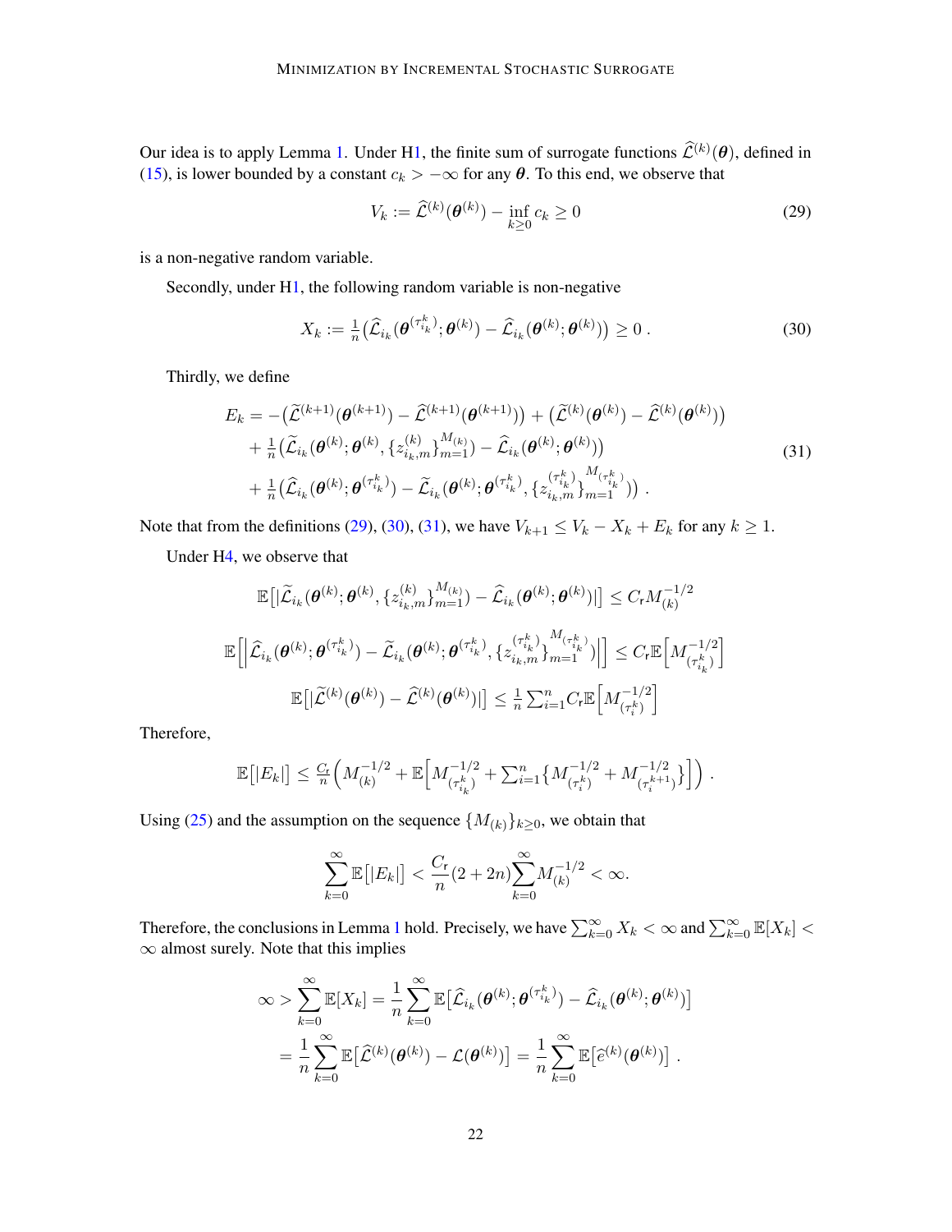Our idea is to apply Lemma 1. Under H1, the finite sum of surrogate functions $\widehat{\mathcal{L}}^{(k)}(\boldsymbol{\theta})$, defined in (15), is lower bounded by a constant $c_k > -\infty$ for any $\boldsymbol{\theta}$. To this end, we observe that

$$V_k := \widehat{\mathcal{L}}^{(k)}(\boldsymbol{\theta}^{(k)}) - \inf_{k \geq 0} c_k \geq 0 \tag{29}$$

is a non-negative random variable.

Secondly, under H1, the following random variable is non-negative

$$X_k := \tfrac{1}{n}\big(\widehat{\mathcal{L}}_{i_k}(\boldsymbol{\theta}^{(\tau_{i_k}^k)}; \boldsymbol{\theta}^{(k)}) - \widehat{\mathcal{L}}_{i_k}(\boldsymbol{\theta}^{(k)}; \boldsymbol{\theta}^{(k)})\big) \geq 0 \, . \tag{30}$$

Thirdly, we define

$$\begin{aligned}
E_k = &-\big(\widetilde{\mathcal{L}}^{(k+1)}(\boldsymbol{\theta}^{(k+1)}) - \widehat{\mathcal{L}}^{(k+1)}(\boldsymbol{\theta}^{(k+1)})\big) + \big(\widetilde{\mathcal{L}}^{(k)}(\boldsymbol{\theta}^{(k)}) - \widehat{\mathcal{L}}^{(k)}(\boldsymbol{\theta}^{(k)})\big) \\
&+ \tfrac{1}{n}\big(\widetilde{\mathcal{L}}_{i_k}(\boldsymbol{\theta}^{(k)}; \boldsymbol{\theta}^{(k)}, \{z_{i_k,m}^{(k)}\}_{m=1}^{M_{(k)}}) - \widehat{\mathcal{L}}_{i_k}(\boldsymbol{\theta}^{(k)}; \boldsymbol{\theta}^{(k)})\big) \\
&+ \tfrac{1}{n}\big(\widehat{\mathcal{L}}_{i_k}(\boldsymbol{\theta}^{(k)}; \boldsymbol{\theta}^{(\tau_{i_k}^k)}) - \widetilde{\mathcal{L}}_{i_k}(\boldsymbol{\theta}^{(k)}; \boldsymbol{\theta}^{(\tau_{i_k}^k)}, \{z_{i_k,m}^{(\tau_{i_k}^k)}\}_{m=1}^{M_{(\tau_{i_k}^k)}})\big) \, .
\end{aligned} \tag{31}$$

Note that from the definitions (29), (30), (31), we have $V_{k+1} \leq V_k - X_k + E_k$ for any $k \geq 1$.

Under H4, we observe that

$$\mathbb{E}\big[|\widetilde{\mathcal{L}}_{i_k}(\boldsymbol{\theta}^{(k)}; \boldsymbol{\theta}^{(k)}, \{z_{i_k,m}^{(k)}\}_{m=1}^{M_{(k)}}) - \widehat{\mathcal{L}}_{i_k}(\boldsymbol{\theta}^{(k)}; \boldsymbol{\theta}^{(k)})|\big] \leq C_{\mathsf{r}} M_{(k)}^{-1/2}$$

$$\mathbb{E}\Big[\Big|\widehat{\mathcal{L}}_{i_k}(\boldsymbol{\theta}^{(k)}; \boldsymbol{\theta}^{(\tau_{i_k}^k)}) - \widetilde{\mathcal{L}}_{i_k}(\boldsymbol{\theta}^{(k)}; \boldsymbol{\theta}^{(\tau_{i_k}^k)}, \{z_{i_k,m}^{(\tau_{i_k}^k)}\}_{m=1}^{M_{(\tau_{i_k}^k)}})\Big|\Big] \leq C_{\mathsf{r}} \mathbb{E}\Big[M_{(\tau_{i_k}^k)}^{-1/2}\Big]$$

$$\mathbb{E}\big[|\widetilde{\mathcal{L}}^{(k)}(\boldsymbol{\theta}^{(k)}) - \widehat{\mathcal{L}}^{(k)}(\boldsymbol{\theta}^{(k)})|\big] \leq \tfrac{1}{n}\textstyle\sum_{i=1}^{n} C_{\mathsf{r}} \mathbb{E}\Big[M_{(\tau_i^k)}^{-1/2}\Big]$$

Therefore,

$$\mathbb{E}\big[|E_k|\big] \leq \tfrac{C_{\mathsf{r}}}{n}\Big(M_{(k)}^{-1/2} + \mathbb{E}\Big[M_{(\tau_{i_k}^k)}^{-1/2} + \textstyle\sum_{i=1}^{n}\big\{M_{(\tau_i^k)}^{-1/2} + M_{(\tau_i^{k+1})}^{-1/2}\big\}\Big]\Big) \, .$$

Using (25) and the assumption on the sequence $\{M_{(k)}\}_{k \geq 0}$, we obtain that

$$\sum_{k=0}^{\infty} \mathbb{E}\big[|E_k|\big] < \frac{C_{\mathsf{r}}}{n}(2 + 2n)\sum_{k=0}^{\infty} M_{(k)}^{-1/2} < \infty.$$

Therefore, the conclusions in Lemma 1 hold. Precisely, we have $\sum_{k=0}^{\infty} X_k < \infty$ and $\sum_{k=0}^{\infty} \mathbb{E}[X_k] < \infty$ almost surely. Note that this implies

$$\begin{aligned}
\infty > \sum_{k=0}^{\infty} \mathbb{E}[X_k] &= \frac{1}{n}\sum_{k=0}^{\infty} \mathbb{E}\big[\widehat{\mathcal{L}}_{i_k}(\boldsymbol{\theta}^{(k)}; \boldsymbol{\theta}^{(\tau_{i_k}^k)}) - \widehat{\mathcal{L}}_{i_k}(\boldsymbol{\theta}^{(k)}; \boldsymbol{\theta}^{(k)})\big] \\
&= \frac{1}{n}\sum_{k=0}^{\infty} \mathbb{E}\big[\widehat{\mathcal{L}}^{(k)}(\boldsymbol{\theta}^{(k)}) - \mathcal{L}(\boldsymbol{\theta}^{(k)})\big] = \frac{1}{n}\sum_{k=0}^{\infty} \mathbb{E}\big[\widehat{e}^{(k)}(\boldsymbol{\theta}^{(k)})\big] \, .
\end{aligned}$$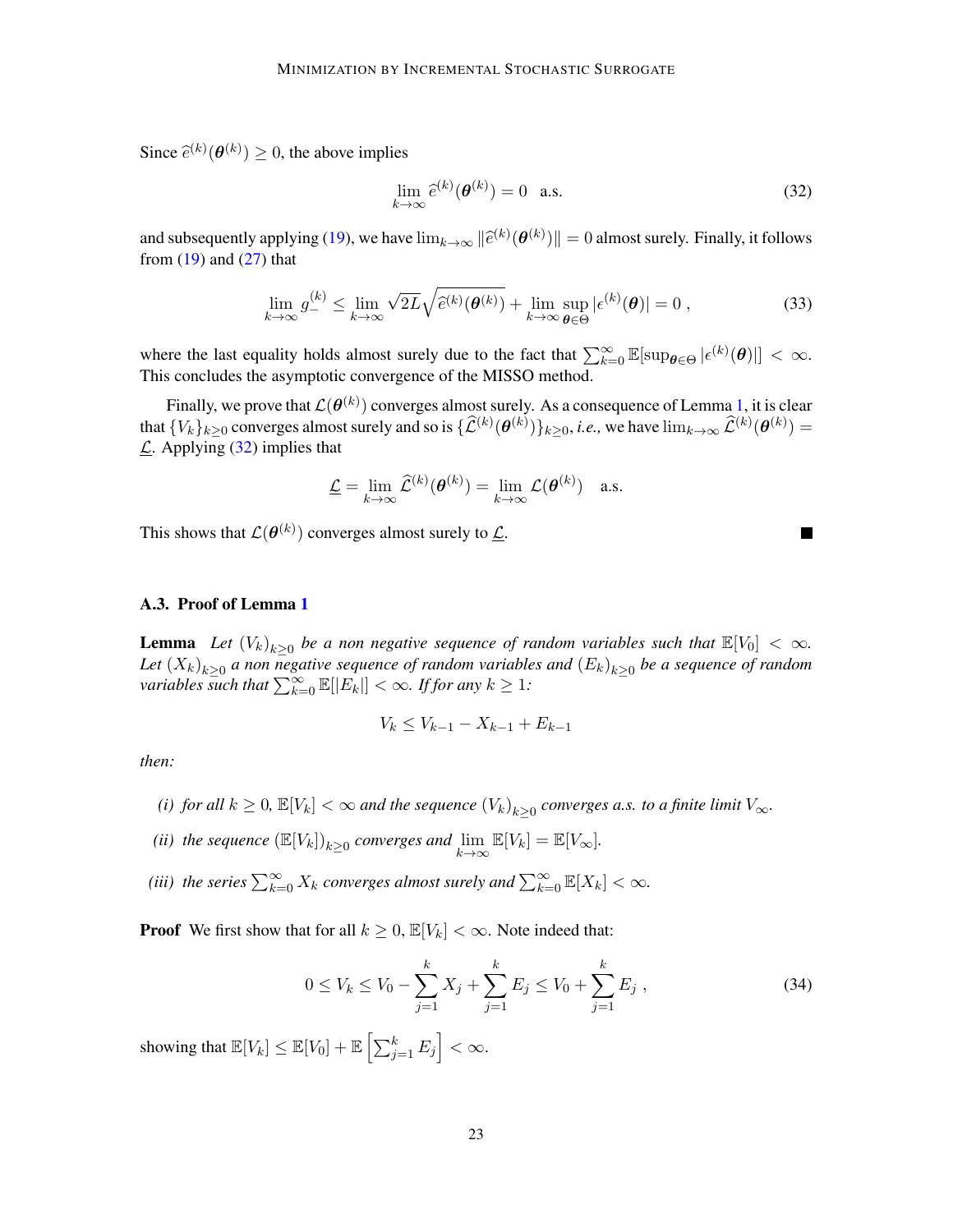Since $\widehat{e}^{(k)}(\boldsymbol{\theta}^{(k)}) \geq 0$, the above implies

$$\lim_{k\to\infty} \widehat{e}^{(k)}(\boldsymbol{\theta}^{(k)}) = 0 \quad \text{a.s.} \tag{32}$$

and subsequently applying (19), we have $\lim_{k\to\infty} \|\widehat{e}^{(k)}(\boldsymbol{\theta}^{(k)})\| = 0$ almost surely. Finally, it follows from (19) and (27) that

$$\lim_{k\to\infty} g_{-}^{(k)} \leq \lim_{k\to\infty} \sqrt{2L}\sqrt{\widehat{e}^{(k)}(\boldsymbol{\theta}^{(k)})} + \lim_{k\to\infty} \sup_{\boldsymbol{\theta}\in\Theta} |\epsilon^{(k)}(\boldsymbol{\theta})| = 0 \,, \tag{33}$$

where the last equality holds almost surely due to the fact that $\sum_{k=0}^{\infty} \mathbb{E}[\sup_{\boldsymbol{\theta}\in\Theta} |\epsilon^{(k)}(\boldsymbol{\theta})|] < \infty$. This concludes the asymptotic convergence of the MISSO method.

Finally, we prove that $\mathcal{L}(\boldsymbol{\theta}^{(k)})$ converges almost surely. As a consequence of Lemma 1, it is clear that $\{V_k\}_{k\geq 0}$ converges almost surely and so is $\{\widehat{\mathcal{L}}^{(k)}(\boldsymbol{\theta}^{(k)})\}_{k\geq 0}$, *i.e.,* we have $\lim_{k\to\infty} \widehat{\mathcal{L}}^{(k)}(\boldsymbol{\theta}^{(k)}) = \underline{\mathcal{L}}$. Applying (32) implies that

$$\underline{\mathcal{L}} = \lim_{k\to\infty} \widehat{\mathcal{L}}^{(k)}(\boldsymbol{\theta}^{(k)}) = \lim_{k\to\infty} \mathcal{L}(\boldsymbol{\theta}^{(k)}) \quad \text{a.s.}$$

This shows that $\mathcal{L}(\boldsymbol{\theta}^{(k)})$ converges almost surely to $\underline{\mathcal{L}}$. ■

### A.3. Proof of Lemma 1

**Lemma** *Let $(V_k)_{k\geq 0}$ be a non negative sequence of random variables such that $\mathbb{E}[V_0] < \infty$. Let $(X_k)_{k\geq 0}$ a non negative sequence of random variables and $(E_k)_{k\geq 0}$ be a sequence of random variables such that $\sum_{k=0}^{\infty} \mathbb{E}[|E_k|] < \infty$. If for any $k \geq 1$:*

$$V_k \leq V_{k-1} - X_{k-1} + E_{k-1}$$

*then:*

*(i) for all $k \geq 0$, $\mathbb{E}[V_k] < \infty$ and the sequence $(V_k)_{k\geq 0}$ converges a.s. to a finite limit $V_\infty$.*

*(ii) the sequence $(\mathbb{E}[V_k])_{k\geq 0}$ converges and $\lim_{k\to\infty} \mathbb{E}[V_k] = \mathbb{E}[V_\infty]$.*

*(iii) the series $\sum_{k=0}^{\infty} X_k$ converges almost surely and $\sum_{k=0}^{\infty} \mathbb{E}[X_k] < \infty$.*

**Proof** We first show that for all $k \geq 0$, $\mathbb{E}[V_k] < \infty$. Note indeed that:

$$0 \leq V_k \leq V_0 - \sum_{j=1}^{k} X_j + \sum_{j=1}^{k} E_j \leq V_0 + \sum_{j=1}^{k} E_j \,, \tag{34}$$

showing that $\mathbb{E}[V_k] \leq \mathbb{E}[V_0] + \mathbb{E}\left[\sum_{j=1}^{k} E_j\right] < \infty$.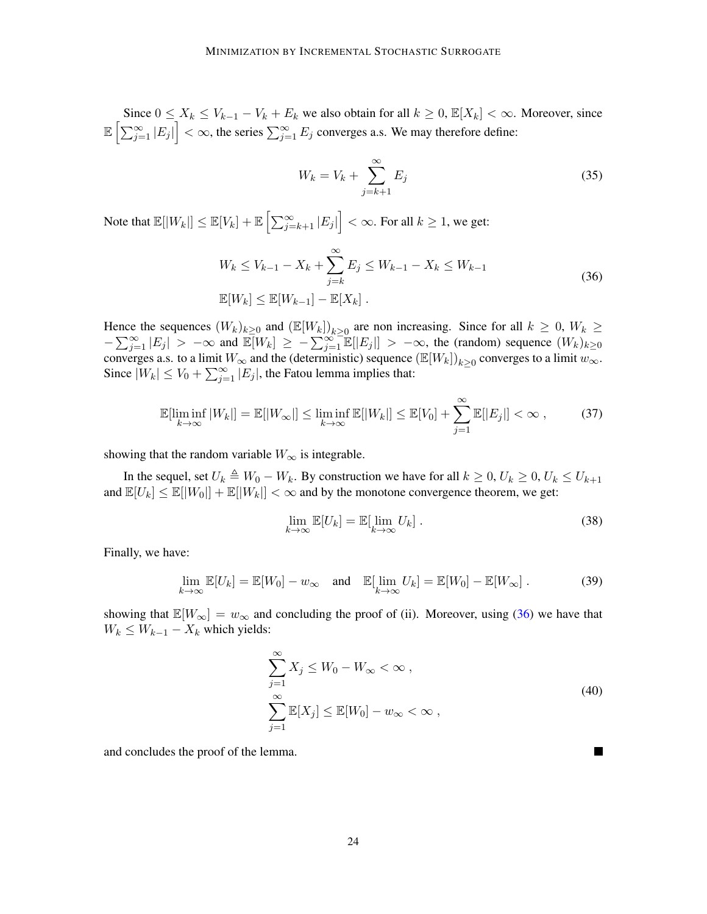Since $0 \leq X_k \leq V_{k-1} - V_k + E_k$ we also obtain for all $k \geq 0$, $\mathbb{E}[X_k] < \infty$. Moreover, since $\mathbb{E}\left[\sum_{j=1}^{\infty} |E_j|\right] < \infty$, the series $\sum_{j=1}^{\infty} E_j$ converges a.s. We may therefore define:

$$
W_k = V_k + \sum_{j=k+1}^{\infty} E_j \tag{35}
$$

Note that $\mathbb{E}[|W_k|] \leq \mathbb{E}[V_k] + \mathbb{E}\left[\sum_{j=k+1}^{\infty} |E_j|\right] < \infty$. For all $k \geq 1$, we get:

$$
\begin{aligned}
&W_k \leq V_{k-1} - X_k + \sum_{j=k}^{\infty} E_j \leq W_{k-1} - X_k \leq W_{k-1} \\
&\mathbb{E}[W_k] \leq \mathbb{E}[W_{k-1}] - \mathbb{E}[X_k] \; .
\end{aligned} \tag{36}
$$

Hence the sequences $(W_k)_{k \geq 0}$ and $(\mathbb{E}[W_k])_{k \geq 0}$ are non increasing. Since for all $k \geq 0$, $W_k \geq -\sum_{j=1}^{\infty} |E_j| > -\infty$ and $\mathbb{E}[W_k] \geq -\sum_{j=1}^{\infty} \mathbb{E}[|E_j|] > -\infty$, the (random) sequence $(W_k)_{k \geq 0}$ converges a.s. to a limit $W_\infty$ and the (deterministic) sequence $(\mathbb{E}[W_k])_{k \geq 0}$ converges to a limit $w_\infty$. Since $|W_k| \leq V_0 + \sum_{j=1}^{\infty} |E_j|$, the Fatou lemma implies that:

$$
\mathbb{E}[\liminf_{k \to \infty} |W_k|] = \mathbb{E}[|W_\infty|] \leq \liminf_{k \to \infty} \mathbb{E}[|W_k|] \leq \mathbb{E}[V_0] + \sum_{j=1}^{\infty} \mathbb{E}[|E_j|] < \infty \; , \tag{37}
$$

showing that the random variable $W_\infty$ is integrable.

In the sequel, set $U_k \triangleq W_0 - W_k$. By construction we have for all $k \geq 0$, $U_k \geq 0$, $U_k \leq U_{k+1}$ and $\mathbb{E}[U_k] \leq \mathbb{E}[|W_0|] + \mathbb{E}[|W_k|] < \infty$ and by the monotone convergence theorem, we get:

$$
\lim_{k \to \infty} \mathbb{E}[U_k] = \mathbb{E}[\lim_{k \to \infty} U_k] \; . \tag{38}
$$

Finally, we have:

$$
\lim_{k \to \infty} \mathbb{E}[U_k] = \mathbb{E}[W_0] - w_\infty \quad \text{and} \quad \mathbb{E}[\lim_{k \to \infty} U_k] = \mathbb{E}[W_0] - \mathbb{E}[W_\infty] \; . \tag{39}
$$

showing that $\mathbb{E}[W_\infty] = w_\infty$ and concluding the proof of (ii). Moreover, using (36) we have that $W_k \leq W_{k-1} - X_k$ which yields:

$$
\begin{aligned}
&\sum_{j=1}^{\infty} X_j \leq W_0 - W_\infty < \infty \; , \\
&\sum_{j=1}^{\infty} \mathbb{E}[X_j] \leq \mathbb{E}[W_0] - w_\infty < \infty \; ,
\end{aligned} \tag{40}
$$

and concludes the proof of the lemma. ■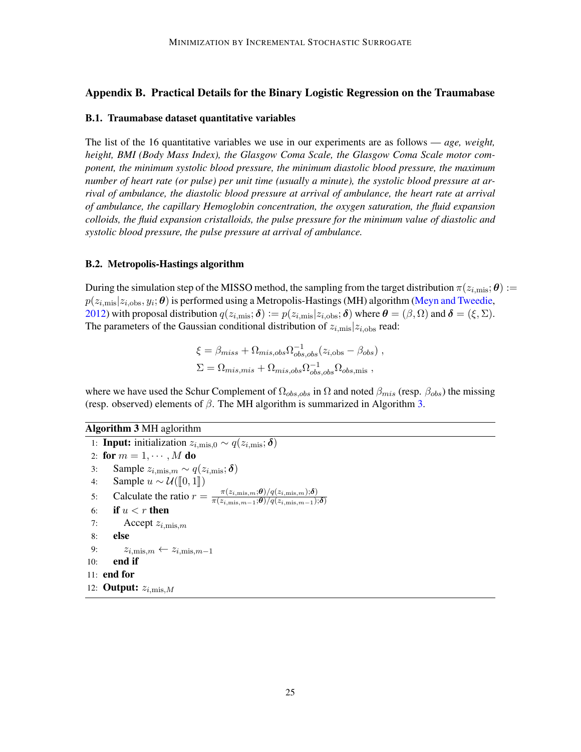## Appendix B. Practical Details for the Binary Logistic Regression on the Traumabase

### B.1. Traumabase dataset quantitative variables

The list of the 16 quantitative variables we use in our experiments are as follows — *age, weight, height, BMI (Body Mass Index), the Glasgow Coma Scale, the Glasgow Coma Scale motor component, the minimum systolic blood pressure, the minimum diastolic blood pressure, the maximum number of heart rate (or pulse) per unit time (usually a minute), the systolic blood pressure at arrival of ambulance, the diastolic blood pressure at arrival of ambulance, the heart rate at arrival of ambulance, the capillary Hemoglobin concentration, the oxygen saturation, the fluid expansion colloids, the fluid expansion cristalloids, the pulse pressure for the minimum value of diastolic and systolic blood pressure, the pulse pressure at arrival of ambulance.*

### B.2. Metropolis-Hastings algorithm

During the simulation step of the MISSO method, the sampling from the target distribution $\pi(z_{i,\text{mis}}; \boldsymbol{\theta}) := p(z_{i,\text{mis}}|z_{i,\text{obs}}, y_i; \boldsymbol{\theta})$ is performed using a Metropolis-Hastings (MH) algorithm (Meyn and Tweedie, 2012) with proposal distribution $q(z_{i,\text{mis}}; \boldsymbol{\delta}) := p(z_{i,\text{mis}}|z_{i,\text{obs}}; \boldsymbol{\delta})$ where $\boldsymbol{\theta} = (\beta, \Omega)$ and $\boldsymbol{\delta} = (\xi, \Sigma)$. The parameters of the Gaussian conditional distribution of $z_{i,\text{mis}}|z_{i,\text{obs}}$ read:

$$
\xi = \beta_{miss} + \Omega_{mis,obs}\Omega_{obs,obs}^{-1}(z_{i,\text{obs}} - \beta_{obs}) \; ,
$$
$$
\Sigma = \Omega_{mis,mis} + \Omega_{mis,obs}\Omega_{obs,obs}^{-1}\Omega_{obs,\text{mis}} \; ,
$$

where we have used the Schur Complement of $\Omega_{obs,obs}$ in $\Omega$ and noted $\beta_{mis}$ (resp. $\beta_{obs}$) the missing (resp. observed) elements of $\beta$. The MH algorithm is summarized in Algorithm 3.

**Algorithm 3** MH aglorithm

1: **Input:** initialization $z_{i,\text{mis},0} \sim q(z_{i,\text{mis}}; \boldsymbol{\delta})$
2: **for** $m = 1, \cdots, M$ **do**
3: Sample $z_{i,\text{mis},m} \sim q(z_{i,\text{mis}}; \boldsymbol{\delta})$
4: Sample $u \sim \mathcal{U}([\![0, 1]\!])$
5: Calculate the ratio $r = \frac{\pi(z_{i,\text{mis},m}; \boldsymbol{\theta})/q(z_{i,\text{mis},m}); \boldsymbol{\delta})}{\pi(z_{i,\text{mis},m-1}; \boldsymbol{\theta})/q(z_{i,\text{mis},m-1}); \boldsymbol{\delta})}$
6: **if** $u < r$ **then**
7: Accept $z_{i,\text{mis},m}$
8: **else**
9: $z_{i,\text{mis},m} \leftarrow z_{i,\text{mis},m-1}$
10: **end if**
11: **end for**
12: **Output:** $z_{i,\text{mis},M}$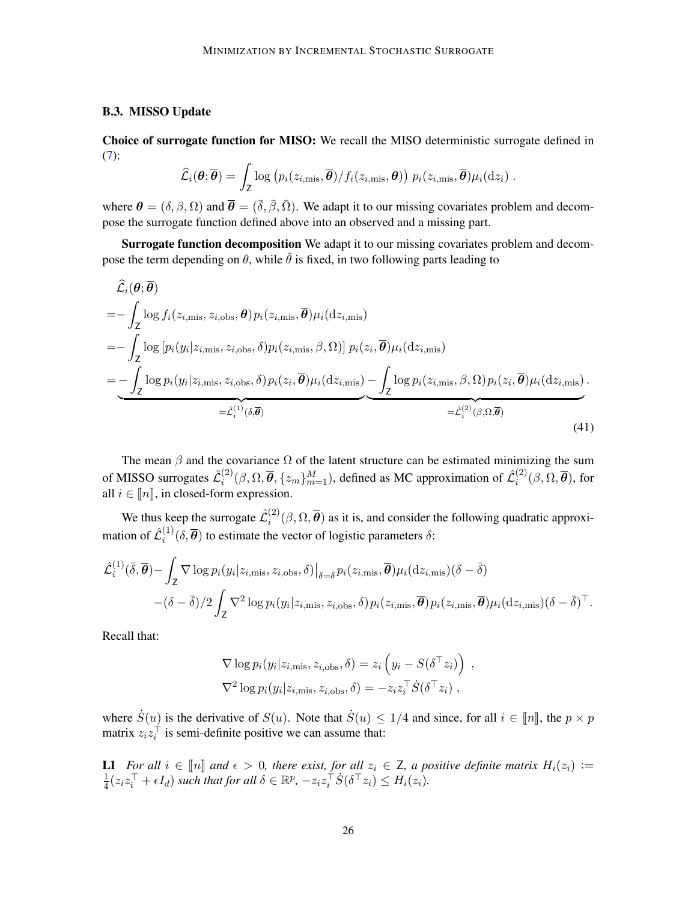### B.3. MISSO Update

**Choice of surrogate function for MISO:** We recall the MISO deterministic surrogate defined in (7):

$$\widehat{\mathcal{L}}_i(\boldsymbol{\theta};\overline{\boldsymbol{\theta}}) = \int_{\mathsf{Z}} \log \left( p_i(z_{i,\text{mis}}, \overline{\boldsymbol{\theta}})/f_i(z_{i,\text{mis}}, \boldsymbol{\theta}) \right) \, p_i(z_{i,\text{mis}}, \overline{\boldsymbol{\theta}}) \mu_i(\mathrm{d}z_i) \; .$$

where $\boldsymbol{\theta} = (\delta, \beta, \Omega)$ and $\overline{\boldsymbol{\theta}} = (\bar{\delta}, \bar{\beta}, \bar{\Omega})$. We adapt it to our missing covariates problem and decompose the surrogate function defined above into an observed and a missing part.

**Surrogate function decomposition** We adapt it to our missing covariates problem and decompose the term depending on $\theta$, while $\bar{\theta}$ is fixed, in two following parts leading to

$$
\begin{aligned}
&\widehat{\mathcal{L}}_i(\boldsymbol{\theta};\overline{\boldsymbol{\theta}}) \\
=& - \int_{\mathsf{Z}} \log f_i(z_{i,\text{mis}}, z_{i,\text{obs}}, \boldsymbol{\theta}) p_i(z_{i,\text{mis}}, \overline{\boldsymbol{\theta}}) \mu_i(\mathrm{d}z_{i,\text{mis}}) \\
=& - \int_{\mathsf{Z}} \log \left[ p_i(y_i | z_{i,\text{mis}}, z_{i,\text{obs}}, \delta) p_i(z_{i,\text{mis}}, \beta, \Omega) \right] \, p_i(z_i, \overline{\boldsymbol{\theta}}) \mu_i(\mathrm{d}z_{i,\text{mis}}) \\
=& \underbrace{- \int_{\mathsf{Z}} \log p_i(y_i | z_{i,\text{mis}}, z_{i,\text{obs}}, \delta) p_i(z_i, \overline{\boldsymbol{\theta}}) \mu_i(\mathrm{d}z_{i,\text{mis}})}_{=\hat{\mathcal{L}}_i^{(1)}(\delta, \overline{\boldsymbol{\theta}})} \underbrace{- \int_{\mathsf{Z}} \log p_i(z_{i,\text{mis}}, \beta, \Omega) p_i(z_i, \overline{\boldsymbol{\theta}}) \mu_i(\mathrm{d}z_{i,\text{mis}})}_{=\hat{\mathcal{L}}_i^{(2)}(\beta, \Omega, \overline{\boldsymbol{\theta}})} .
\end{aligned}
\tag{41}
$$

The mean $\beta$ and the covariance $\Omega$ of the latent structure can be estimated minimizing the sum of MISSO surrogates $\tilde{\mathcal{L}}_i^{(2)}(\beta, \Omega, \overline{\boldsymbol{\theta}}, \{z_m\}_{m=1}^M)$, defined as MC approximation of $\hat{\mathcal{L}}_i^{(2)}(\beta, \Omega, \overline{\boldsymbol{\theta}})$, for all $i \in [\![n]\!]$, in closed-form expression.

We thus keep the surrogate $\hat{\mathcal{L}}_i^{(2)}(\beta, \Omega, \overline{\boldsymbol{\theta}})$ as it is, and consider the following quadratic approximation of $\hat{\mathcal{L}}_i^{(1)}(\delta, \overline{\boldsymbol{\theta}})$ to estimate the vector of logistic parameters $\delta$:

$$
\begin{aligned}
\hat{\mathcal{L}}_i^{(1)}(\bar{\delta}, \overline{\boldsymbol{\theta}}) - & \int_{\mathsf{Z}} \nabla \log p_i(y_i | z_{i,\text{mis}}, z_{i,\text{obs}}, \delta) \big|_{\delta = \bar{\delta}} p_i(z_{i,\text{mis}}, \overline{\boldsymbol{\theta}}) \mu_i(\mathrm{d}z_{i,\text{mis}}) (\delta - \bar{\delta}) \\
& - (\delta - \bar{\delta})/2 \int_{\mathsf{Z}} \nabla^2 \log p_i(y_i | z_{i,\text{mis}}, z_{i,\text{obs}}, \delta) p_i(z_{i,\text{mis}}, \overline{\boldsymbol{\theta}}) p_i(z_{i,\text{mis}}, \overline{\boldsymbol{\theta}}) \mu_i(\mathrm{d}z_{i,\text{mis}}) (\delta - \bar{\delta})^\top .
\end{aligned}
$$

Recall that:

$$
\begin{aligned}
&\nabla \log p_i(y_i | z_{i,\text{mis}}, z_{i,\text{obs}}, \delta) = z_i \left( y_i - S(\delta^\top z_i) \right) \; , \\
&\nabla^2 \log p_i(y_i | z_{i,\text{mis}}, z_{i,\text{obs}}, \delta) = -z_i z_i^\top \dot{S}(\delta^\top z_i) \; ,
\end{aligned}
$$

where $\dot{S}(u)$ is the derivative of $S(u)$. Note that $\dot{S}(u) \leq 1/4$ and since, for all $i \in [\![n]\!]$, the $p \times p$ matrix $z_i z_i^\top$ is semi-definite positive we can assume that:

**L1** *For all $i \in [\![n]\!]$ and $\epsilon > 0$, there exist, for all $z_i \in \mathsf{Z}$, a positive definite matrix $H_i(z_i) := \frac{1}{4}(z_i z_i^\top + \epsilon I_d)$ such that for all $\delta \in \mathbb{R}^p$, $-z_i z_i^\top \dot{S}(\delta^\top z_i) \leq H_i(z_i)$.*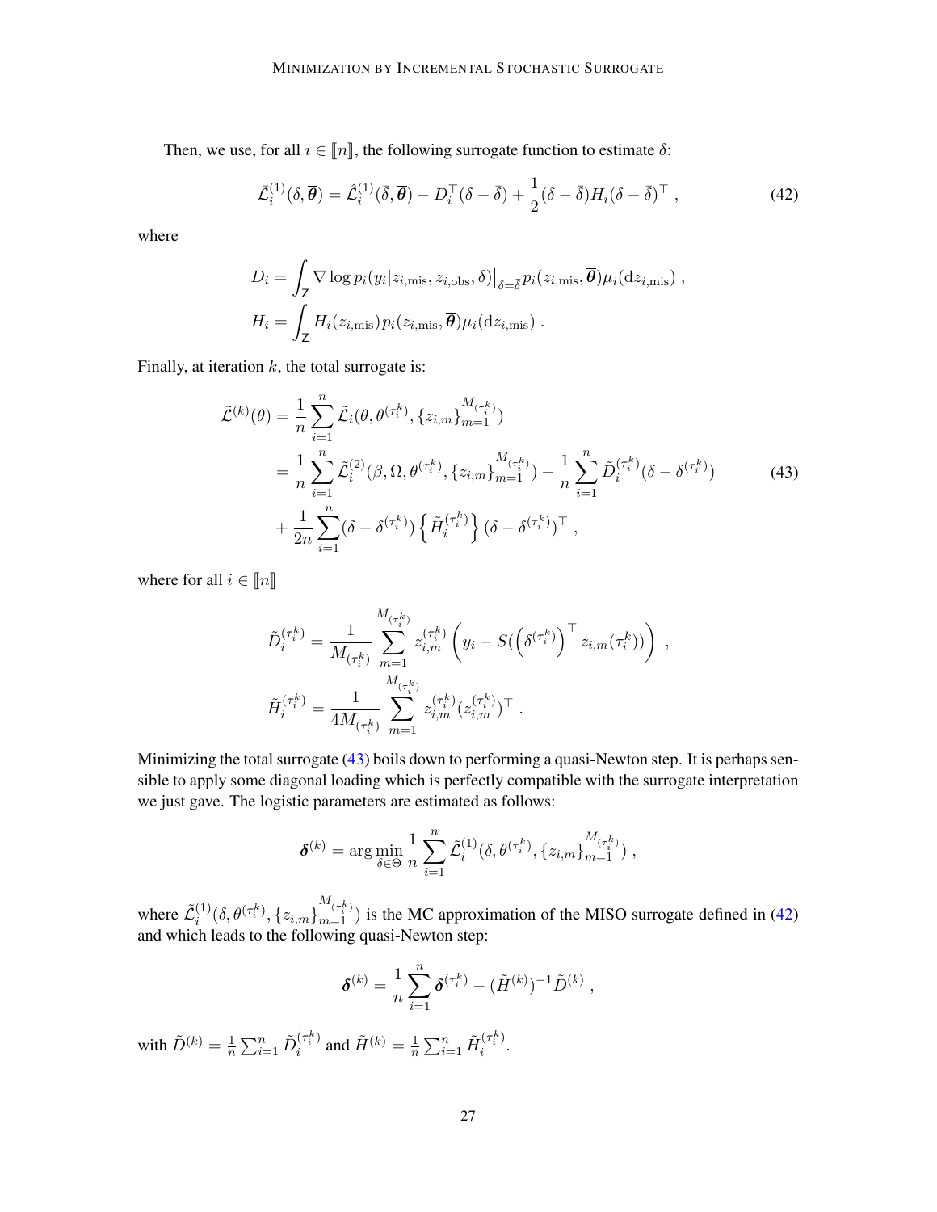Then, we use, for all $i \in [\![n]\!]$, the following surrogate function to estimate $\delta$:

$$
\bar{\mathcal{L}}_i^{(1)}(\delta, \overline{\boldsymbol{\theta}}) = \hat{\mathcal{L}}_i^{(1)}(\bar{\delta}, \overline{\boldsymbol{\theta}}) - D_i^\top(\delta - \bar{\delta}) + \frac{1}{2}(\delta - \bar{\delta})H_i(\delta - \bar{\delta})^\top \,, \tag{42}
$$

where

$$
D_i = \int_{\mathsf{Z}} \nabla \log p_i(y_i | z_{i,\text{mis}}, z_{i,\text{obs}}, \delta)\big|_{\delta=\bar{\delta}} p_i(z_{i,\text{mis}}, \overline{\boldsymbol{\theta}}) \mu_i(\mathrm{d}z_{i,\text{mis}}) \,,
$$

$$
H_i = \int_{\mathsf{Z}} H_i(z_{i,\text{mis}}) p_i(z_{i,\text{mis}}, \overline{\boldsymbol{\theta}}) \mu_i(\mathrm{d}z_{i,\text{mis}}) \,.
$$

Finally, at iteration $k$, the total surrogate is:

$$
\begin{aligned}
\tilde{\mathcal{L}}^{(k)}(\theta) &= \frac{1}{n}\sum_{i=1}^{n} \tilde{\mathcal{L}}_i(\theta, \theta^{(\tau_i^k)}, \{z_{i,m}\}_{m=1}^{M_{(\tau_i^k)}}) \\
&= \frac{1}{n}\sum_{i=1}^{n} \tilde{\mathcal{L}}_i^{(2)}(\beta, \Omega, \theta^{(\tau_i^k)}, \{z_{i,m}\}_{m=1}^{M_{(\tau_i^k)}}) - \frac{1}{n}\sum_{i=1}^{n} \tilde{D}_i^{(\tau_i^k)}(\delta - \delta^{(\tau_i^k)}) \\
&+ \frac{1}{2n}\sum_{i=1}^{n}(\delta - \delta^{(\tau_i^k)}) \left\{ \tilde{H}_i^{(\tau_i^k)} \right\} (\delta - \delta^{(\tau_i^k)})^\top \,,
\end{aligned} \tag{43}
$$

where for all $i \in [\![n]\!]$

$$
\tilde{D}_i^{(\tau_i^k)} = \frac{1}{M_{(\tau_i^k)}} \sum_{m=1}^{M_{(\tau_i^k)}} z_{i,m}^{(\tau_i^k)} \left( y_i - S(\left(\delta^{(\tau_i^k)}\right)^\top z_{i,m}(\tau_i^k)) \right) \,,
$$

$$
\tilde{H}_i^{(\tau_i^k)} = \frac{1}{4M_{(\tau_i^k)}} \sum_{m=1}^{M_{(\tau_i^k)}} z_{i,m}^{(\tau_i^k)} (z_{i,m}^{(\tau_i^k)})^\top \,.
$$

Minimizing the total surrogate (43) boils down to performing a quasi-Newton step. It is perhaps sensible to apply some diagonal loading which is perfectly compatible with the surrogate interpretation we just gave. The logistic parameters are estimated as follows:

$$
\boldsymbol{\delta}^{(k)} = \arg\min_{\delta \in \Theta} \frac{1}{n}\sum_{i=1}^{n} \tilde{\mathcal{L}}_i^{(1)}(\delta, \theta^{(\tau_i^k)}, \{z_{i,m}\}_{m=1}^{M_{(\tau_i^k)}}) \,,
$$

where $\tilde{\mathcal{L}}_i^{(1)}(\delta, \theta^{(\tau_i^k)}, \{z_{i,m}\}_{m=1}^{M_{(\tau_i^k)}})$ is the MC approximation of the MISO surrogate defined in (42) and which leads to the following quasi-Newton step:

$$
\boldsymbol{\delta}^{(k)} = \frac{1}{n}\sum_{i=1}^{n} \boldsymbol{\delta}^{(\tau_i^k)} - (\tilde{H}^{(k)})^{-1} \tilde{D}^{(k)} \,,
$$

with $\tilde{D}^{(k)} = \frac{1}{n}\sum_{i=1}^{n} \tilde{D}_i^{(\tau_i^k)}$ and $\tilde{H}^{(k)} = \frac{1}{n}\sum_{i=1}^{n} \tilde{H}_i^{(\tau_i^k)}$.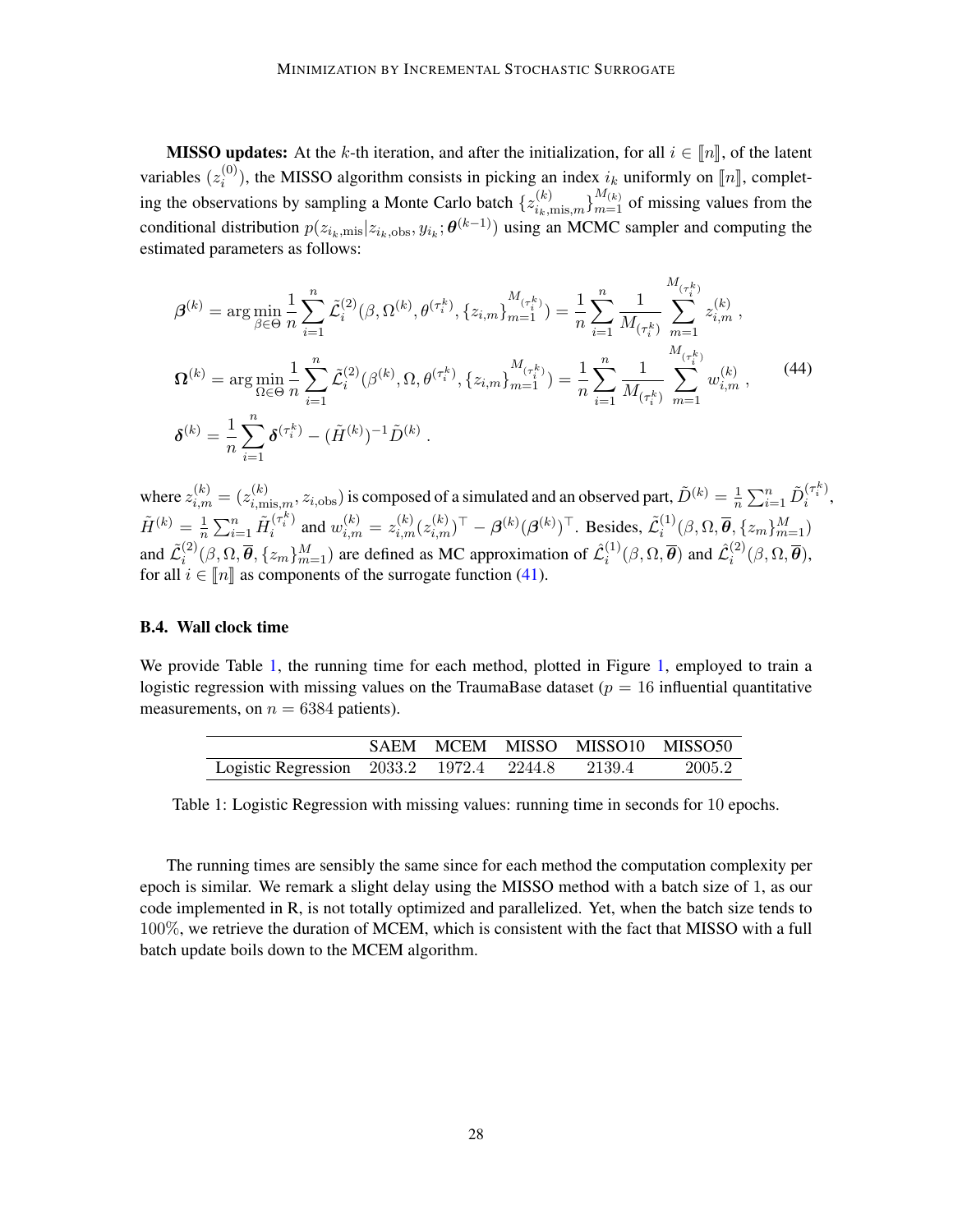**MISSO updates:** At the $k$-th iteration, and after the initialization, for all $i \in [\![n]\!]$, of the latent variables $(z_i^{(0)})$, the MISSO algorithm consists in picking an index $i_k$ uniformly on $[\![n]\!]$, completing the observations by sampling a Monte Carlo batch $\{z_{i_k,\text{mis},m}^{(k)}\}_{m=1}^{M_{(k)}}$ of missing values from the conditional distribution $p(z_{i_k,\text{mis}}|z_{i_k,\text{obs}}, y_{i_k}; \boldsymbol{\theta}^{(k-1)})$ using an MCMC sampler and computing the estimated parameters as follows:

$$
\begin{aligned}
\boldsymbol{\beta}^{(k)} &= \arg\min_{\beta \in \Theta} \frac{1}{n} \sum_{i=1}^{n} \tilde{\mathcal{L}}_i^{(2)}(\beta, \Omega^{(k)}, \theta^{(\tau_i^k)}, \{z_{i,m}\}_{m=1}^{M_{(\tau_i^k)}}) = \frac{1}{n} \sum_{i=1}^{n} \frac{1}{M_{(\tau_i^k)}} \sum_{m=1}^{M_{(\tau_i^k)}} z_{i,m}^{(k)} \,, \\
\boldsymbol{\Omega}^{(k)} &= \arg\min_{\Omega \in \Theta} \frac{1}{n} \sum_{i=1}^{n} \tilde{\mathcal{L}}_i^{(2)}(\beta^{(k)}, \Omega, \theta^{(\tau_i^k)}, \{z_{i,m}\}_{m=1}^{M_{(\tau_i^k)}}) = \frac{1}{n} \sum_{i=1}^{n} \frac{1}{M_{(\tau_i^k)}} \sum_{m=1}^{M_{(\tau_i^k)}} w_{i,m}^{(k)} \,, \\
\boldsymbol{\delta}^{(k)} &= \frac{1}{n} \sum_{i=1}^{n} \boldsymbol{\delta}^{(\tau_i^k)} - (\tilde{H}^{(k)})^{-1} \tilde{D}^{(k)} \,.
\end{aligned}
\tag{44}
$$

where $z_{i,m}^{(k)} = (z_{i,\text{mis},m}^{(k)}, z_{i,\text{obs}})$ is composed of a simulated and an observed part, $\tilde{D}^{(k)} = \frac{1}{n}\sum_{i=1}^{n} \tilde{D}_i^{(\tau_i^k)}$, $\tilde{H}^{(k)} = \frac{1}{n}\sum_{i=1}^{n} \tilde{H}_i^{(\tau_i^k)}$ and $w_{i,m}^{(k)} = z_{i,m}^{(k)}(z_{i,m}^{(k)})^\top - \boldsymbol{\beta}^{(k)}(\boldsymbol{\beta}^{(k)})^\top$. Besides, $\tilde{\mathcal{L}}_i^{(1)}(\beta, \Omega, \overline{\boldsymbol{\theta}}, \{z_m\}_{m=1}^{M})$ and $\tilde{\mathcal{L}}_i^{(2)}(\beta, \Omega, \overline{\boldsymbol{\theta}}, \{z_m\}_{m=1}^{M})$ are defined as MC approximation of $\hat{\mathcal{L}}_i^{(1)}(\beta, \Omega, \overline{\boldsymbol{\theta}})$ and $\hat{\mathcal{L}}_i^{(2)}(\beta, \Omega, \overline{\boldsymbol{\theta}})$, for all $i \in [\![n]\!]$ as components of the surrogate function (41).

### B.4. Wall clock time

We provide Table 1, the running time for each method, plotted in Figure 1, employed to train a logistic regression with missing values on the TraumaBase dataset ($p = 16$ influential quantitative measurements, on $n = 6384$ patients).

| | SAEM | MCEM | MISSO | MISSO10 | MISSO50 |
|---|---|---|---|---|---|
| Logistic Regression | 2033.2 | 1972.4 | 2244.8 | 2139.4 | 2005.2 |

Table 1: Logistic Regression with missing values: running time in seconds for 10 epochs.

The running times are sensibly the same since for each method the computation complexity per epoch is similar. We remark a slight delay using the MISSO method with a batch size of 1, as our code implemented in R, is not totally optimized and parallelized. Yet, when the batch size tends to 100%, we retrieve the duration of MCEM, which is consistent with the fact that MISSO with a full batch update boils down to the MCEM algorithm.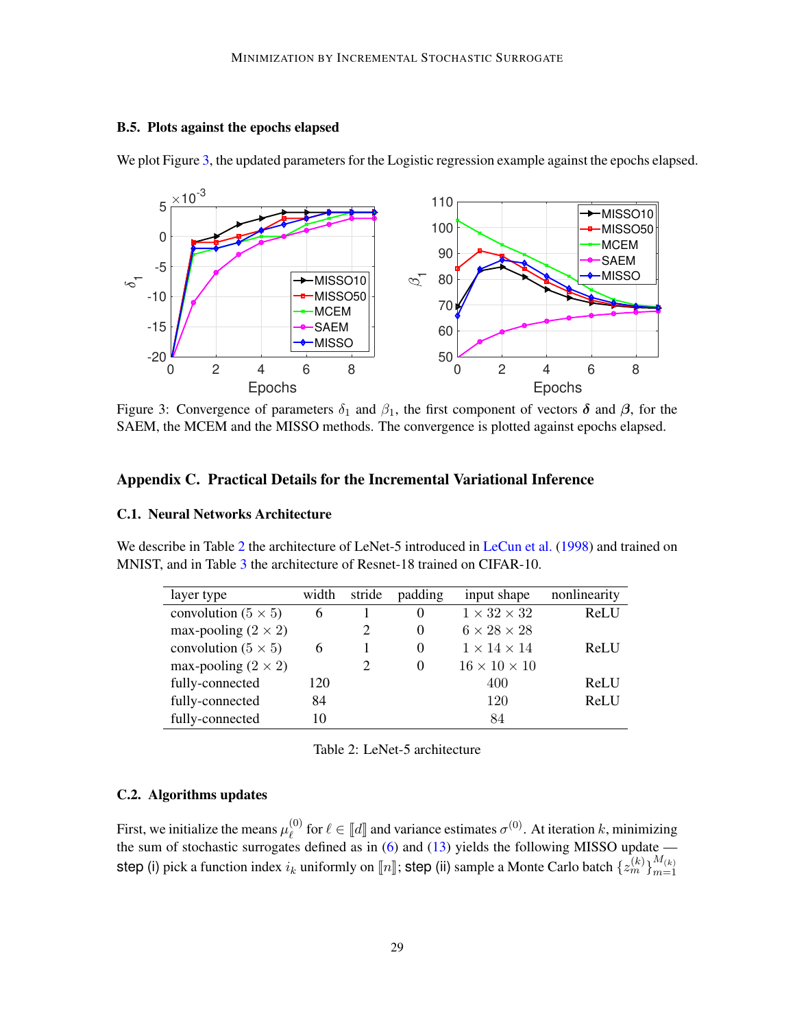### B.5. Plots against the epochs elapsed

We plot Figure 3, the updated parameters for the Logistic regression example against the epochs elapsed.

Figure 3: Convergence of parameters $\delta_1$ and $\beta_1$, the first component of vectors $\boldsymbol{\delta}$ and $\boldsymbol{\beta}$, for the SAEM, the MCEM and the MISSO methods. The convergence is plotted against epochs elapsed.

## Appendix C. Practical Details for the Incremental Variational Inference

### C.1. Neural Networks Architecture

We describe in Table 2 the architecture of LeNet-5 introduced in LeCun et al. (1998) and trained on MNIST, and in Table 3 the architecture of Resnet-18 trained on CIFAR-10.

| layer type | width | stride | padding | input shape | nonlinearity |
|---|---|---|---|---|---|
| convolution $(5 \times 5)$ | 6 | 1 | 0 | $1 \times 32 \times 32$ | ReLU |
| max-pooling $(2 \times 2)$ | | 2 | 0 | $6 \times 28 \times 28$ | |
| convolution $(5 \times 5)$ | 6 | 1 | 0 | $1 \times 14 \times 14$ | ReLU |
| max-pooling $(2 \times 2)$ | | 2 | 0 | $16 \times 10 \times 10$ | |
| fully-connected | 120 | | | 400 | ReLU |
| fully-connected | 84 | | | 120 | ReLU |
| fully-connected | 10 | | | 84 | |

Table 2: LeNet-5 architecture

### C.2. Algorithms updates

First, we initialize the means $\mu_\ell^{(0)}$ for $\ell \in [\![d]\!]$ and variance estimates $\sigma^{(0)}$. At iteration $k$, minimizing the sum of stochastic surrogates defined as in (6) and (13) yields the following MISSO update — step (i) pick a function index $i_k$ uniformly on $[\![n]\!]$; step (ii) sample a Monte Carlo batch $\{z_m^{(k)}\}_{m=1}^{M_{(k)}}$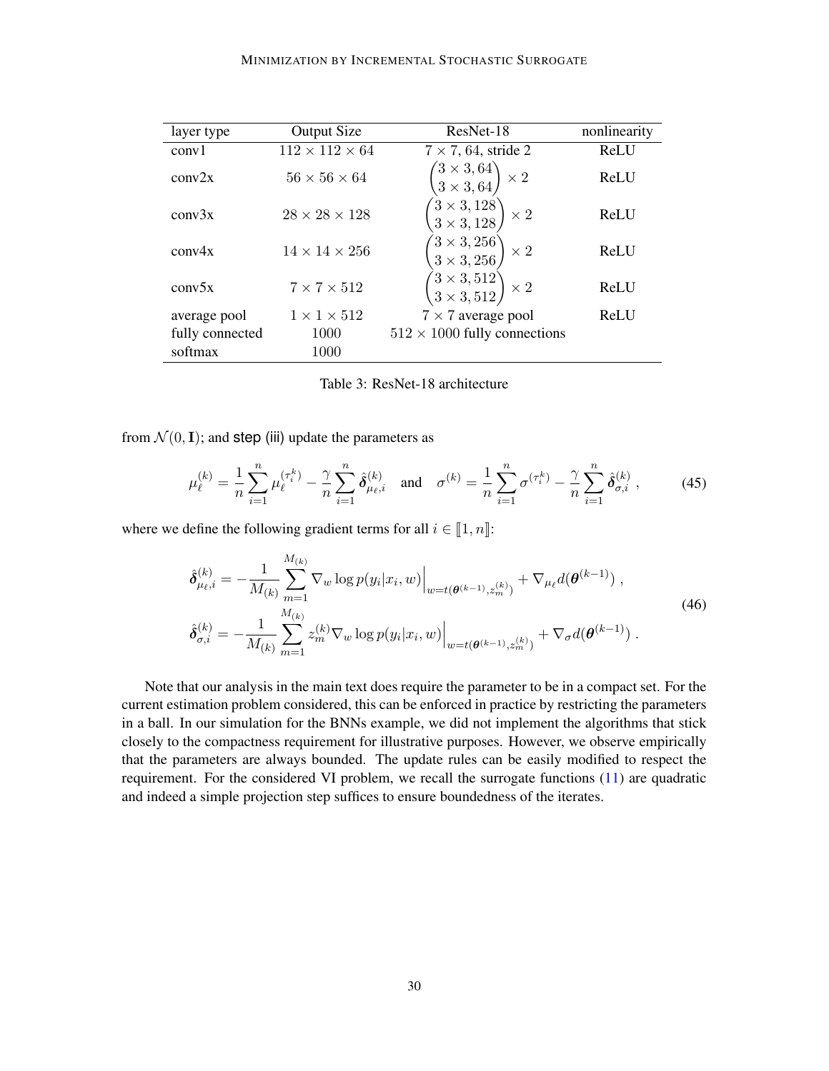| layer type | Output Size | ResNet-18 | nonlinearity |
|---|---|---|---|
| conv1 | $112 \times 112 \times 64$ | $7 \times 7$, 64, stride 2 | ReLU |
| conv2x | $56 \times 56 \times 64$ | $\begin{pmatrix} 3 \times 3, 64 \\ 3 \times 3, 64 \end{pmatrix} \times 2$ | ReLU |
| conv3x | $28 \times 28 \times 128$ | $\begin{pmatrix} 3 \times 3, 128 \\ 3 \times 3, 128 \end{pmatrix} \times 2$ | ReLU |
| conv4x | $14 \times 14 \times 256$ | $\begin{pmatrix} 3 \times 3, 256 \\ 3 \times 3, 256 \end{pmatrix} \times 2$ | ReLU |
| conv5x | $7 \times 7 \times 512$ | $\begin{pmatrix} 3 \times 3, 512 \\ 3 \times 3, 512 \end{pmatrix} \times 2$ | ReLU |
| average pool | $1 \times 1 \times 512$ | $7 \times 7$ average pool | ReLU |
| fully connected | 1000 | $512 \times 1000$ fully connections | |
| softmax | 1000 | | |

Table 3: ResNet-18 architecture

from $\mathcal{N}(0, \mathbf{I})$; and step (iii) update the parameters as

$$\mu_\ell^{(k)} = \frac{1}{n} \sum_{i=1}^{n} \mu_\ell^{(\tau_i^k)} - \frac{\gamma}{n} \sum_{i=1}^{n} \hat{\boldsymbol{\delta}}_{\mu_\ell,i}^{(k)} \quad \text{and} \quad \sigma^{(k)} = \frac{1}{n} \sum_{i=1}^{n} \sigma^{(\tau_i^k)} - \frac{\gamma}{n} \sum_{i=1}^{n} \hat{\boldsymbol{\delta}}_{\sigma,i}^{(k)} \,, \tag{45}$$

where we define the following gradient terms for all $i \in [\![1, n]\!]$:

$$\begin{aligned} \hat{\boldsymbol{\delta}}_{\mu_\ell,i}^{(k)} &= -\frac{1}{M_{(k)}} \sum_{m=1}^{M_{(k)}} \nabla_w \log p(y_i | x_i, w) \Big|_{w = t(\boldsymbol{\theta}^{(k-1)}, z_m^{(k)})} + \nabla_{\mu_\ell} d(\boldsymbol{\theta}^{(k-1)}) \,, \\ \hat{\boldsymbol{\delta}}_{\sigma,i}^{(k)} &= -\frac{1}{M_{(k)}} \sum_{m=1}^{M_{(k)}} z_m^{(k)} \nabla_w \log p(y_i | x_i, w) \Big|_{w = t(\boldsymbol{\theta}^{(k-1)}, z_m^{(k)})} + \nabla_\sigma d(\boldsymbol{\theta}^{(k-1)}) \,. \end{aligned} \tag{46}$$

Note that our analysis in the main text does require the parameter to be in a compact set. For the current estimation problem considered, this can be enforced in practice by restricting the parameters in a ball. In our simulation for the BNNs example, we did not implement the algorithms that stick closely to the compactness requirement for illustrative purposes. However, we observe empirically that the parameters are always bounded. The update rules can be easily modified to respect the requirement. For the considered VI problem, we recall the surrogate functions (11) are quadratic and indeed a simple projection step suffices to ensure boundedness of the iterates.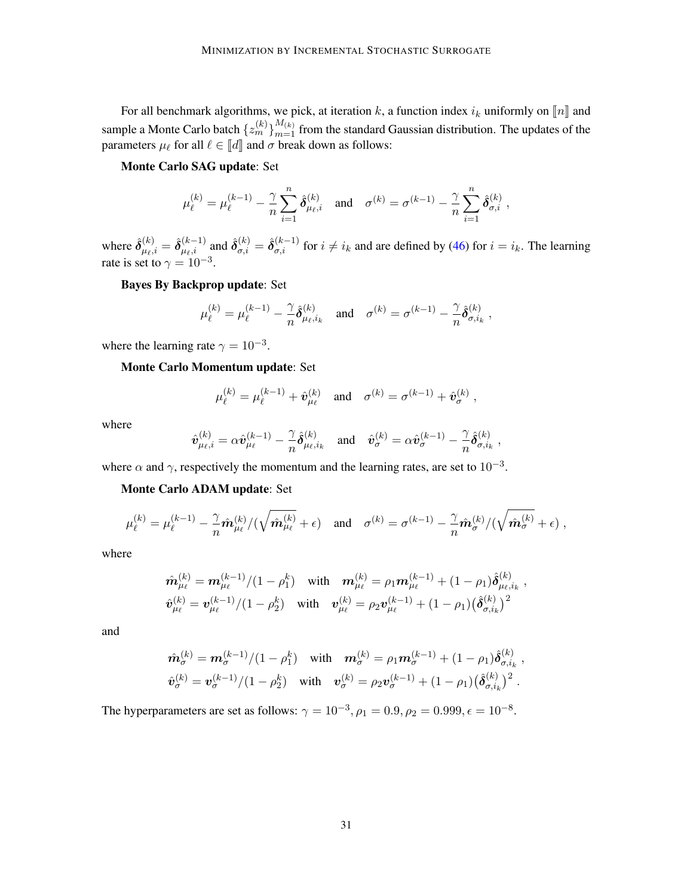For all benchmark algorithms, we pick, at iteration $k$, a function index $i_k$ uniformly on $[\![n]\!]$ and sample a Monte Carlo batch $\{z_m^{(k)}\}_{m=1}^{M_{(k)}}$ from the standard Gaussian distribution. The updates of the parameters $\mu_\ell$ for all $\ell \in [\![d]\!]$ and $\sigma$ break down as follows:

**Monte Carlo SAG update**: Set

$$
\mu_\ell^{(k)} = \mu_\ell^{(k-1)} - \frac{\gamma}{n} \sum_{i=1}^{n} \hat{\boldsymbol{\delta}}_{\mu_\ell,i}^{(k)} \quad \text{and} \quad \sigma^{(k)} = \sigma^{(k-1)} - \frac{\gamma}{n} \sum_{i=1}^{n} \hat{\boldsymbol{\delta}}_{\sigma,i}^{(k)} \ ,
$$

where $\hat{\boldsymbol{\delta}}_{\mu_\ell,i}^{(k)} = \hat{\boldsymbol{\delta}}_{\mu_\ell,i}^{(k-1)}$ and $\hat{\boldsymbol{\delta}}_{\sigma,i}^{(k)} = \hat{\boldsymbol{\delta}}_{\sigma,i}^{(k-1)}$ for $i \neq i_k$ and are defined by (46) for $i = i_k$. The learning rate is set to $\gamma = 10^{-3}$.

**Bayes By Backprop update**: Set

$$
\mu_\ell^{(k)} = \mu_\ell^{(k-1)} - \frac{\gamma}{n} \hat{\boldsymbol{\delta}}_{\mu_\ell,i_k}^{(k)} \quad \text{and} \quad \sigma^{(k)} = \sigma^{(k-1)} - \frac{\gamma}{n} \hat{\boldsymbol{\delta}}_{\sigma,i_k}^{(k)} \ ,
$$

where the learning rate $\gamma = 10^{-3}$.

**Monte Carlo Momentum update**: Set

$$
\mu_\ell^{(k)} = \mu_\ell^{(k-1)} + \hat{\boldsymbol{v}}_{\mu_\ell}^{(k)} \quad \text{and} \quad \sigma^{(k)} = \sigma^{(k-1)} + \hat{\boldsymbol{v}}_{\sigma}^{(k)} \ ,
$$

where

$$
\hat{\boldsymbol{v}}_{\mu_\ell,i}^{(k)} = \alpha \hat{\boldsymbol{v}}_{\mu_\ell}^{(k-1)} - \frac{\gamma}{n} \hat{\boldsymbol{\delta}}_{\mu_\ell,i_k}^{(k)} \quad \text{and} \quad \hat{\boldsymbol{v}}_{\sigma}^{(k)} = \alpha \hat{\boldsymbol{v}}_{\sigma}^{(k-1)} - \frac{\gamma}{n} \hat{\boldsymbol{\delta}}_{\sigma,i_k}^{(k)} \ ,
$$

where $\alpha$ and $\gamma$, respectively the momentum and the learning rates, are set to $10^{-3}$.

**Monte Carlo ADAM update**: Set

$$
\mu_\ell^{(k)} = \mu_\ell^{(k-1)} - \frac{\gamma}{n} \hat{\boldsymbol{m}}_{\mu_\ell}^{(k)} / (\sqrt{\hat{\boldsymbol{m}}_{\mu_\ell}^{(k)}} + \epsilon) \quad \text{and} \quad \sigma^{(k)} = \sigma^{(k-1)} - \frac{\gamma}{n} \hat{\boldsymbol{m}}_{\sigma}^{(k)} / (\sqrt{\hat{\boldsymbol{m}}_{\sigma}^{(k)}} + \epsilon) \ ,
$$

where

$$
\hat{\boldsymbol{m}}_{\mu_\ell}^{(k)} = \boldsymbol{m}_{\mu_\ell}^{(k-1)} / (1 - \rho_1^k) \quad \text{with} \quad \boldsymbol{m}_{\mu_\ell}^{(k)} = \rho_1 \boldsymbol{m}_{\mu_\ell}^{(k-1)} + (1 - \rho_1) \hat{\boldsymbol{\delta}}_{\mu_\ell,i_k}^{(k)} \ ,
$$
$$
\hat{\boldsymbol{v}}_{\mu_\ell}^{(k)} = \boldsymbol{v}_{\mu_\ell}^{(k-1)} / (1 - \rho_2^k) \quad \text{with} \quad \boldsymbol{v}_{\mu_\ell}^{(k)} = \rho_2 \boldsymbol{v}_{\mu_\ell}^{(k-1)} + (1 - \rho_1) \big(\hat{\boldsymbol{\delta}}_{\sigma,i_k}^{(k)}\big)^2
$$

and

$$
\hat{\boldsymbol{m}}_{\sigma}^{(k)} = \boldsymbol{m}_{\sigma}^{(k-1)} / (1 - \rho_1^k) \quad \text{with} \quad \boldsymbol{m}_{\sigma}^{(k)} = \rho_1 \boldsymbol{m}_{\sigma}^{(k-1)} + (1 - \rho_1) \hat{\boldsymbol{\delta}}_{\sigma,i_k}^{(k)} \ ,
$$
$$
\hat{\boldsymbol{v}}_{\sigma}^{(k)} = \boldsymbol{v}_{\sigma}^{(k-1)} / (1 - \rho_2^k) \quad \text{with} \quad \boldsymbol{v}_{\sigma}^{(k)} = \rho_2 \boldsymbol{v}_{\sigma}^{(k-1)} + (1 - \rho_1) \big(\hat{\boldsymbol{\delta}}_{\sigma,i_k}^{(k)}\big)^2 \ .
$$

The hyperparameters are set as follows: $\gamma = 10^{-3}, \rho_1 = 0.9, \rho_2 = 0.999, \epsilon = 10^{-8}$.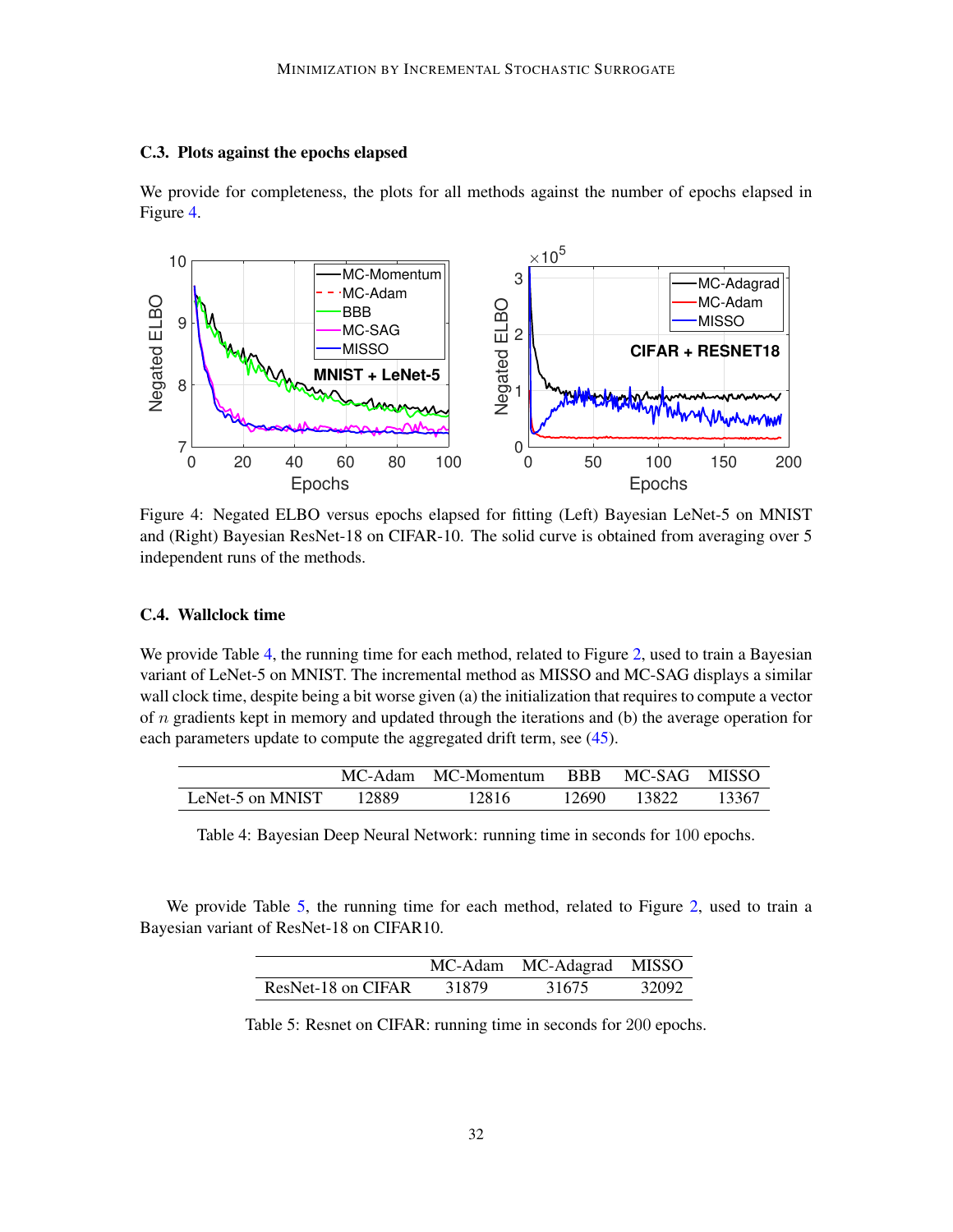### C.3. Plots against the epochs elapsed

We provide for completeness, the plots for all methods against the number of epochs elapsed in Figure 4.

Negated ELBO
10
9
8
7
0 20 40 60 80 100
Epochs
MC-Momentum
MC-Adam
BBB
MC-SAG
MISSO
MNIST + LeNet-5

$\times 10^5$
3
2
1
0
Negated ELBO
0 50 100 150 200
Epochs
MC-Adagrad
MC-Adam
MISSO
CIFAR + RESNET18

Figure 4: Negated ELBO versus epochs elapsed for fitting (Left) Bayesian LeNet-5 on MNIST and (Right) Bayesian ResNet-18 on CIFAR-10. The solid curve is obtained from averaging over 5 independent runs of the methods.

### C.4. Wallclock time

We provide Table 4, the running time for each method, related to Figure 2, used to train a Bayesian variant of LeNet-5 on MNIST. The incremental method as MISSO and MC-SAG displays a similar wall clock time, despite being a bit worse given (a) the initialization that requires to compute a vector of $n$ gradients kept in memory and updated through the iterations and (b) the average operation for each parameters update to compute the aggregated drift term, see (45).

| | MC-Adam | MC-Momentum | BBB | MC-SAG | MISSO |
|---|---|---|---|---|---|
| LeNet-5 on MNIST | 12889 | 12816 | 12690 | 13822 | 13367 |

Table 4: Bayesian Deep Neural Network: running time in seconds for 100 epochs.

We provide Table 5, the running time for each method, related to Figure 2, used to train a Bayesian variant of ResNet-18 on CIFAR10.

| | MC-Adam | MC-Adagrad | MISSO |
|---|---|---|---|
| ResNet-18 on CIFAR | 31879 | 31675 | 32092 |

Table 5: Resnet on CIFAR: running time in seconds for 200 epochs.